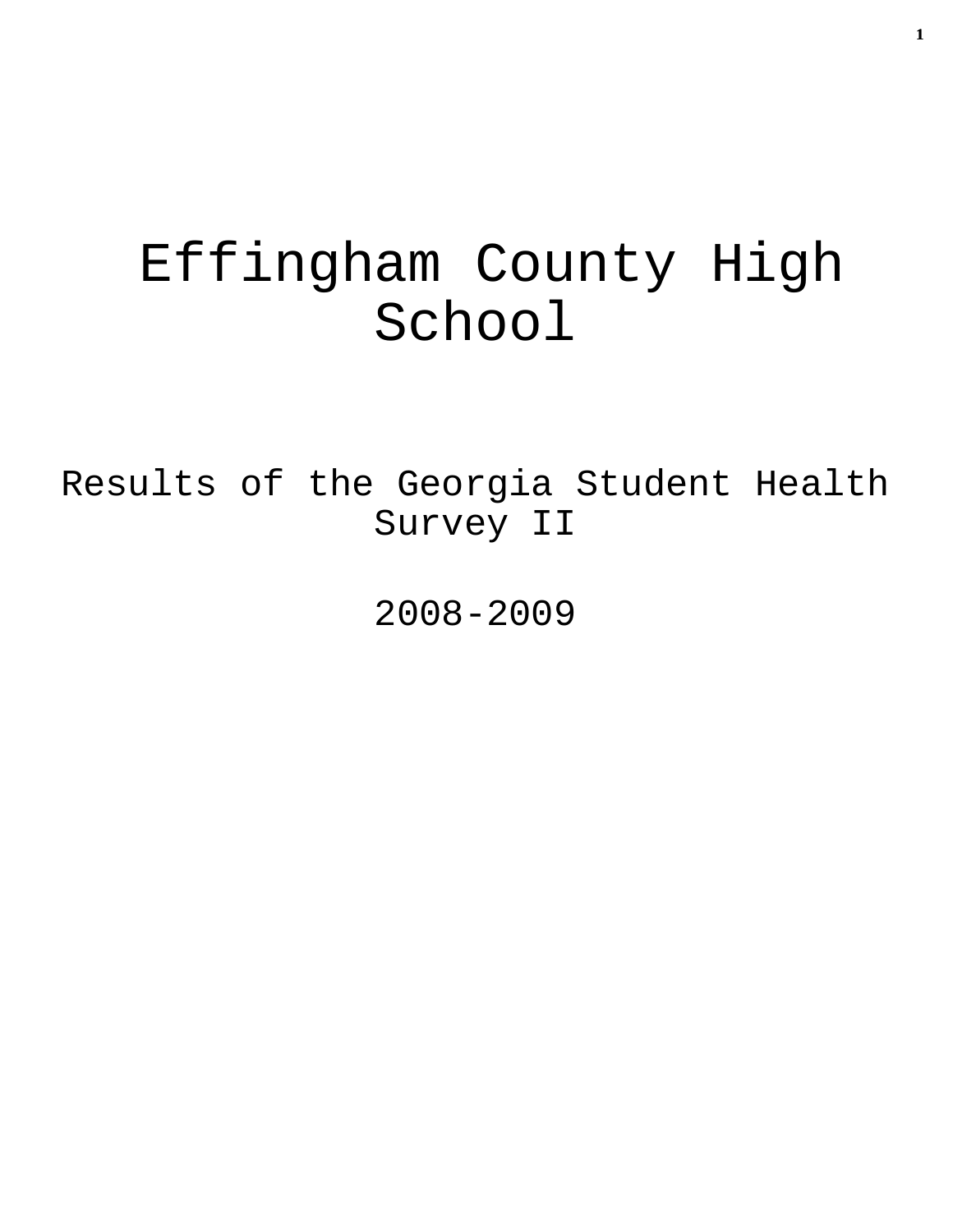# Effingham County High School

## Results of the Georgia Student Health Survey II

## 2008-2009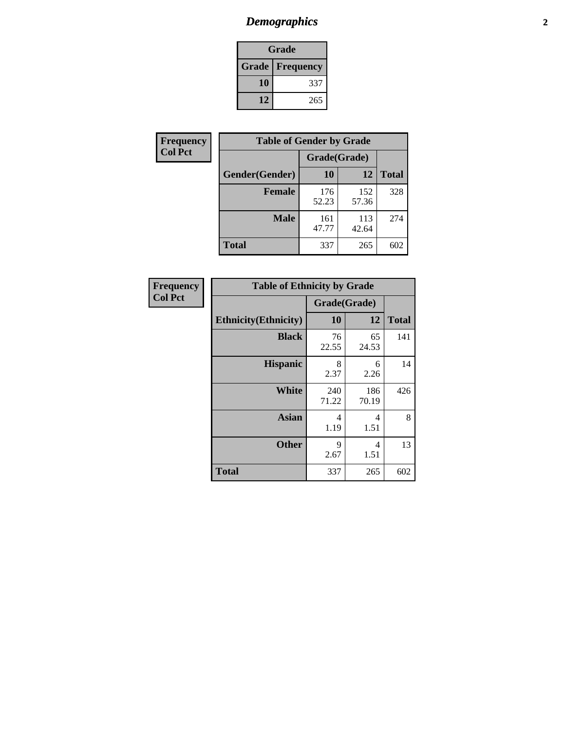## Demographics

| Grade | |
|---|---|
| **Grade** | **Frequency** |
| **10** | 337 |
| **12** | 265 |

**Frequency**
**Col Pct**

| Table of Gender by Grade | | | |
|---|---|---|---|
| | Grade(Grade) | | |
| **Gender(Gender)** | **10** | **12** | **Total** |
| **Female** | 176<br>52.23 | 152<br>57.36 | 328 |
| **Male** | 161<br>47.77 | 113<br>42.64 | 274 |
| **Total** | 337 | 265 | 602 |

**Frequency**
**Col Pct**

| Table of Ethnicity by Grade | | | |
|---|---|---|---|
| | Grade(Grade) | | |
| **Ethnicity(Ethnicity)** | **10** | **12** | **Total** |
| **Black** | 76<br>22.55 | 65<br>24.53 | 141 |
| **Hispanic** | 8<br>2.37 | 6<br>2.26 | 14 |
| **White** | 240<br>71.22 | 186<br>70.19 | 426 |
| **Asian** | 4<br>1.19 | 4<br>1.51 | 8 |
| **Other** | 9<br>2.67 | 4<br>1.51 | 13 |
| **Total** | 337 | 265 | 602 |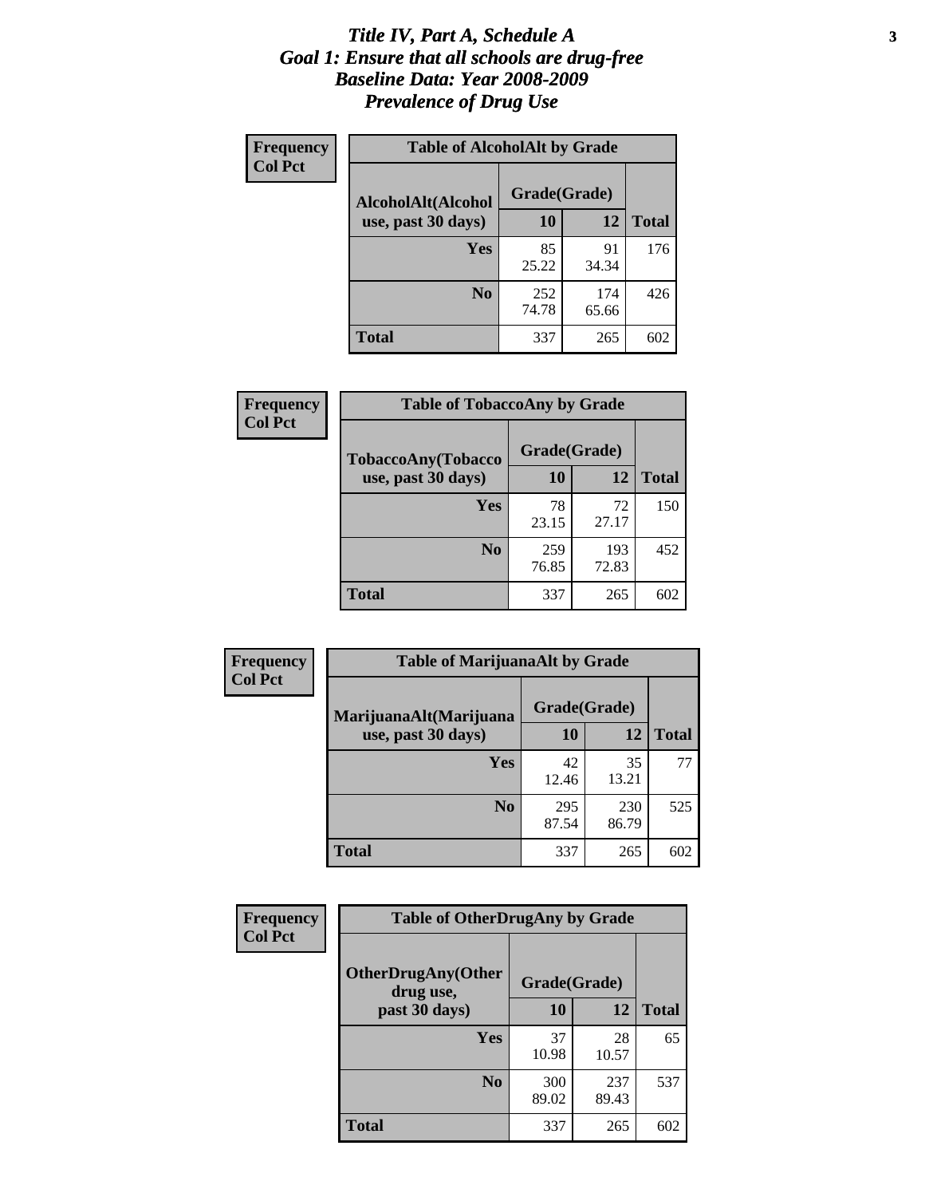# *Title IV, Part A, Schedule A*
# *Goal 1: Ensure that all schools are drug-free*
# *Baseline Data: Year 2008-2009*
# *Prevalence of Drug Use*

**Frequency**
**Col Pct**

**Table of AlcoholAlt by Grade**

| AlcoholAlt(Alcohol use, past 30 days) | Grade(Grade) | | Total |
|---|---|---|---|
| | 10 | 12 | |
| Yes | 85<br>25.22 | 91<br>34.34 | 176 |
| No | 252<br>74.78 | 174<br>65.66 | 426 |
| Total | 337 | 265 | 602 |

**Frequency**
**Col Pct**

**Table of TobaccoAny by Grade**

| TobaccoAny(Tobacco use, past 30 days) | Grade(Grade) | | Total |
|---|---|---|---|
| | 10 | 12 | |
| Yes | 78<br>23.15 | 72<br>27.17 | 150 |
| No | 259<br>76.85 | 193<br>72.83 | 452 |
| Total | 337 | 265 | 602 |

**Frequency**
**Col Pct**

**Table of MarijuanaAlt by Grade**

| MarijuanaAlt(Marijuana use, past 30 days) | Grade(Grade) | | Total |
|---|---|---|---|
| | 10 | 12 | |
| Yes | 42<br>12.46 | 35<br>13.21 | 77 |
| No | 295<br>87.54 | 230<br>86.79 | 525 |
| Total | 337 | 265 | 602 |

**Frequency**
**Col Pct**

**Table of OtherDrugAny by Grade**

| OtherDrugAny(Other drug use, past 30 days) | Grade(Grade) | | Total |
|---|---|---|---|
| | 10 | 12 | |
| Yes | 37<br>10.98 | 28<br>10.57 | 65 |
| No | 300<br>89.02 | 237<br>89.43 | 537 |
| Total | 337 | 265 | 602 |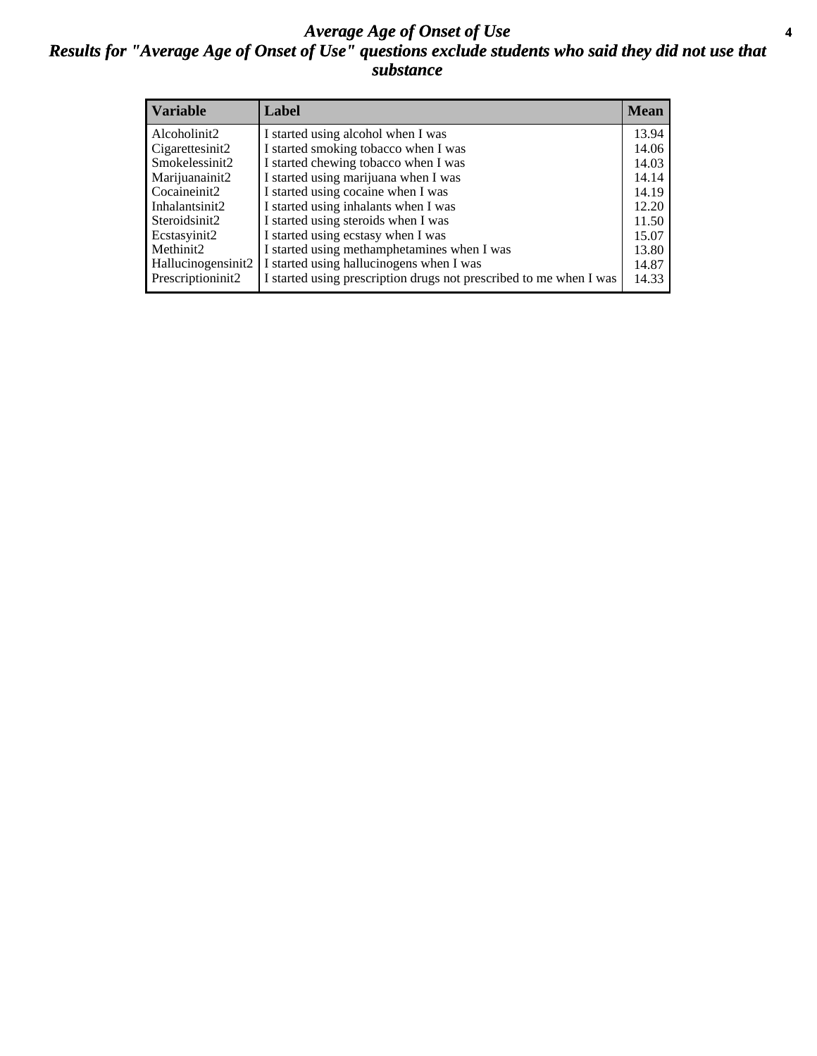# *Average Age of Onset of Use*

## *Results for "Average Age of Onset of Use" questions exclude students who said they did not use that substance*

| Variable | Label | Mean |
|---|---|---|
| Alcoholinit2 | I started using alcohol when I was | 13.94 |
| Cigarettesinit2 | I started smoking tobacco when I was | 14.06 |
| Smokelessinit2 | I started chewing tobacco when I was | 14.03 |
| Marijuanainit2 | I started using marijuana when I was | 14.14 |
| Cocaineinit2 | I started using cocaine when I was | 14.19 |
| Inhalantsinit2 | I started using inhalants when I was | 12.20 |
| Steroidsinit2 | I started using steroids when I was | 11.50 |
| Ecstasyinit2 | I started using ecstasy when I was | 15.07 |
| Methinit2 | I started using methamphetamines when I was | 13.80 |
| Hallucinogensinit2 | I started using hallucinogens when I was | 14.87 |
| Prescriptioninit2 | I started using prescription drugs not prescribed to me when I was | 14.33 |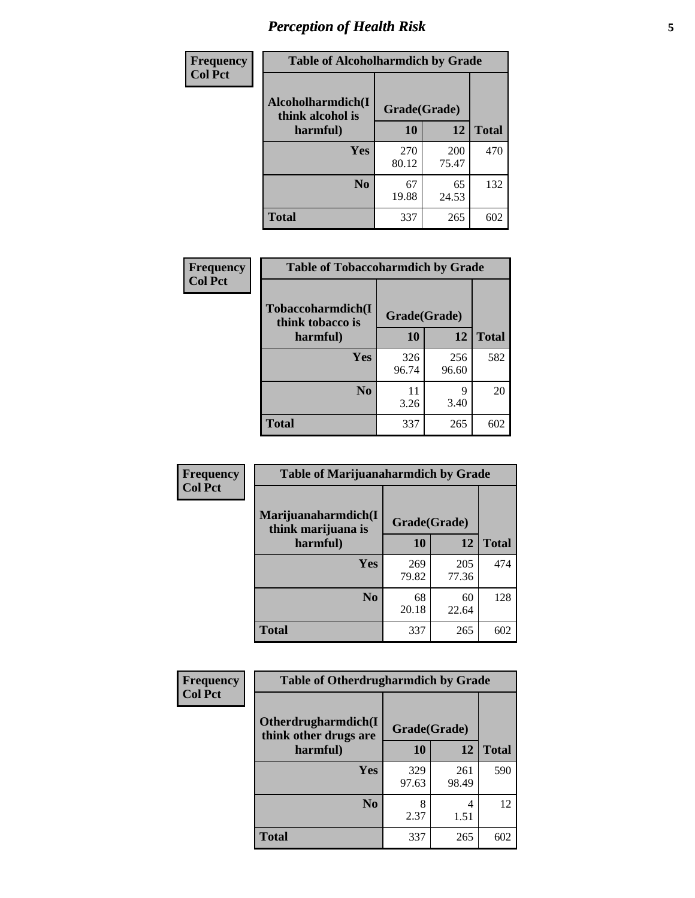# Perception of Health Risk

| Frequency<br>Col Pct | Table of Alcoholharmdich by Grade | | |
|---|---|---|---|
| Alcoholharmdich(I think alcohol is harmful) | Grade(Grade) | | |
| | 10 | 12 | Total |
| Yes | 270<br>80.12 | 200<br>75.47 | 470 |
| No | 67<br>19.88 | 65<br>24.53 | 132 |
| Total | 337 | 265 | 602 |

| Frequency<br>Col Pct | Table of Tobaccoharmdich by Grade | | |
|---|---|---|---|
| Tobaccoharmdich(I think tobacco is harmful) | Grade(Grade) | | |
| | 10 | 12 | Total |
| Yes | 326<br>96.74 | 256<br>96.60 | 582 |
| No | 11<br>3.26 | 9<br>3.40 | 20 |
| Total | 337 | 265 | 602 |

| Frequency<br>Col Pct | Table of Marijuanaharmdich by Grade | | |
|---|---|---|---|
| Marijuanaharmdich(I think marijuana is harmful) | Grade(Grade) | | |
| | 10 | 12 | Total |
| Yes | 269<br>79.82 | 205<br>77.36 | 474 |
| No | 68<br>20.18 | 60<br>22.64 | 128 |
| Total | 337 | 265 | 602 |

| Frequency<br>Col Pct | Table of Otherdrugharmdich by Grade | | |
|---|---|---|---|
| Otherdrugharmdich(I think other drugs are harmful) | Grade(Grade) | | |
| | 10 | 12 | Total |
| Yes | 329<br>97.63 | 261<br>98.49 | 590 |
| No | 8<br>2.37 | 4<br>1.51 | 12 |
| Total | 337 | 265 | 602 |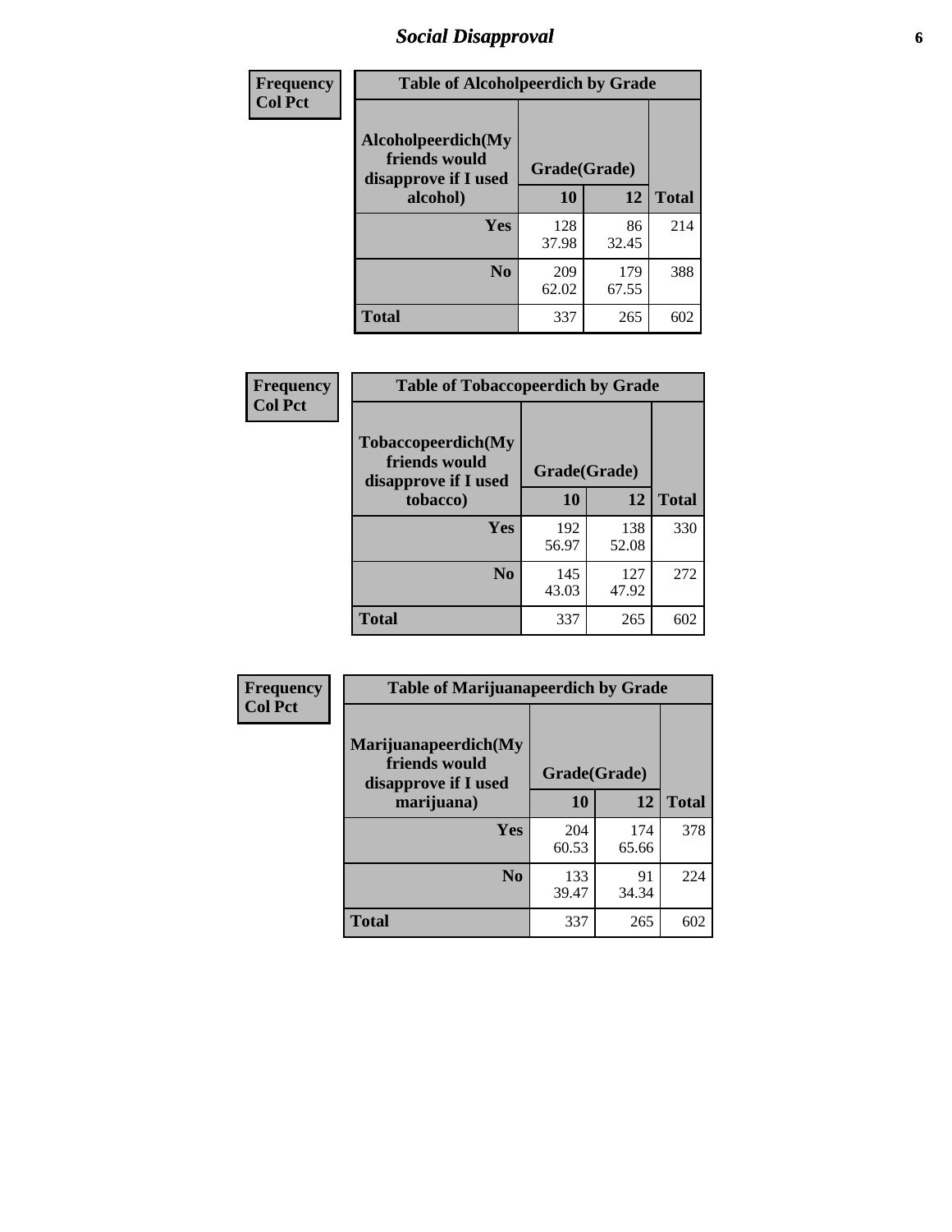# Social Disapproval

**Frequency**
**Col Pct**

| Table of Alcoholpeerdich by Grade | | | |
|---|---|---|---|
| Alcoholpeerdich(My friends would disapprove if I used alcohol) | Grade(Grade) | | |
| | 10 | 12 | Total |
| Yes | 128<br>37.98 | 86<br>32.45 | 214 |
| No | 209<br>62.02 | 179<br>67.55 | 388 |
| Total | 337 | 265 | 602 |

**Frequency**
**Col Pct**

| Table of Tobaccopeerdich by Grade | | | |
|---|---|---|---|
| Tobaccopeerdich(My friends would disapprove if I used tobacco) | Grade(Grade) | | |
| | 10 | 12 | Total |
| Yes | 192<br>56.97 | 138<br>52.08 | 330 |
| No | 145<br>43.03 | 127<br>47.92 | 272 |
| Total | 337 | 265 | 602 |

**Frequency**
**Col Pct**

| Table of Marijuanapeerdich by Grade | | | |
|---|---|---|---|
| Marijuanapeerdich(My friends would disapprove if I used marijuana) | Grade(Grade) | | |
| | 10 | 12 | Total |
| Yes | 204<br>60.53 | 174<br>65.66 | 378 |
| No | 133<br>39.47 | 91<br>34.34 | 224 |
| Total | 337 | 265 | 602 |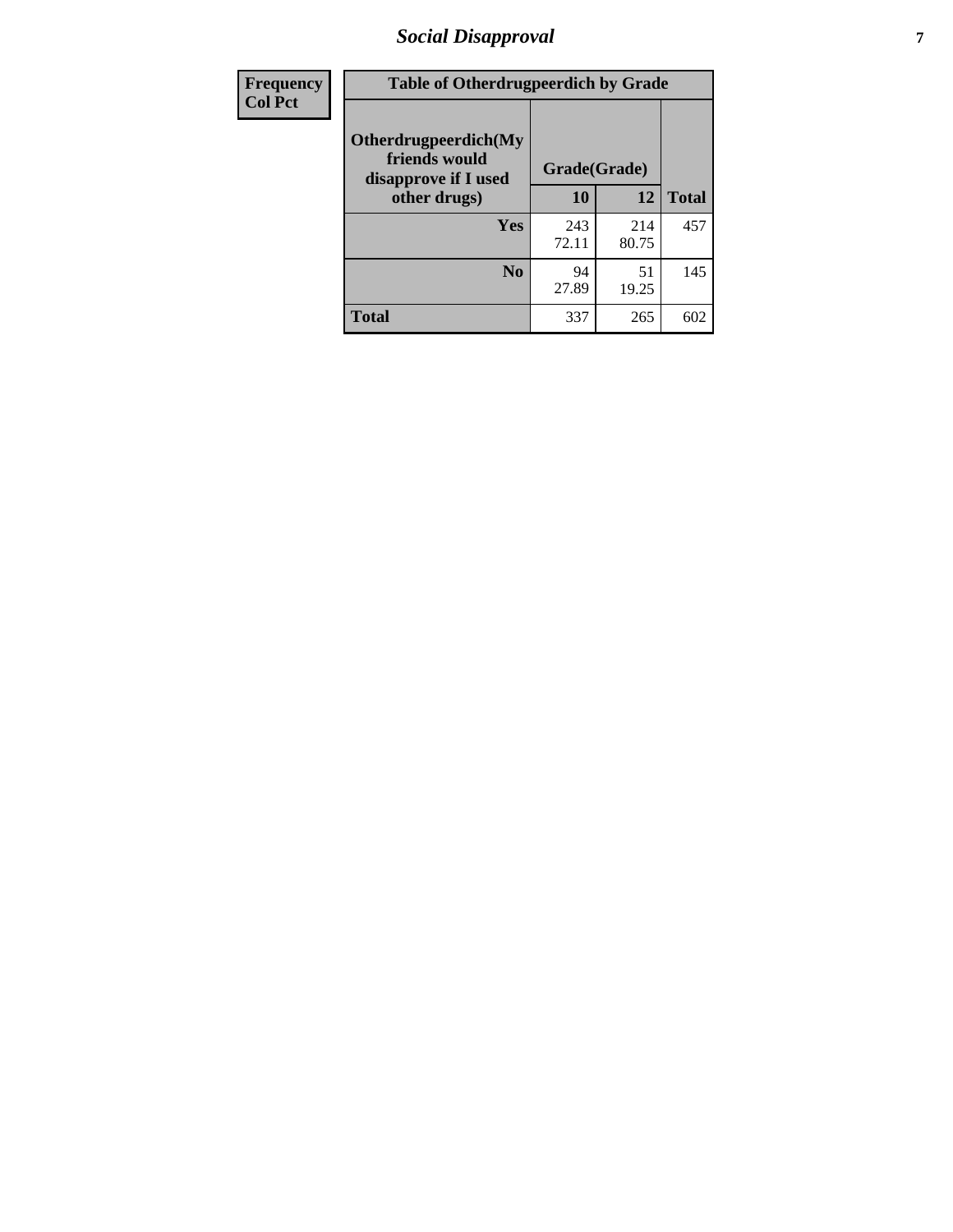| Frequency Col Pct | Table of Otherdrugpeerdich by Grade | | |
|---|---|---|---|
| **Otherdrugpeerdich(My friends would disapprove if I used other drugs)** | **Grade(Grade)** | | |
| | **10** | **12** | **Total** |
| **Yes** | 243<br>72.11 | 214<br>80.75 | 457 |
| **No** | 94<br>27.89 | 51<br>19.25 | 145 |
| **Total** | 337 | 265 | 602 |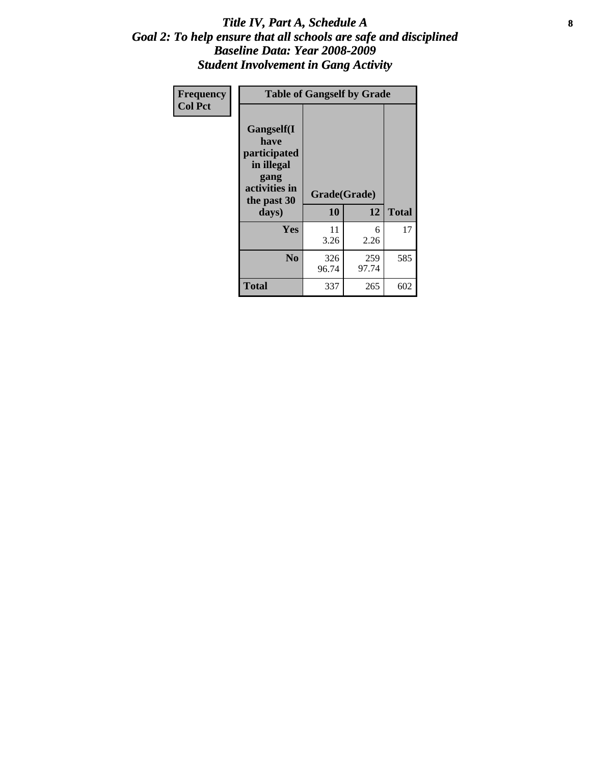# *Title IV, Part A, Schedule A*
## *Goal 2: To help ensure that all schools are safe and disciplined*
## *Baseline Data: Year 2008-2009*
## *Student Involvement in Gang Activity*

| Frequency<br>Col Pct | Table of Gangself by Grade | | |
|---|---|---|---|
| Gangself(I have participated in illegal gang activities in the past 30 days) | Grade(Grade) | | |
| | 10 | 12 | Total |
| Yes | 11<br>3.26 | 6<br>2.26 | 17 |
| No | 326<br>96.74 | 259<br>97.74 | 585 |
| Total | 337 | 265 | 602 |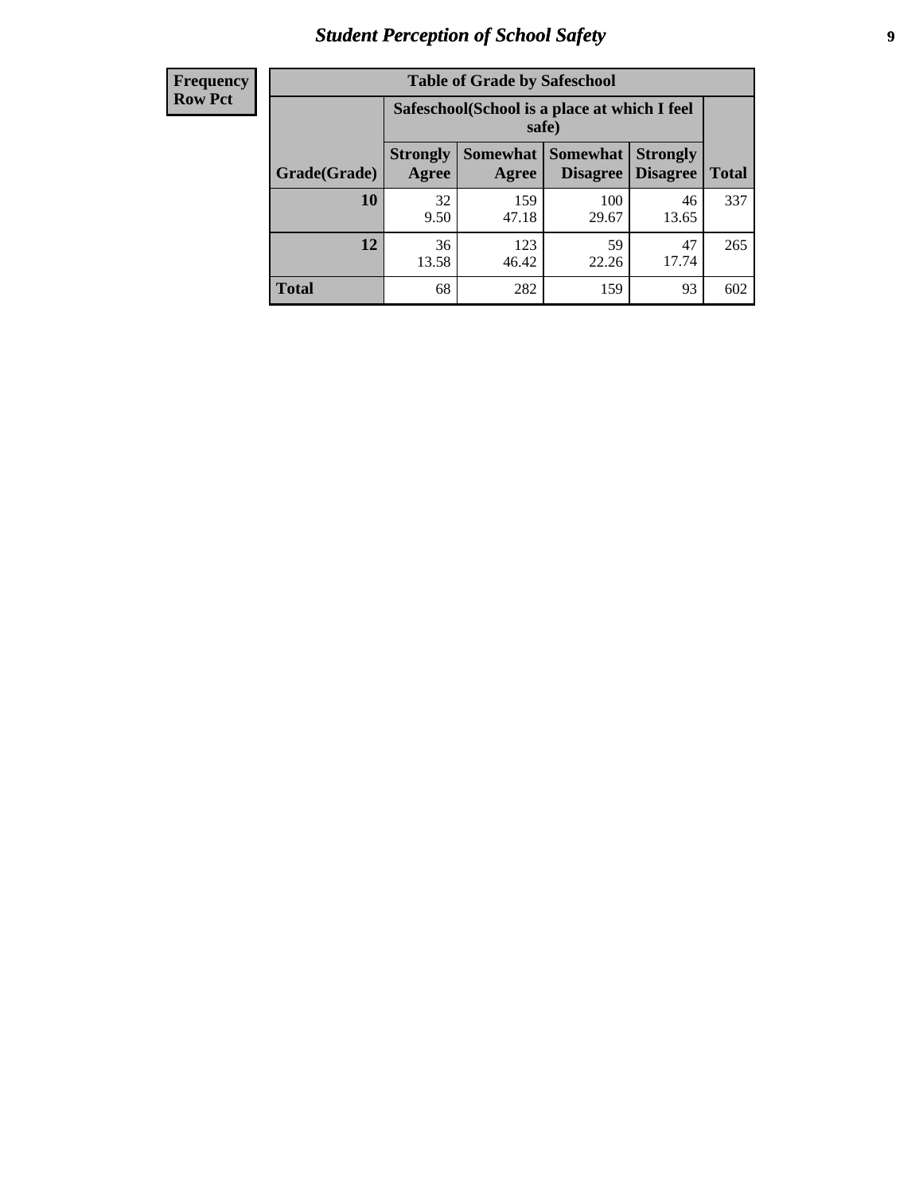# Student Perception of School Safety

**Frequency**
**Row Pct**

| Table of Grade by Safeschool | | | | | |
|---|---|---|---|---|---|
| | Safeschool(School is a place at which I feel safe) | | | | |
| Grade(Grade) | Strongly Agree | Somewhat Agree | Somewhat Disagree | Strongly Disagree | Total |
| **10** | 32<br>9.50 | 159<br>47.18 | 100<br>29.67 | 46<br>13.65 | 337 |
| **12** | 36<br>13.58 | 123<br>46.42 | 59<br>22.26 | 47<br>17.74 | 265 |
| **Total** | 68 | 282 | 159 | 93 | 602 |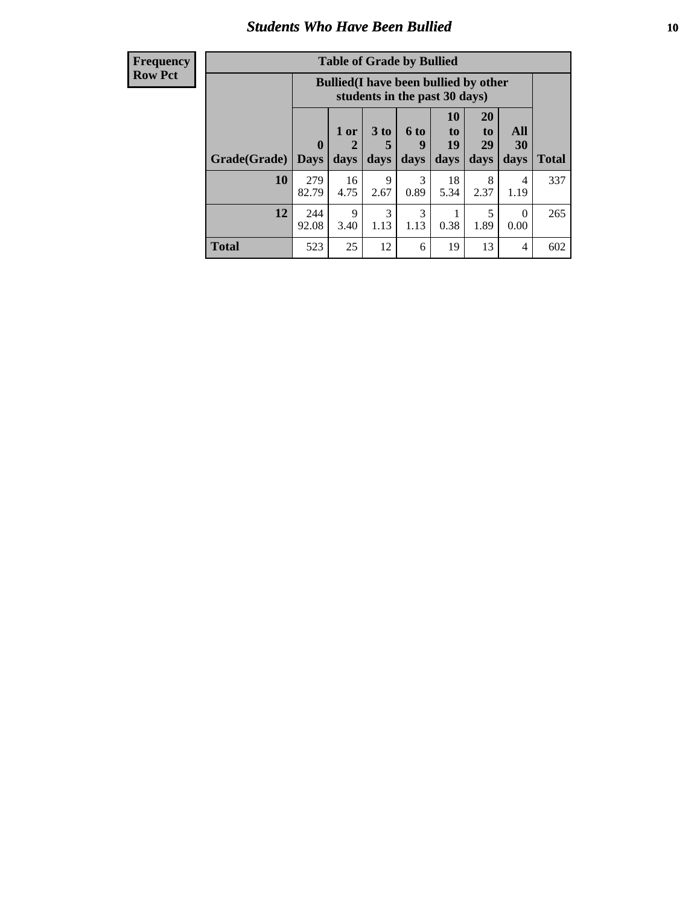## Students Who Have Been Bullied

| Frequency Row Pct |
|---|

**Table of Grade by Bullied**

| Grade(Grade) | Bullied(I have been bullied by other students in the past 30 days) | | | | | | | Total |
|---|---|---|---|---|---|---|---|---|
| | 0 Days | 1 or 2 days | 3 to 5 days | 6 to 9 days | 10 to 19 days | 20 to 29 days | All 30 days | |
| 10 | 279 82.79 | 16 4.75 | 9 2.67 | 3 0.89 | 18 5.34 | 8 2.37 | 4 1.19 | 337 |
| 12 | 244 92.08 | 9 3.40 | 3 1.13 | 3 1.13 | 1 0.38 | 5 1.89 | 0 0.00 | 265 |
| Total | 523 | 25 | 12 | 6 | 19 | 13 | 4 | 602 |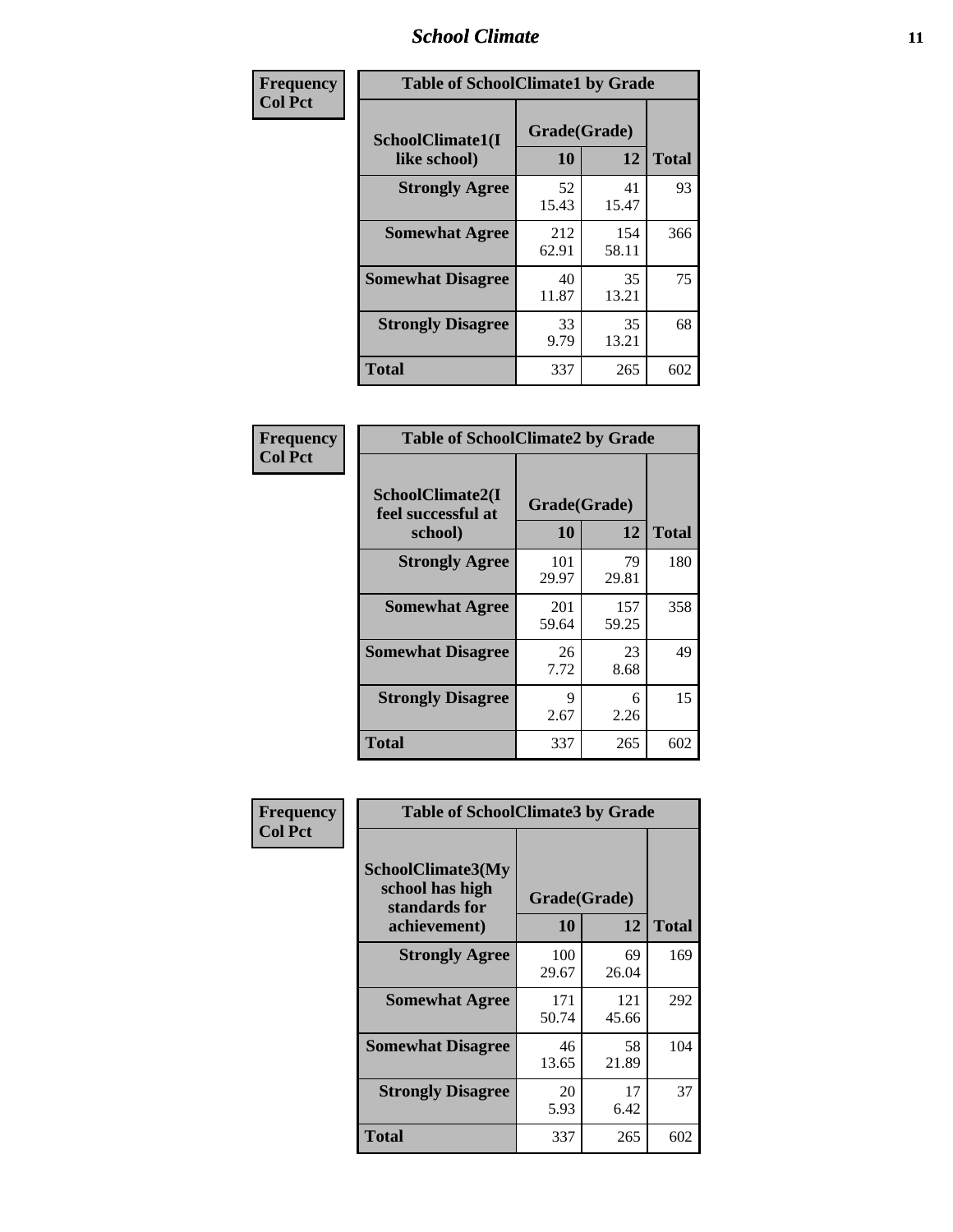| Frequency<br>Col Pct |
|---|

**Table of SchoolClimate1 by Grade**

| SchoolClimate1(I like school) | Grade(Grade) 10 | 12 | Total |
|---|---|---|---|
| **Strongly Agree** | 52<br>15.43 | 41<br>15.47 | 93 |
| **Somewhat Agree** | 212<br>62.91 | 154<br>58.11 | 366 |
| **Somewhat Disagree** | 40<br>11.87 | 35<br>13.21 | 75 |
| **Strongly Disagree** | 33<br>9.79 | 35<br>13.21 | 68 |
| **Total** | 337 | 265 | 602 |

| Frequency<br>Col Pct |
|---|

**Table of SchoolClimate2 by Grade**

| SchoolClimate2(I feel successful at school) | Grade(Grade) 10 | 12 | Total |
|---|---|---|---|
| **Strongly Agree** | 101<br>29.97 | 79<br>29.81 | 180 |
| **Somewhat Agree** | 201<br>59.64 | 157<br>59.25 | 358 |
| **Somewhat Disagree** | 26<br>7.72 | 23<br>8.68 | 49 |
| **Strongly Disagree** | 9<br>2.67 | 6<br>2.26 | 15 |
| **Total** | 337 | 265 | 602 |

| Frequency<br>Col Pct |
|---|

**Table of SchoolClimate3 by Grade**

| SchoolClimate3(My school has high standards for achievement) | Grade(Grade) 10 | 12 | Total |
|---|---|---|---|
| **Strongly Agree** | 100<br>29.67 | 69<br>26.04 | 169 |
| **Somewhat Agree** | 171<br>50.74 | 121<br>45.66 | 292 |
| **Somewhat Disagree** | 46<br>13.65 | 58<br>21.89 | 104 |
| **Strongly Disagree** | 20<br>5.93 | 17<br>6.42 | 37 |
| **Total** | 337 | 265 | 602 |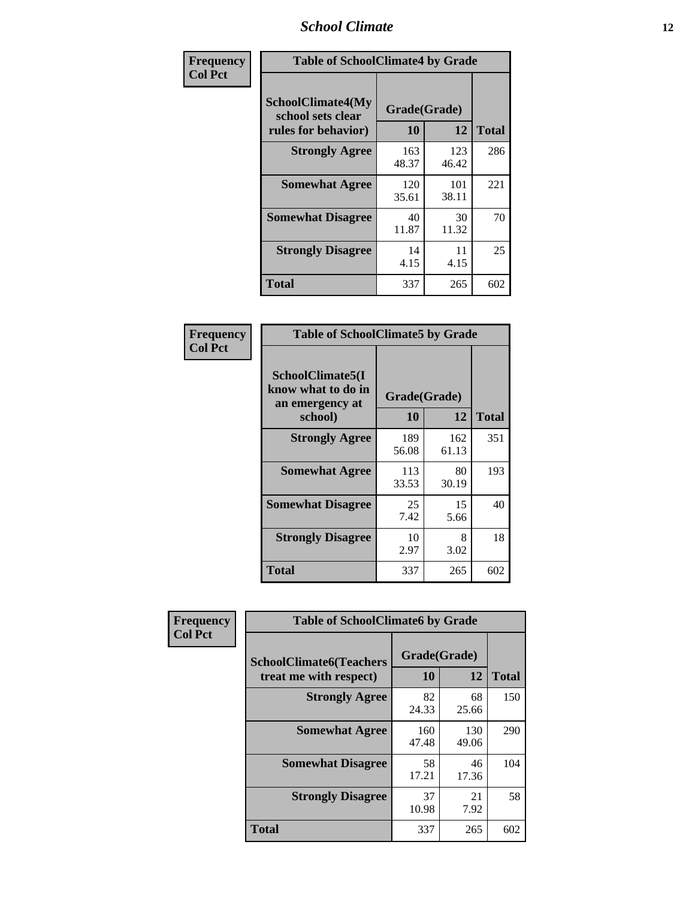| Frequency<br>Col Pct |
|---|

**Table of SchoolClimate4 by Grade**

| SchoolClimate4(My school sets clear rules for behavior) | Grade(Grade) 10 | 12 | Total |
|---|---|---|---|
| **Strongly Agree** | 163<br>48.37 | 123<br>46.42 | 286 |
| **Somewhat Agree** | 120<br>35.61 | 101<br>38.11 | 221 |
| **Somewhat Disagree** | 40<br>11.87 | 30<br>11.32 | 70 |
| **Strongly Disagree** | 14<br>4.15 | 11<br>4.15 | 25 |
| **Total** | 337 | 265 | 602 |

| Frequency<br>Col Pct |
|---|

**Table of SchoolClimate5 by Grade**

| SchoolClimate5(I know what to do in an emergency at school) | Grade(Grade) 10 | 12 | Total |
|---|---|---|---|
| **Strongly Agree** | 189<br>56.08 | 162<br>61.13 | 351 |
| **Somewhat Agree** | 113<br>33.53 | 80<br>30.19 | 193 |
| **Somewhat Disagree** | 25<br>7.42 | 15<br>5.66 | 40 |
| **Strongly Disagree** | 10<br>2.97 | 8<br>3.02 | 18 |
| **Total** | 337 | 265 | 602 |

| Frequency<br>Col Pct |
|---|

**Table of SchoolClimate6 by Grade**

| SchoolClimate6(Teachers treat me with respect) | Grade(Grade) 10 | 12 | Total |
|---|---|---|---|
| **Strongly Agree** | 82<br>24.33 | 68<br>25.66 | 150 |
| **Somewhat Agree** | 160<br>47.48 | 130<br>49.06 | 290 |
| **Somewhat Disagree** | 58<br>17.21 | 46<br>17.36 | 104 |
| **Strongly Disagree** | 37<br>10.98 | 21<br>7.92 | 58 |
| **Total** | 337 | 265 | 602 |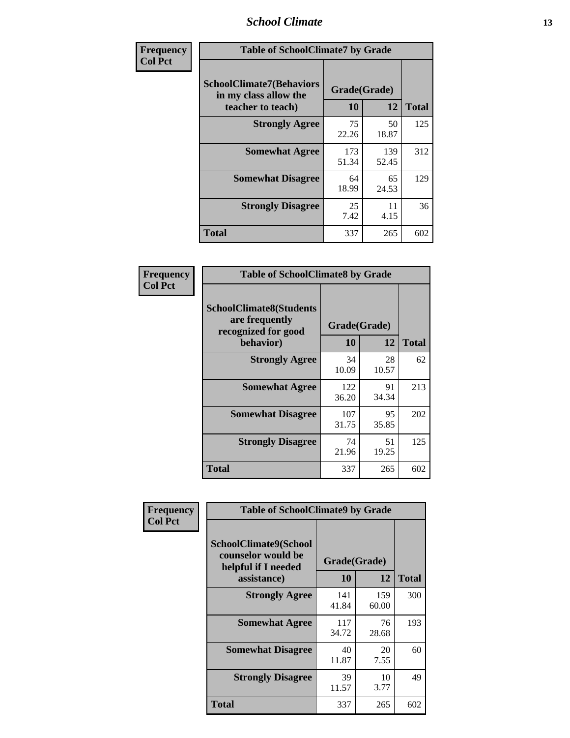| Frequency<br>Col Pct | Table of SchoolClimate7 by Grade | | |
|---|---|---|---|
| SchoolClimate7(Behaviors in my class allow the teacher to teach) | Grade(Grade) | | |
| | 10 | 12 | Total |
| Strongly Agree | 75<br>22.26 | 50<br>18.87 | 125 |
| Somewhat Agree | 173<br>51.34 | 139<br>52.45 | 312 |
| Somewhat Disagree | 64<br>18.99 | 65<br>24.53 | 129 |
| Strongly Disagree | 25<br>7.42 | 11<br>4.15 | 36 |
| Total | 337 | 265 | 602 |

| Frequency<br>Col Pct | Table of SchoolClimate8 by Grade | | |
|---|---|---|---|
| SchoolClimate8(Students are frequently recognized for good behavior) | Grade(Grade) | | |
| | 10 | 12 | Total |
| Strongly Agree | 34<br>10.09 | 28<br>10.57 | 62 |
| Somewhat Agree | 122<br>36.20 | 91<br>34.34 | 213 |
| Somewhat Disagree | 107<br>31.75 | 95<br>35.85 | 202 |
| Strongly Disagree | 74<br>21.96 | 51<br>19.25 | 125 |
| Total | 337 | 265 | 602 |

| Frequency<br>Col Pct | Table of SchoolClimate9 by Grade | | |
|---|---|---|---|
| SchoolClimate9(School counselor would be helpful if I needed assistance) | Grade(Grade) | | |
| | 10 | 12 | Total |
| Strongly Agree | 141<br>41.84 | 159<br>60.00 | 300 |
| Somewhat Agree | 117<br>34.72 | 76<br>28.68 | 193 |
| Somewhat Disagree | 40<br>11.87 | 20<br>7.55 | 60 |
| Strongly Disagree | 39<br>11.57 | 10<br>3.77 | 49 |
| Total | 337 | 265 | 602 |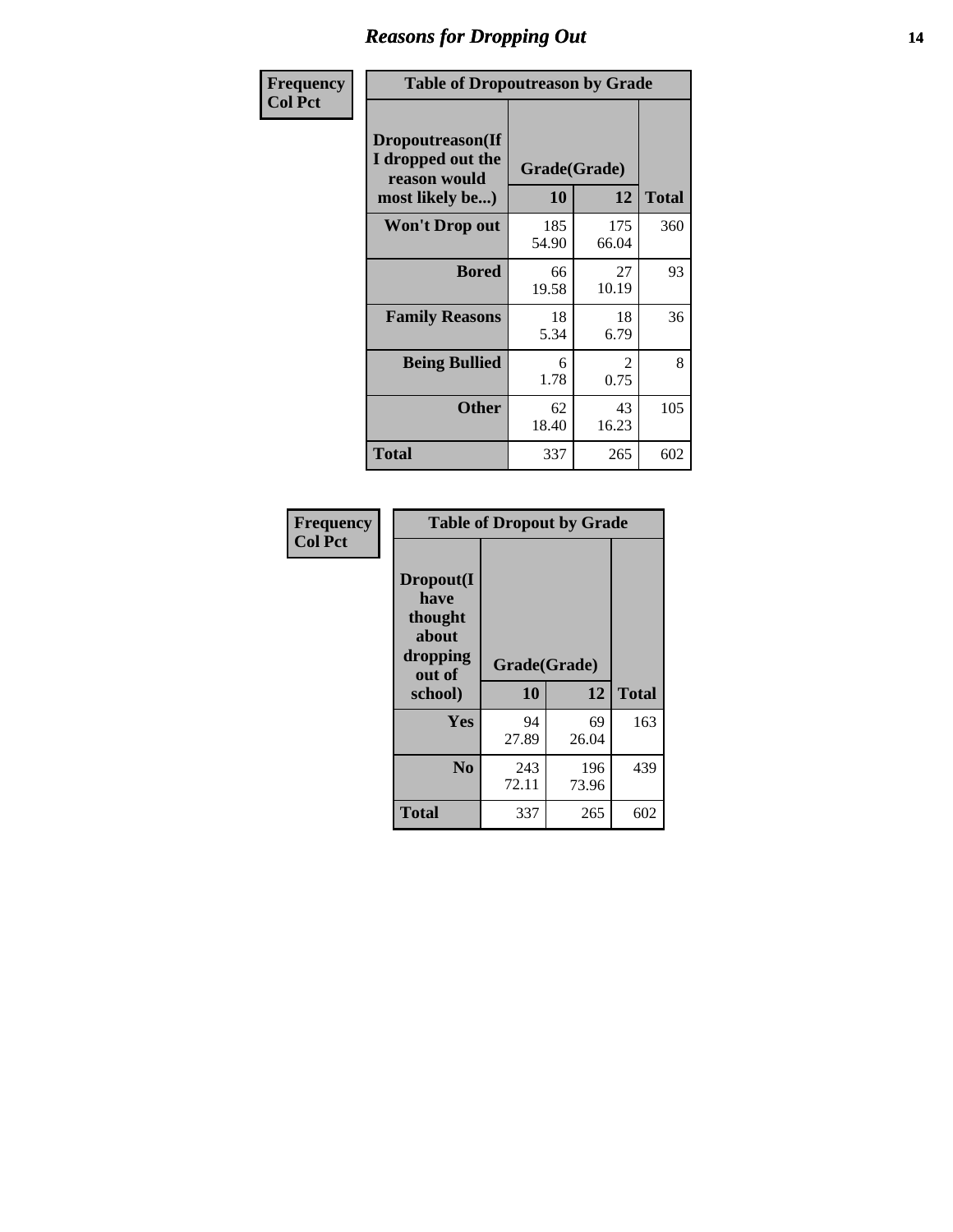# Reasons for Dropping Out

**Frequency**
**Col Pct**

| Table of Dropoutreason by Grade | | | |
|---|---|---|---|
| Dropoutreason(If I dropped out the reason would most likely be...) | Grade(Grade) | | |
| | 10 | 12 | Total |
| Won't Drop out | 185<br>54.90 | 175<br>66.04 | 360 |
| Bored | 66<br>19.58 | 27<br>10.19 | 93 |
| Family Reasons | 18<br>5.34 | 18<br>6.79 | 36 |
| Being Bullied | 6<br>1.78 | 2<br>0.75 | 8 |
| Other | 62<br>18.40 | 43<br>16.23 | 105 |
| Total | 337 | 265 | 602 |

**Frequency**
**Col Pct**

| Table of Dropout by Grade | | | |
|---|---|---|---|
| Dropout(I have thought about dropping out of school) | Grade(Grade) | | |
| | 10 | 12 | Total |
| Yes | 94<br>27.89 | 69<br>26.04 | 163 |
| No | 243<br>72.11 | 196<br>73.96 | 439 |
| Total | 337 | 265 | 602 |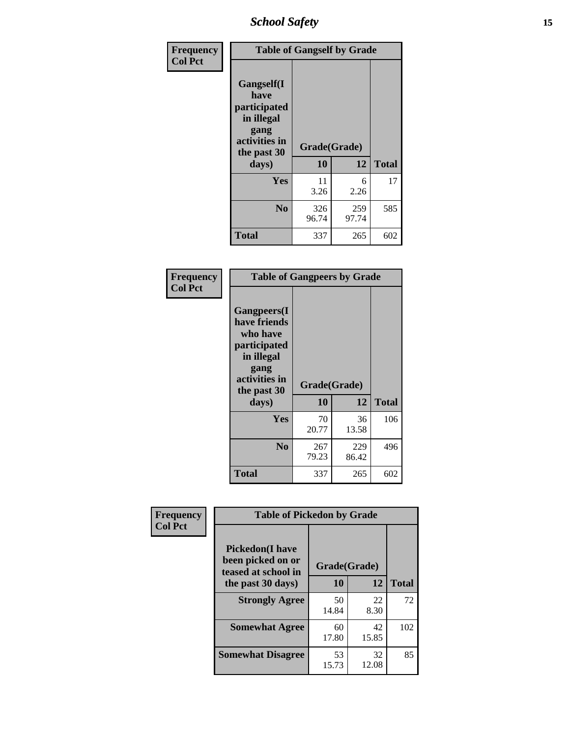| Frequency<br>Col Pct | Table of Gangself by Grade | | |
|---|---|---|---|
| Gangself(I have participated in illegal gang activities in the past 30 days) | Grade(Grade) | | |
| | 10 | 12 | Total |
| Yes | 11<br>3.26 | 6<br>2.26 | 17 |
| No | 326<br>96.74 | 259<br>97.74 | 585 |
| Total | 337 | 265 | 602 |

| Frequency<br>Col Pct | Table of Gangpeers by Grade | | |
|---|---|---|---|
| Gangpeers(I have friends who have participated in illegal gang activities in the past 30 days) | Grade(Grade) | | |
| | 10 | 12 | Total |
| Yes | 70<br>20.77 | 36<br>13.58 | 106 |
| No | 267<br>79.23 | 229<br>86.42 | 496 |
| Total | 337 | 265 | 602 |

| Frequency<br>Col Pct | Table of Pickedon by Grade | | |
|---|---|---|---|
| Pickedon(I have been picked on or teased at school in the past 30 days) | Grade(Grade) | | |
| | 10 | 12 | Total |
| Strongly Agree | 50<br>14.84 | 22<br>8.30 | 72 |
| Somewhat Agree | 60<br>17.80 | 42<br>15.85 | 102 |
| Somewhat Disagree | 53<br>15.73 | 32<br>12.08 | 85 |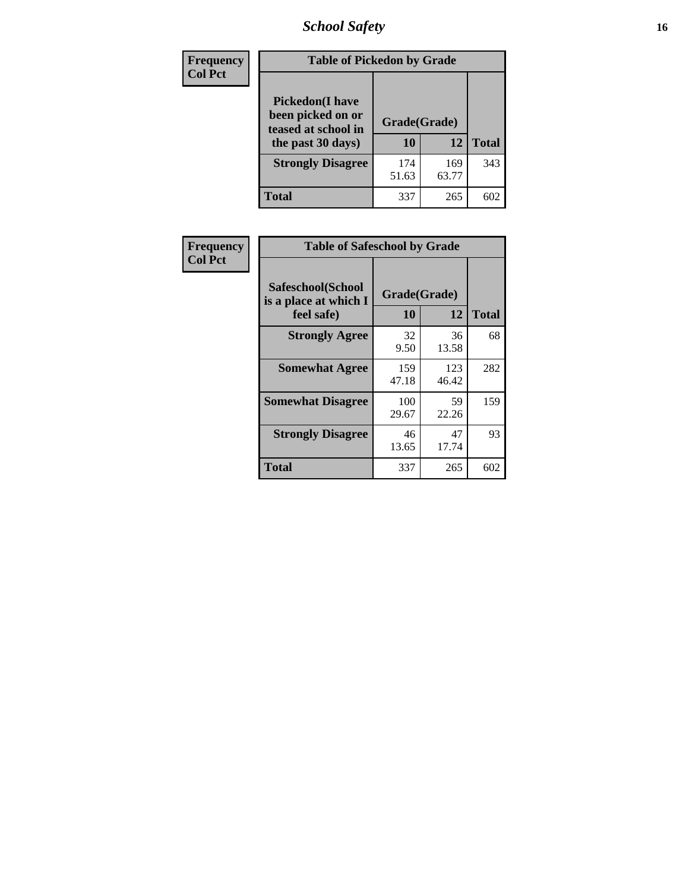**Frequency**
**Col Pct**

| Table of Pickedon by Grade | | | |
|---|---|---|---|
| **Pickedon(I have been picked on or teased at school in the past 30 days)** | **Grade(Grade)** | | |
| | **10** | **12** | **Total** |
| **Strongly Disagree** | 174<br>51.63 | 169<br>63.77 | 343 |
| **Total** | 337 | 265 | 602 |

**Frequency**
**Col Pct**

| Table of Safeschool by Grade | | | |
|---|---|---|---|
| **Safeschool(School is a place at which I feel safe)** | **Grade(Grade)** | | |
| | **10** | **12** | **Total** |
| **Strongly Agree** | 32<br>9.50 | 36<br>13.58 | 68 |
| **Somewhat Agree** | 159<br>47.18 | 123<br>46.42 | 282 |
| **Somewhat Disagree** | 100<br>29.67 | 59<br>22.26 | 159 |
| **Strongly Disagree** | 46<br>13.65 | 47<br>17.74 | 93 |
| **Total** | 337 | 265 | 602 |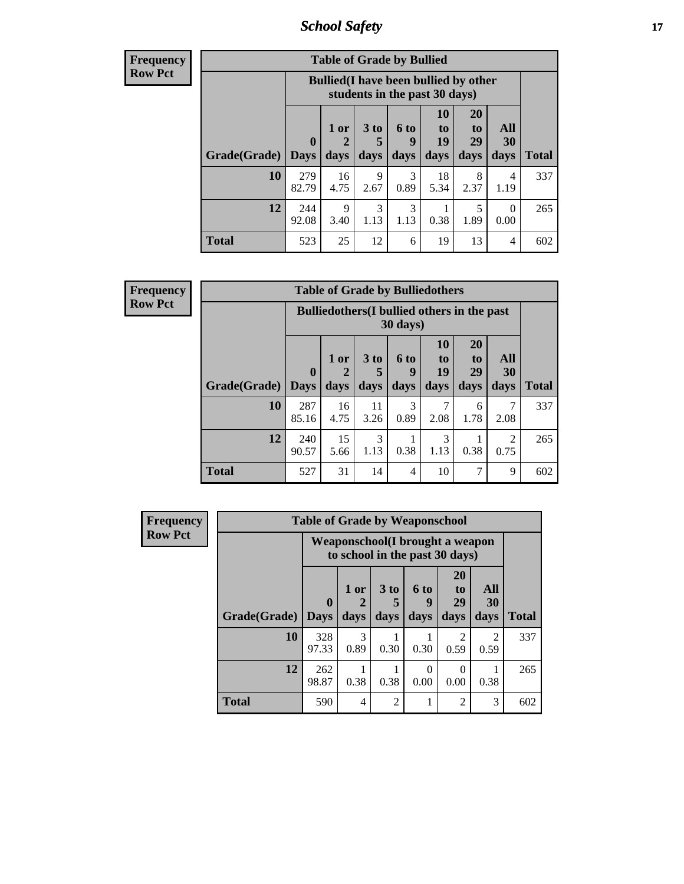**Frequency**
**Row Pct**

| Table of Grade by Bullied | | | | | | | | |
|---|---|---|---|---|---|---|---|---|
| | Bullied(I have been bullied by other students in the past 30 days) | | | | | | | |
| Grade(Grade) | 0 Days | 1 or 2 days | 3 to 5 days | 6 to 9 days | 10 to 19 days | 20 to 29 days | All 30 days | Total |
| **10** | 279<br>82.79 | 16<br>4.75 | 9<br>2.67 | 3<br>0.89 | 18<br>5.34 | 8<br>2.37 | 4<br>1.19 | 337 |
| **12** | 244<br>92.08 | 9<br>3.40 | 3<br>1.13 | 3<br>1.13 | 1<br>0.38 | 5<br>1.89 | 0<br>0.00 | 265 |
| **Total** | 523 | 25 | 12 | 6 | 19 | 13 | 4 | 602 |

**Frequency**
**Row Pct**

| Table of Grade by Bulliedothers | | | | | | | | |
|---|---|---|---|---|---|---|---|---|
| | Bulliedothers(I bullied others in the past 30 days) | | | | | | | |
| Grade(Grade) | 0 Days | 1 or 2 days | 3 to 5 days | 6 to 9 days | 10 to 19 days | 20 to 29 days | All 30 days | Total |
| **10** | 287<br>85.16 | 16<br>4.75 | 11<br>3.26 | 3<br>0.89 | 7<br>2.08 | 6<br>1.78 | 7<br>2.08 | 337 |
| **12** | 240<br>90.57 | 15<br>5.66 | 3<br>1.13 | 1<br>0.38 | 3<br>1.13 | 1<br>0.38 | 2<br>0.75 | 265 |
| **Total** | 527 | 31 | 14 | 4 | 10 | 7 | 9 | 602 |

**Frequency**
**Row Pct**

| Table of Grade by Weaponschool | | | | | | | |
|---|---|---|---|---|---|---|---|
| | Weaponschool(I brought a weapon to school in the past 30 days) | | | | | | |
| Grade(Grade) | 0 Days | 1 or 2 days | 3 to 5 days | 6 to 9 days | 20 to 29 days | All 30 days | Total |
| **10** | 328<br>97.33 | 3<br>0.89 | 1<br>0.30 | 1<br>0.30 | 2<br>0.59 | 2<br>0.59 | 337 |
| **12** | 262<br>98.87 | 1<br>0.38 | 1<br>0.38 | 0<br>0.00 | 0<br>0.00 | 1<br>0.38 | 265 |
| **Total** | 590 | 4 | 2 | 1 | 2 | 3 | 602 |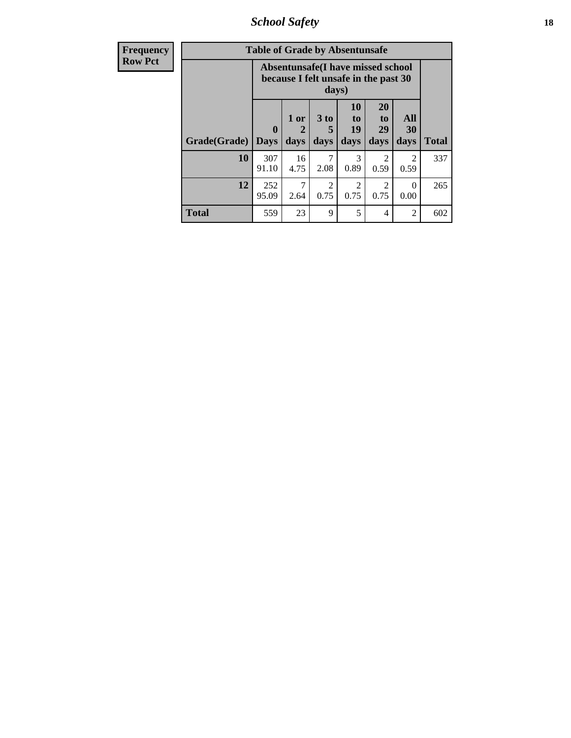| Frequency<br>Row Pct | Table of Grade by Absentunsafe | | | | | | |
|---|---|---|---|---|---|---|---|
| | Absentunsafe(I have missed school because I felt unsafe in the past 30 days) | | | | | | |
| Grade(Grade) | 0 Days | 1 or 2 days | 3 to 5 days | 10 to 19 days | 20 to 29 days | All 30 days | Total |
| 10 | 307<br>91.10 | 16<br>4.75 | 7<br>2.08 | 3<br>0.89 | 2<br>0.59 | 2<br>0.59 | 337 |
| 12 | 252<br>95.09 | 7<br>2.64 | 2<br>0.75 | 2<br>0.75 | 2<br>0.75 | 0<br>0.00 | 265 |
| Total | 559 | 23 | 9 | 5 | 4 | 2 | 602 |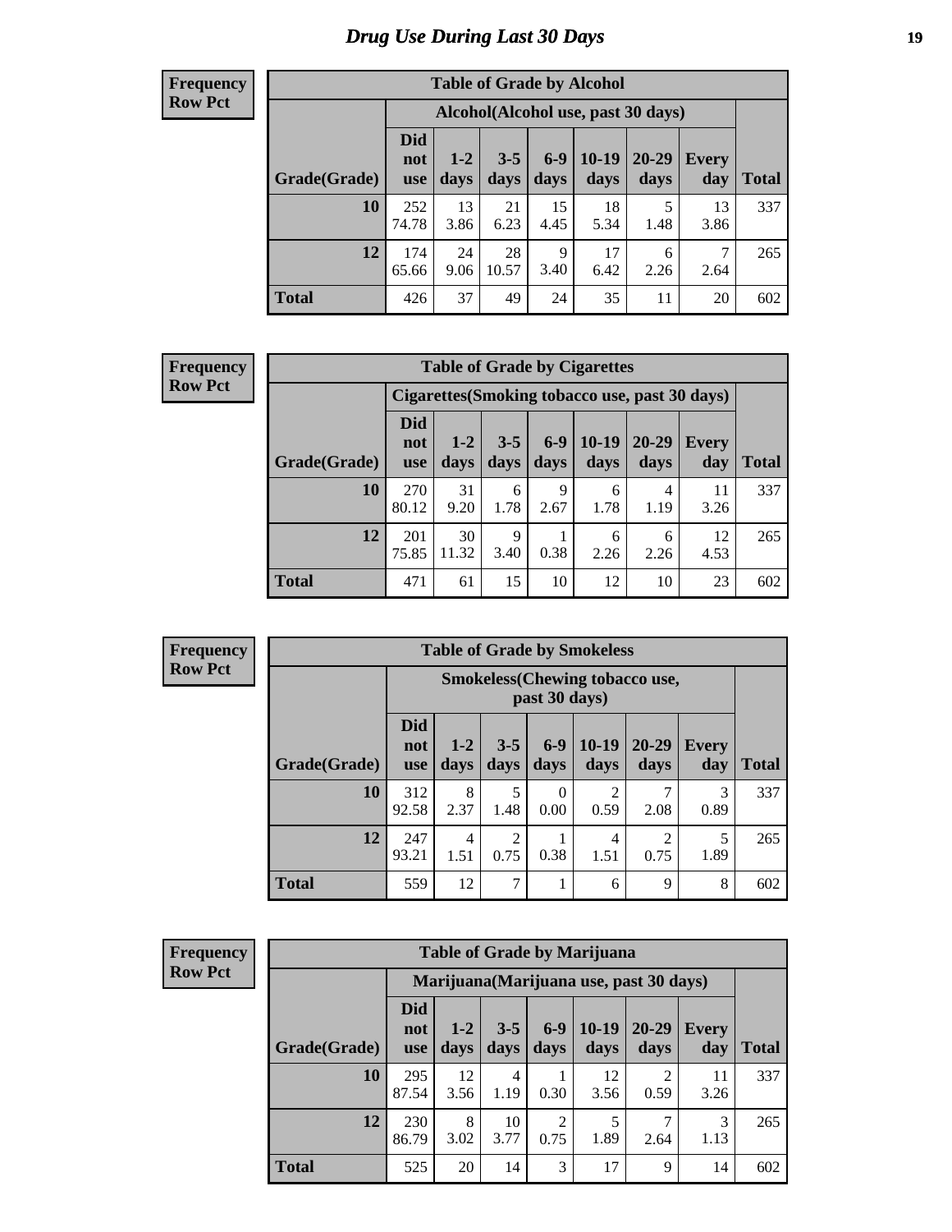# Drug Use During Last 30 Days

**Frequency**
**Row Pct**

| Table of Grade by Alcohol | | | | | | | | |
|---|---|---|---|---|---|---|---|---|
| | Alcohol(Alcohol use, past 30 days) | | | | | | | |
| Grade(Grade) | Did not use | 1-2 days | 3-5 days | 6-9 days | 10-19 days | 20-29 days | Every day | Total |
| 10 | 252<br>74.78 | 13<br>3.86 | 21<br>6.23 | 15<br>4.45 | 18<br>5.34 | 5<br>1.48 | 13<br>3.86 | 337 |
| 12 | 174<br>65.66 | 24<br>9.06 | 28<br>10.57 | 9<br>3.40 | 17<br>6.42 | 6<br>2.26 | 7<br>2.64 | 265 |
| Total | 426 | 37 | 49 | 24 | 35 | 11 | 20 | 602 |

**Frequency**
**Row Pct**

| Table of Grade by Cigarettes | | | | | | | | |
|---|---|---|---|---|---|---|---|---|
| | Cigarettes(Smoking tobacco use, past 30 days) | | | | | | | |
| Grade(Grade) | Did not use | 1-2 days | 3-5 days | 6-9 days | 10-19 days | 20-29 days | Every day | Total |
| 10 | 270<br>80.12 | 31<br>9.20 | 6<br>1.78 | 9<br>2.67 | 6<br>1.78 | 4<br>1.19 | 11<br>3.26 | 337 |
| 12 | 201<br>75.85 | 30<br>11.32 | 9<br>3.40 | 1<br>0.38 | 6<br>2.26 | 6<br>2.26 | 12<br>4.53 | 265 |
| Total | 471 | 61 | 15 | 10 | 12 | 10 | 23 | 602 |

**Frequency**
**Row Pct**

| Table of Grade by Smokeless | | | | | | | | |
|---|---|---|---|---|---|---|---|---|
| | Smokeless(Chewing tobacco use, past 30 days) | | | | | | | |
| Grade(Grade) | Did not use | 1-2 days | 3-5 days | 6-9 days | 10-19 days | 20-29 days | Every day | Total |
| 10 | 312<br>92.58 | 8<br>2.37 | 5<br>1.48 | 0<br>0.00 | 2<br>0.59 | 7<br>2.08 | 3<br>0.89 | 337 |
| 12 | 247<br>93.21 | 4<br>1.51 | 2<br>0.75 | 1<br>0.38 | 4<br>1.51 | 2<br>0.75 | 5<br>1.89 | 265 |
| Total | 559 | 12 | 7 | 1 | 6 | 9 | 8 | 602 |

**Frequency**
**Row Pct**

| Table of Grade by Marijuana | | | | | | | | |
|---|---|---|---|---|---|---|---|---|
| | Marijuana(Marijuana use, past 30 days) | | | | | | | |
| Grade(Grade) | Did not use | 1-2 days | 3-5 days | 6-9 days | 10-19 days | 20-29 days | Every day | Total |
| 10 | 295<br>87.54 | 12<br>3.56 | 4<br>1.19 | 1<br>0.30 | 12<br>3.56 | 2<br>0.59 | 11<br>3.26 | 337 |
| 12 | 230<br>86.79 | 8<br>3.02 | 10<br>3.77 | 2<br>0.75 | 5<br>1.89 | 7<br>2.64 | 3<br>1.13 | 265 |
| Total | 525 | 20 | 14 | 3 | 17 | 9 | 14 | 602 |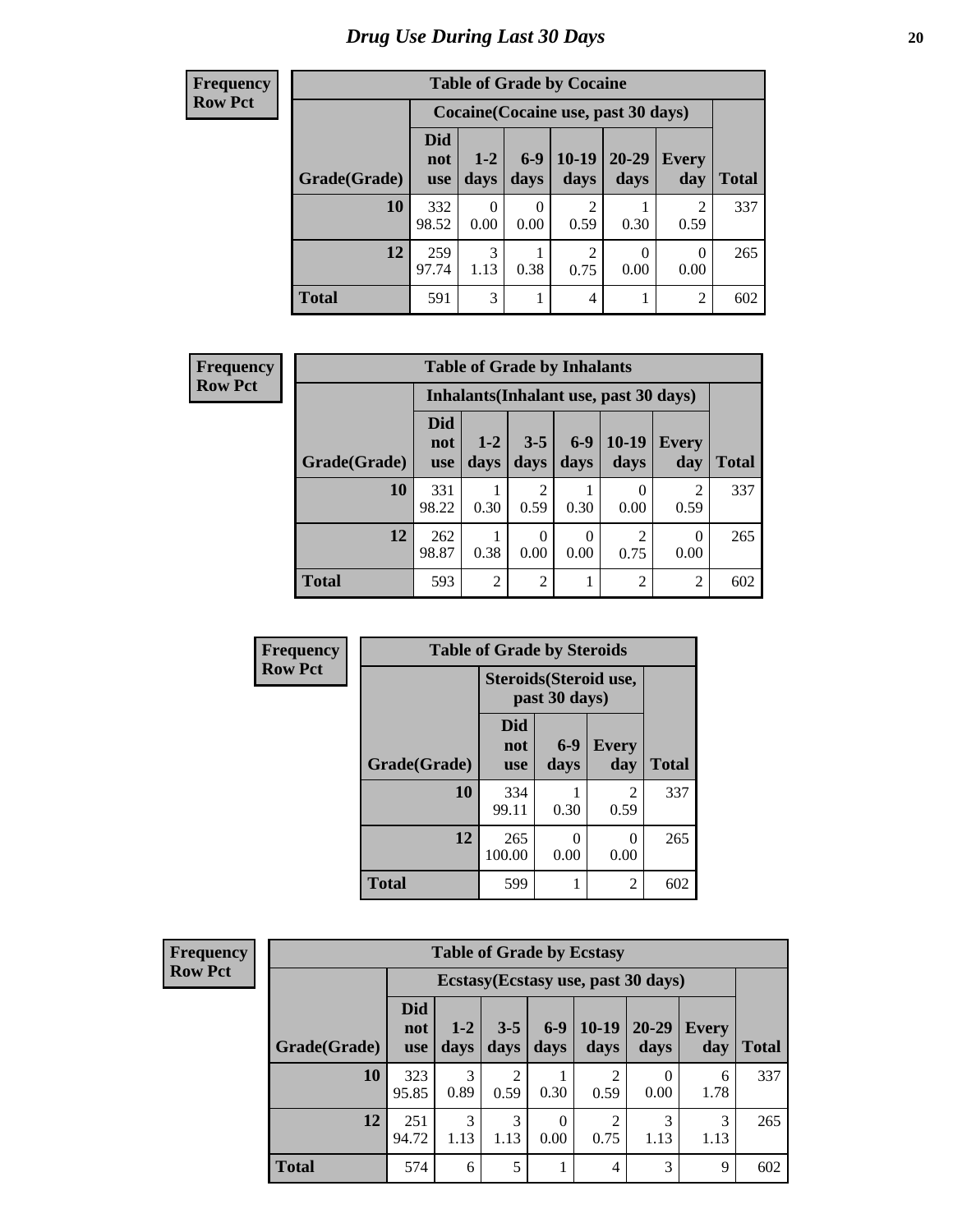# Drug Use During Last 30 Days

**Frequency**
**Row Pct**

| Table of Grade by Cocaine | | | | | | | |
|---|---|---|---|---|---|---|---|
| | Cocaine(Cocaine use, past 30 days) | | | | | | |
| Grade(Grade) | Did not use | 1-2 days | 6-9 days | 10-19 days | 20-29 days | Every day | Total |
| 10 | 332<br>98.52 | 0<br>0.00 | 0<br>0.00 | 2<br>0.59 | 1<br>0.30 | 2<br>0.59 | 337 |
| 12 | 259<br>97.74 | 3<br>1.13 | 1<br>0.38 | 2<br>0.75 | 0<br>0.00 | 0<br>0.00 | 265 |
| Total | 591 | 3 | 1 | 4 | 1 | 2 | 602 |

**Frequency**
**Row Pct**

| Table of Grade by Inhalants | | | | | | | |
|---|---|---|---|---|---|---|---|
| | Inhalants(Inhalant use, past 30 days) | | | | | | |
| Grade(Grade) | Did not use | 1-2 days | 3-5 days | 6-9 days | 10-19 days | Every day | Total |
| 10 | 331<br>98.22 | 1<br>0.30 | 2<br>0.59 | 1<br>0.30 | 0<br>0.00 | 2<br>0.59 | 337 |
| 12 | 262<br>98.87 | 1<br>0.38 | 0<br>0.00 | 0<br>0.00 | 2<br>0.75 | 0<br>0.00 | 265 |
| Total | 593 | 2 | 2 | 1 | 2 | 2 | 602 |

**Frequency**
**Row Pct**

| Table of Grade by Steroids | | | | |
|---|---|---|---|---|
| | Steroids(Steroid use, past 30 days) | | | |
| Grade(Grade) | Did not use | 6-9 days | Every day | Total |
| 10 | 334<br>99.11 | 1<br>0.30 | 2<br>0.59 | 337 |
| 12 | 265<br>100.00 | 0<br>0.00 | 0<br>0.00 | 265 |
| Total | 599 | 1 | 2 | 602 |

**Frequency**
**Row Pct**

| Table of Grade by Ecstasy | | | | | | | | |
|---|---|---|---|---|---|---|---|---|
| | Ecstasy(Ecstasy use, past 30 days) | | | | | | | |
| Grade(Grade) | Did not use | 1-2 days | 3-5 days | 6-9 days | 10-19 days | 20-29 days | Every day | Total |
| 10 | 323<br>95.85 | 3<br>0.89 | 2<br>0.59 | 1<br>0.30 | 2<br>0.59 | 0<br>0.00 | 6<br>1.78 | 337 |
| 12 | 251<br>94.72 | 3<br>1.13 | 3<br>1.13 | 0<br>0.00 | 2<br>0.75 | 3<br>1.13 | 3<br>1.13 | 265 |
| Total | 574 | 6 | 5 | 1 | 4 | 3 | 9 | 602 |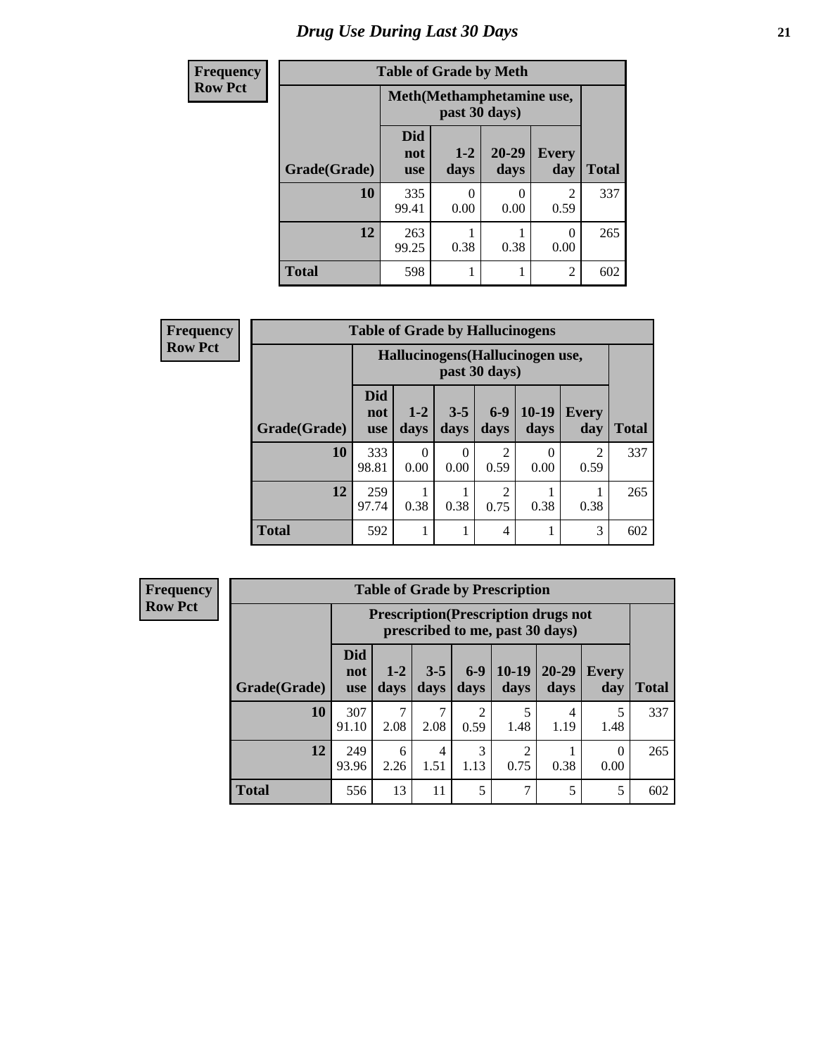# Drug Use During Last 30 Days

**Frequency**
**Row Pct**

| Table of Grade by Meth | | | | | |
|---|---|---|---|---|---|
| | Meth(Methamphetamine use, past 30 days) | | | | |
| Grade(Grade) | Did not use | 1-2 days | 20-29 days | Every day | Total |
| 10 | 335<br>99.41 | 0<br>0.00 | 0<br>0.00 | 2<br>0.59 | 337 |
| 12 | 263<br>99.25 | 1<br>0.38 | 1<br>0.38 | 0<br>0.00 | 265 |
| Total | 598 | 1 | 1 | 2 | 602 |

**Frequency**
**Row Pct**

| Table of Grade by Hallucinogens | | | | | | | |
|---|---|---|---|---|---|---|---|
| | Hallucinogens(Hallucinogen use, past 30 days) | | | | | | |
| Grade(Grade) | Did not use | 1-2 days | 3-5 days | 6-9 days | 10-19 days | Every day | Total |
| 10 | 333<br>98.81 | 0<br>0.00 | 0<br>0.00 | 2<br>0.59 | 0<br>0.00 | 2<br>0.59 | 337 |
| 12 | 259<br>97.74 | 1<br>0.38 | 1<br>0.38 | 2<br>0.75 | 1<br>0.38 | 1<br>0.38 | 265 |
| Total | 592 | 1 | 1 | 4 | 1 | 3 | 602 |

**Frequency**
**Row Pct**

| Table of Grade by Prescription | | | | | | | | |
|---|---|---|---|---|---|---|---|---|
| | Prescription(Prescription drugs not prescribed to me, past 30 days) | | | | | | | |
| Grade(Grade) | Did not use | 1-2 days | 3-5 days | 6-9 days | 10-19 days | 20-29 days | Every day | Total |
| 10 | 307<br>91.10 | 7<br>2.08 | 7<br>2.08 | 2<br>0.59 | 5<br>1.48 | 4<br>1.19 | 5<br>1.48 | 337 |
| 12 | 249<br>93.96 | 6<br>2.26 | 4<br>1.51 | 3<br>1.13 | 2<br>0.75 | 1<br>0.38 | 0<br>0.00 | 265 |
| Total | 556 | 13 | 11 | 5 | 7 | 5 | 5 | 602 |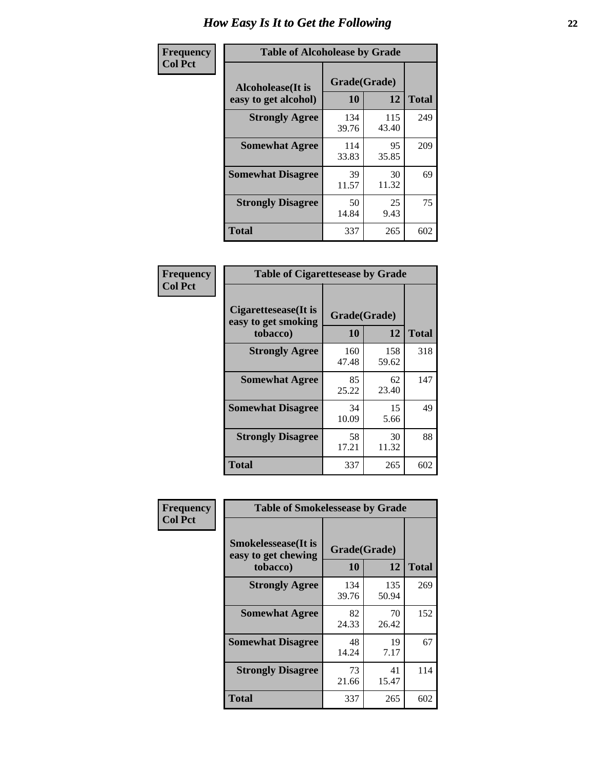# How Easy Is It to Get the Following

**Frequency**
**Col Pct**

| Table of Alcoholease by Grade | | | |
|---|---|---|---|
| Alcoholease(It is easy to get alcohol) | Grade(Grade) | | Total |
| | 10 | 12 | |
| **Strongly Agree** | 134<br>39.76 | 115<br>43.40 | 249 |
| **Somewhat Agree** | 114<br>33.83 | 95<br>35.85 | 209 |
| **Somewhat Disagree** | 39<br>11.57 | 30<br>11.32 | 69 |
| **Strongly Disagree** | 50<br>14.84 | 25<br>9.43 | 75 |
| **Total** | 337 | 265 | 602 |

**Frequency**
**Col Pct**

| Table of Cigarettesease by Grade | | | |
|---|---|---|---|
| Cigarettesease(It is easy to get smoking tobacco) | Grade(Grade) | | Total |
| | 10 | 12 | |
| **Strongly Agree** | 160<br>47.48 | 158<br>59.62 | 318 |
| **Somewhat Agree** | 85<br>25.22 | 62<br>23.40 | 147 |
| **Somewhat Disagree** | 34<br>10.09 | 15<br>5.66 | 49 |
| **Strongly Disagree** | 58<br>17.21 | 30<br>11.32 | 88 |
| **Total** | 337 | 265 | 602 |

**Frequency**
**Col Pct**

| Table of Smokelessease by Grade | | | |
|---|---|---|---|
| Smokelessease(It is easy to get chewing tobacco) | Grade(Grade) | | Total |
| | 10 | 12 | |
| **Strongly Agree** | 134<br>39.76 | 135<br>50.94 | 269 |
| **Somewhat Agree** | 82<br>24.33 | 70<br>26.42 | 152 |
| **Somewhat Disagree** | 48<br>14.24 | 19<br>7.17 | 67 |
| **Strongly Disagree** | 73<br>21.66 | 41<br>15.47 | 114 |
| **Total** | 337 | 265 | 602 |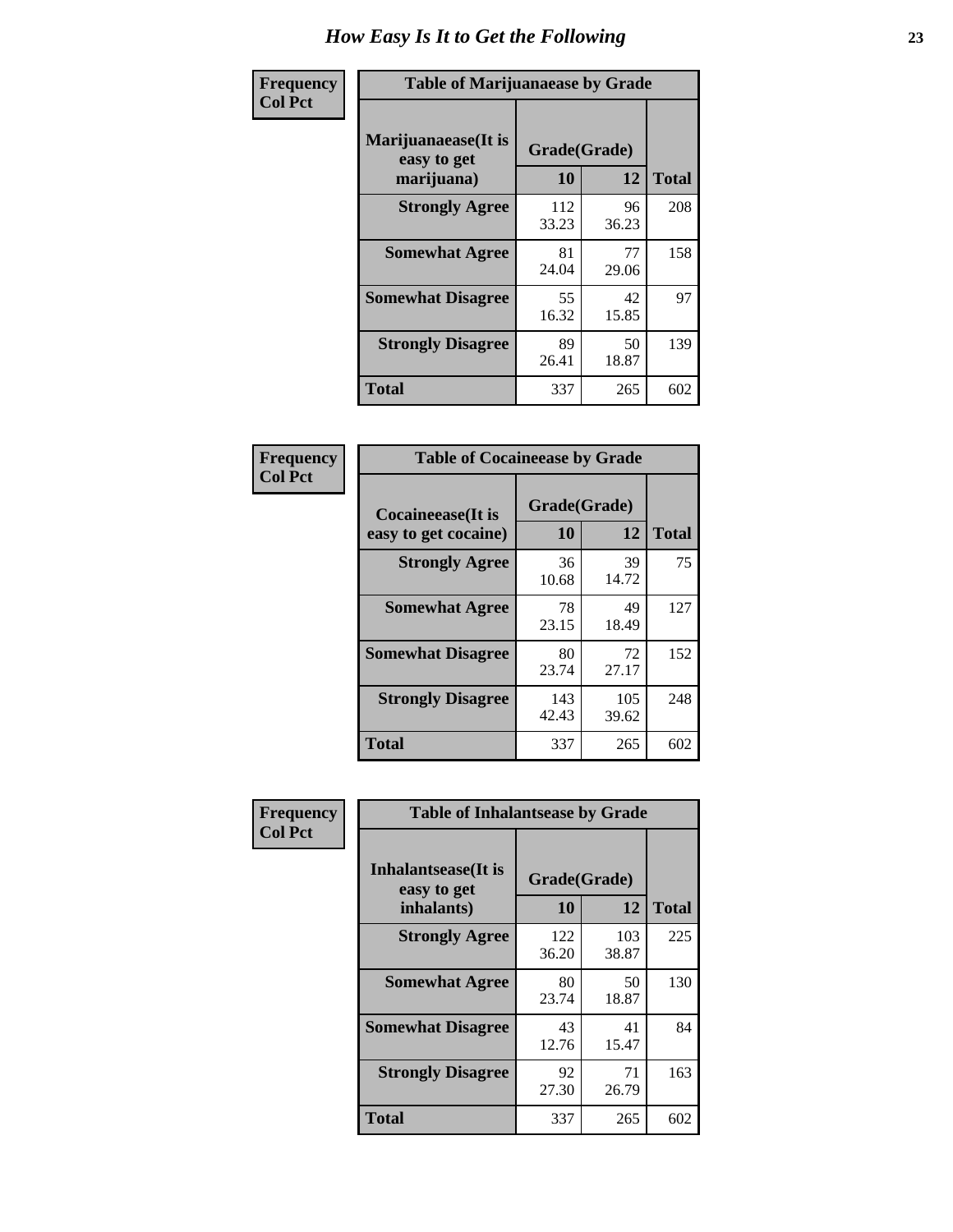# How Easy Is It to Get the Following

**Frequency**
**Col Pct**

| Table of Marijuanaease by Grade | | | |
|---|---|---|---|
| **Marijuanaease(It is easy to get marijuana)** | **Grade(Grade)** | | **Total** |
| | **10** | **12** | |
| **Strongly Agree** | 112<br>33.23 | 96<br>36.23 | 208 |
| **Somewhat Agree** | 81<br>24.04 | 77<br>29.06 | 158 |
| **Somewhat Disagree** | 55<br>16.32 | 42<br>15.85 | 97 |
| **Strongly Disagree** | 89<br>26.41 | 50<br>18.87 | 139 |
| **Total** | 337 | 265 | 602 |

**Frequency**
**Col Pct**

| Table of Cocaineease by Grade | | | |
|---|---|---|---|
| **Cocaineease(It is easy to get cocaine)** | **Grade(Grade)** | | **Total** |
| | **10** | **12** | |
| **Strongly Agree** | 36<br>10.68 | 39<br>14.72 | 75 |
| **Somewhat Agree** | 78<br>23.15 | 49<br>18.49 | 127 |
| **Somewhat Disagree** | 80<br>23.74 | 72<br>27.17 | 152 |
| **Strongly Disagree** | 143<br>42.43 | 105<br>39.62 | 248 |
| **Total** | 337 | 265 | 602 |

**Frequency**
**Col Pct**

| Table of Inhalantsease by Grade | | | |
|---|---|---|---|
| **Inhalantsease(It is easy to get inhalants)** | **Grade(Grade)** | | **Total** |
| | **10** | **12** | |
| **Strongly Agree** | 122<br>36.20 | 103<br>38.87 | 225 |
| **Somewhat Agree** | 80<br>23.74 | 50<br>18.87 | 130 |
| **Somewhat Disagree** | 43<br>12.76 | 41<br>15.47 | 84 |
| **Strongly Disagree** | 92<br>27.30 | 71<br>26.79 | 163 |
| **Total** | 337 | 265 | 602 |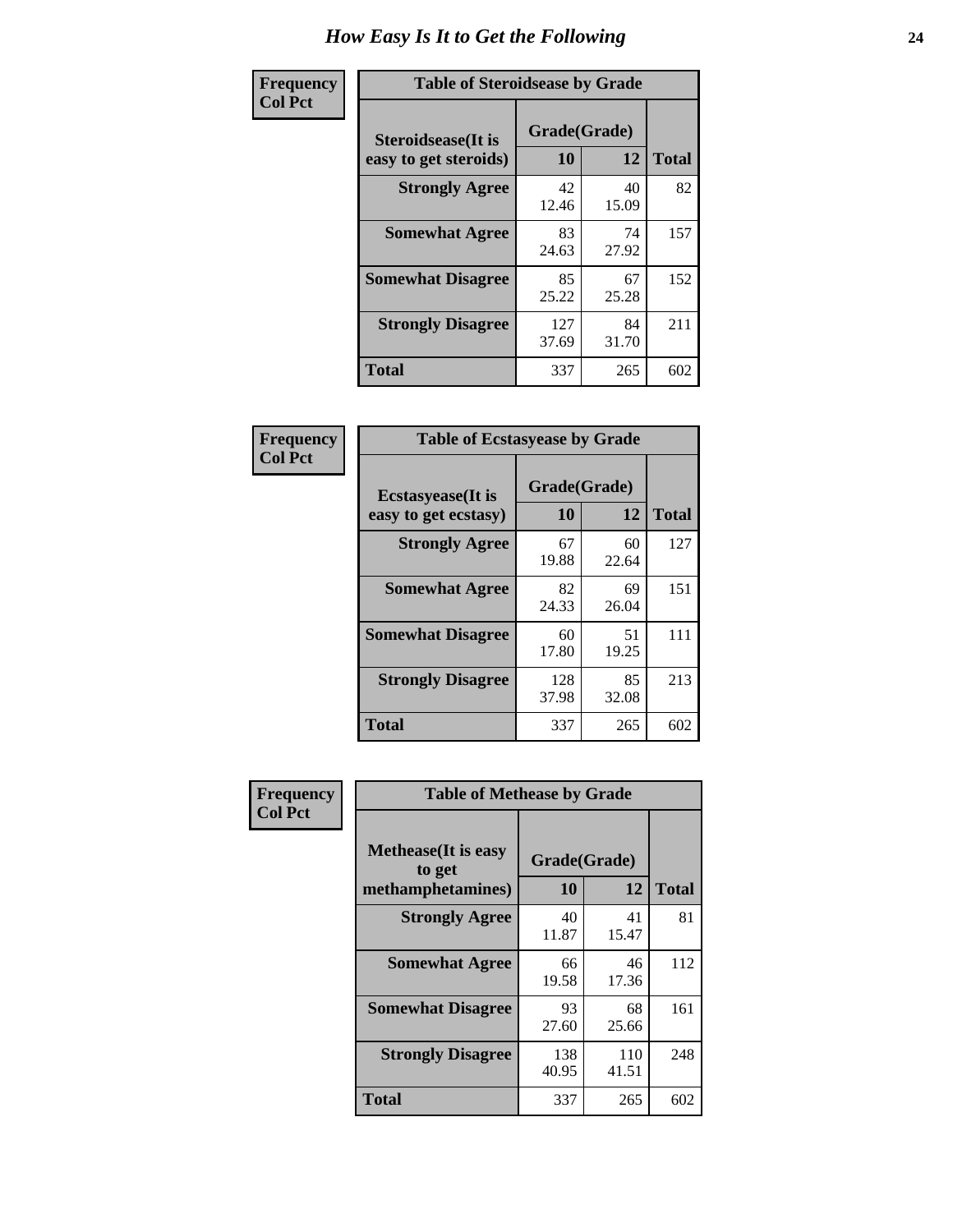# How Easy Is It to Get the Following

**Frequency**
**Col Pct**

**Table of Steroidsease by Grade**

| Steroidsease(It is easy to get steroids) | Grade(Grade) 10 | 12 | Total |
|---|---|---|---|
| **Strongly Agree** | 42<br>12.46 | 40<br>15.09 | 82 |
| **Somewhat Agree** | 83<br>24.63 | 74<br>27.92 | 157 |
| **Somewhat Disagree** | 85<br>25.22 | 67<br>25.28 | 152 |
| **Strongly Disagree** | 127<br>37.69 | 84<br>31.70 | 211 |
| **Total** | 337 | 265 | 602 |

**Frequency**
**Col Pct**

**Table of Ecstasyease by Grade**

| Ecstasyease(It is easy to get ecstasy) | Grade(Grade) 10 | 12 | Total |
|---|---|---|---|
| **Strongly Agree** | 67<br>19.88 | 60<br>22.64 | 127 |
| **Somewhat Agree** | 82<br>24.33 | 69<br>26.04 | 151 |
| **Somewhat Disagree** | 60<br>17.80 | 51<br>19.25 | 111 |
| **Strongly Disagree** | 128<br>37.98 | 85<br>32.08 | 213 |
| **Total** | 337 | 265 | 602 |

**Frequency**
**Col Pct**

**Table of Methease by Grade**

| Methease(It is easy to get methamphetamines) | Grade(Grade) 10 | 12 | Total |
|---|---|---|---|
| **Strongly Agree** | 40<br>11.87 | 41<br>15.47 | 81 |
| **Somewhat Agree** | 66<br>19.58 | 46<br>17.36 | 112 |
| **Somewhat Disagree** | 93<br>27.60 | 68<br>25.66 | 161 |
| **Strongly Disagree** | 138<br>40.95 | 110<br>41.51 | 248 |
| **Total** | 337 | 265 | 602 |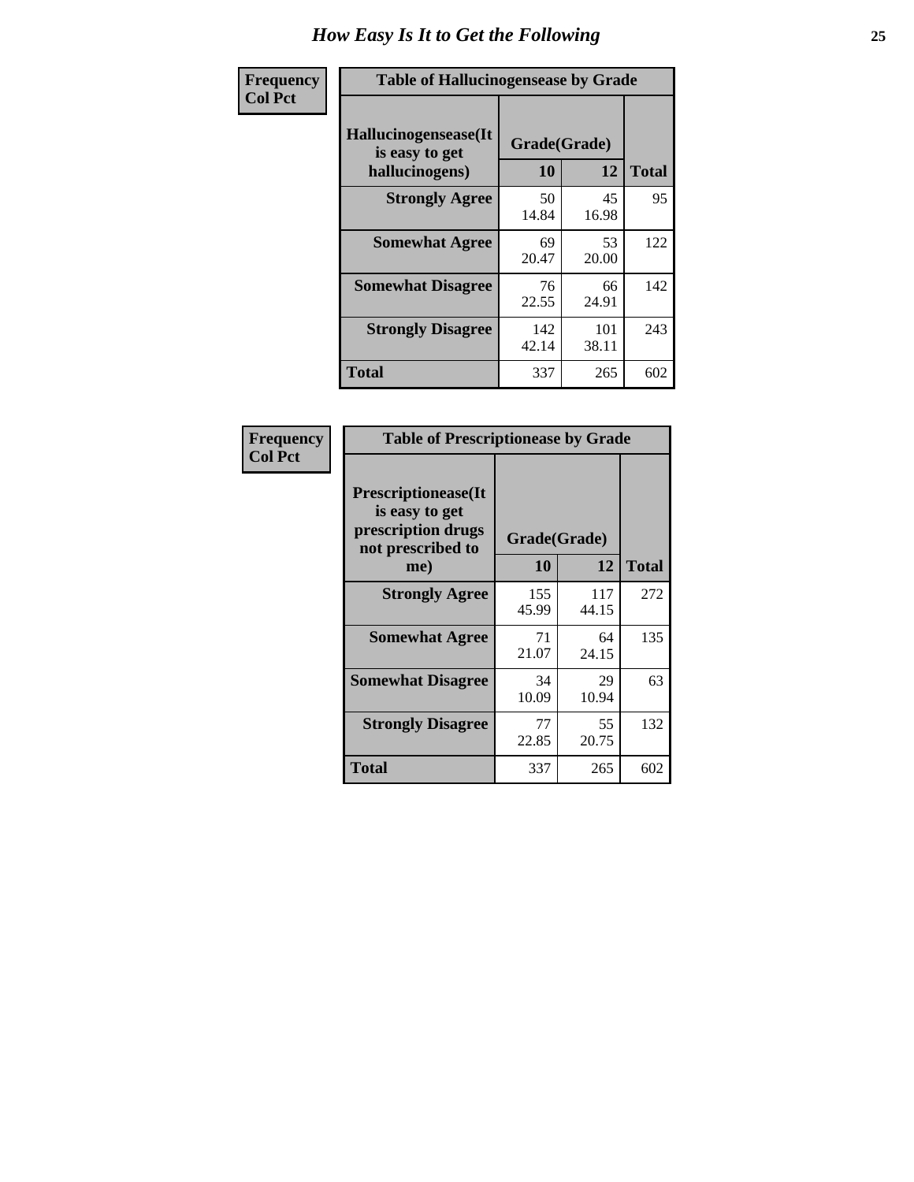# How Easy Is It to Get the Following

**Frequency**
**Col Pct**

**Table of Hallucinogensease by Grade**

| Hallucinogensease(It is easy to get hallucinogens) | Grade(Grade) 10 | 12 | Total |
|---|---|---|---|
| **Strongly Agree** | 50<br>14.84 | 45<br>16.98 | 95 |
| **Somewhat Agree** | 69<br>20.47 | 53<br>20.00 | 122 |
| **Somewhat Disagree** | 76<br>22.55 | 66<br>24.91 | 142 |
| **Strongly Disagree** | 142<br>42.14 | 101<br>38.11 | 243 |
| **Total** | 337 | 265 | 602 |

**Frequency**
**Col Pct**

**Table of Prescriptionease by Grade**

| Prescriptionease(It is easy to get prescription drugs not prescribed to me) | Grade(Grade) 10 | 12 | Total |
|---|---|---|---|
| **Strongly Agree** | 155<br>45.99 | 117<br>44.15 | 272 |
| **Somewhat Agree** | 71<br>21.07 | 64<br>24.15 | 135 |
| **Somewhat Disagree** | 34<br>10.09 | 29<br>10.94 | 63 |
| **Strongly Disagree** | 77<br>22.85 | 55<br>20.75 | 132 |
| **Total** | 337 | 265 | 602 |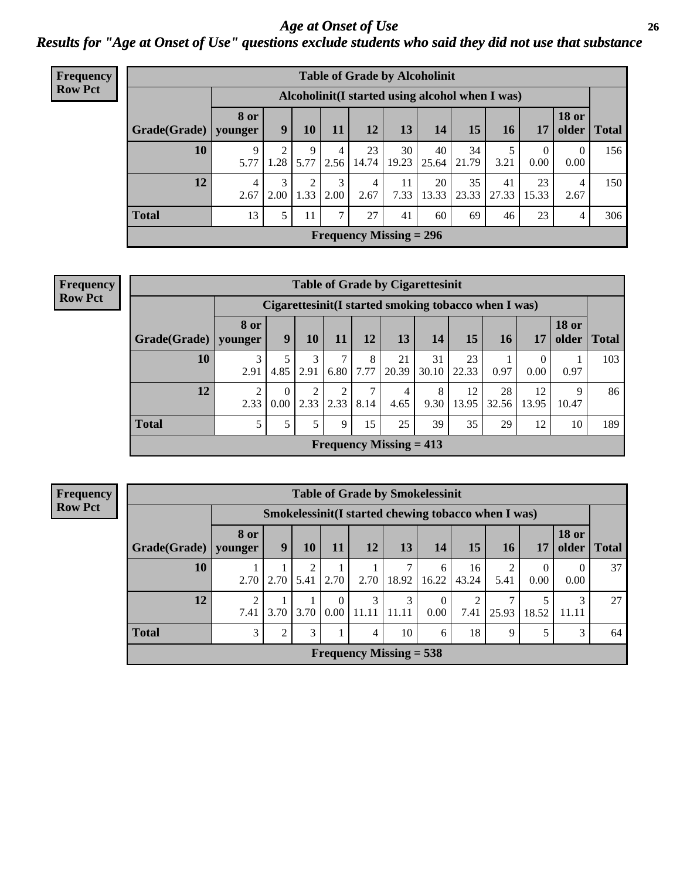# Age at Onset of Use

## Results for "Age at Onset of Use" questions exclude students who said they did not use that substance

**Frequency Row Pct**

**Table of Grade by Alcoholinit**

| Grade(Grade) | Alcoholinit(I started using alcohol when I was) | | | | | | | | | | | Total |
|---|---|---|---|---|---|---|---|---|---|---|---|---|
| | 8 or younger | 9 | 10 | 11 | 12 | 13 | 14 | 15 | 16 | 17 | 18 or older | |
| 10 | 9<br>5.77 | 2<br>1.28 | 9<br>5.77 | 4<br>2.56 | 23<br>14.74 | 30<br>19.23 | 40<br>25.64 | 34<br>21.79 | 5<br>3.21 | 0<br>0.00 | 0<br>0.00 | 156 |
| 12 | 4<br>2.67 | 3<br>2.00 | 2<br>1.33 | 3<br>2.00 | 4<br>2.67 | 11<br>7.33 | 20<br>13.33 | 35<br>23.33 | 41<br>27.33 | 23<br>15.33 | 4<br>2.67 | 150 |
| Total | 13 | 5 | 11 | 7 | 27 | 41 | 60 | 69 | 46 | 23 | 4 | 306 |

Frequency Missing = 296

**Frequency Row Pct**

**Table of Grade by Cigarettesinit**

| Grade(Grade) | Cigarettesinit(I started smoking tobacco when I was) | | | | | | | | | | | Total |
|---|---|---|---|---|---|---|---|---|---|---|---|---|
| | 8 or younger | 9 | 10 | 11 | 12 | 13 | 14 | 15 | 16 | 17 | 18 or older | |
| 10 | 3<br>2.91 | 5<br>4.85 | 3<br>2.91 | 7<br>6.80 | 8<br>7.77 | 21<br>20.39 | 31<br>30.10 | 23<br>22.33 | 1<br>0.97 | 0<br>0.00 | 1<br>0.97 | 103 |
| 12 | 2<br>2.33 | 0<br>0.00 | 2<br>2.33 | 2<br>2.33 | 7<br>8.14 | 4<br>4.65 | 8<br>9.30 | 12<br>13.95 | 28<br>32.56 | 12<br>13.95 | 9<br>10.47 | 86 |
| Total | 5 | 5 | 5 | 9 | 15 | 25 | 39 | 35 | 29 | 12 | 10 | 189 |

Frequency Missing = 413

**Frequency Row Pct**

**Table of Grade by Smokelessinit**

| Grade(Grade) | Smokelessinit(I started chewing tobacco when I was) | | | | | | | | | | | Total |
|---|---|---|---|---|---|---|---|---|---|---|---|---|
| | 8 or younger | 9 | 10 | 11 | 12 | 13 | 14 | 15 | 16 | 17 | 18 or older | |
| 10 | 1<br>2.70 | 1<br>2.70 | 2<br>5.41 | 1<br>2.70 | 1<br>2.70 | 7<br>18.92 | 6<br>16.22 | 16<br>43.24 | 2<br>5.41 | 0<br>0.00 | 0<br>0.00 | 37 |
| 12 | 2<br>7.41 | 1<br>3.70 | 1<br>3.70 | 0<br>0.00 | 3<br>11.11 | 3<br>11.11 | 0<br>0.00 | 2<br>7.41 | 7<br>25.93 | 5<br>18.52 | 3<br>11.11 | 27 |
| Total | 3 | 2 | 3 | 1 | 4 | 10 | 6 | 18 | 9 | 5 | 3 | 64 |

Frequency Missing = 538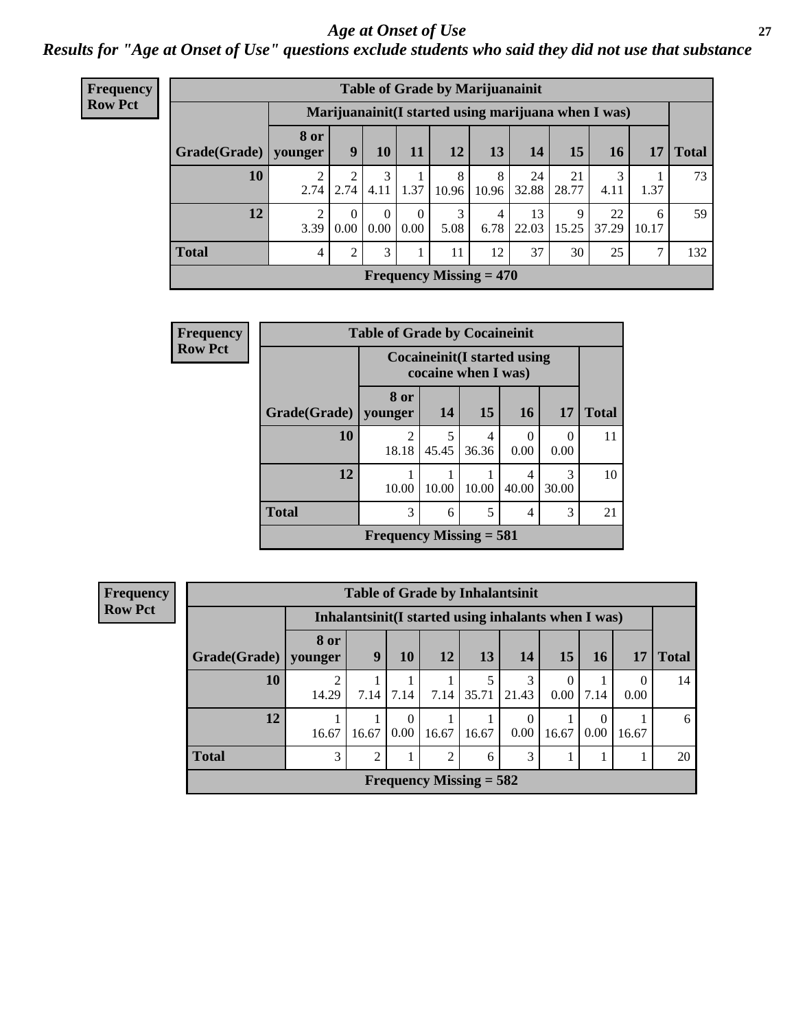# Age at Onset of Use

***Results for "Age at Onset of Use" questions exclude students who said they did not use that substance***

**Frequency**
**Row Pct**

**Table of Grade by Marijuanainit**

| Grade(Grade) | Marijuanainit(I started using marijuana when I was) | | | | | | | | | | Total |
|---|---|---|---|---|---|---|---|---|---|---|---|
| | 8 or younger | 9 | 10 | 11 | 12 | 13 | 14 | 15 | 16 | 17 | |
| 10 | 2<br>2.74 | 2<br>2.74 | 3<br>4.11 | 1<br>1.37 | 8<br>10.96 | 8<br>10.96 | 24<br>32.88 | 21<br>28.77 | 3<br>4.11 | 1<br>1.37 | 73 |
| 12 | 2<br>3.39 | 0<br>0.00 | 0<br>0.00 | 0<br>0.00 | 3<br>5.08 | 4<br>6.78 | 13<br>22.03 | 9<br>15.25 | 22<br>37.29 | 6<br>10.17 | 59 |
| Total | 4 | 2 | 3 | 1 | 11 | 12 | 37 | 30 | 25 | 7 | 132 |

Frequency Missing = 470

**Frequency**
**Row Pct**

**Table of Grade by Cocaineinit**

| Grade(Grade) | Cocaineinit(I started using cocaine when I was) | | | | | Total |
|---|---|---|---|---|---|---|
| | 8 or younger | 14 | 15 | 16 | 17 | |
| 10 | 2<br>18.18 | 5<br>45.45 | 4<br>36.36 | 0<br>0.00 | 0<br>0.00 | 11 |
| 12 | 1<br>10.00 | 1<br>10.00 | 1<br>10.00 | 4<br>40.00 | 3<br>30.00 | 10 |
| Total | 3 | 6 | 5 | 4 | 3 | 21 |

Frequency Missing = 581

**Frequency**
**Row Pct**

**Table of Grade by Inhalantsinit**

| Grade(Grade) | Inhalantsinit(I started using inhalants when I was) | | | | | | | | | Total |
|---|---|---|---|---|---|---|---|---|---|---|
| | 8 or younger | 9 | 10 | 12 | 13 | 14 | 15 | 16 | 17 | |
| 10 | 2<br>14.29 | 1<br>7.14 | 1<br>7.14 | 1<br>7.14 | 5<br>35.71 | 3<br>21.43 | 0<br>0.00 | 1<br>7.14 | 0<br>0.00 | 14 |
| 12 | 1<br>16.67 | 1<br>16.67 | 0<br>0.00 | 1<br>16.67 | 1<br>16.67 | 0<br>0.00 | 1<br>16.67 | 0<br>0.00 | 1<br>16.67 | 6 |
| Total | 3 | 2 | 1 | 2 | 6 | 3 | 1 | 1 | 1 | 20 |

Frequency Missing = 582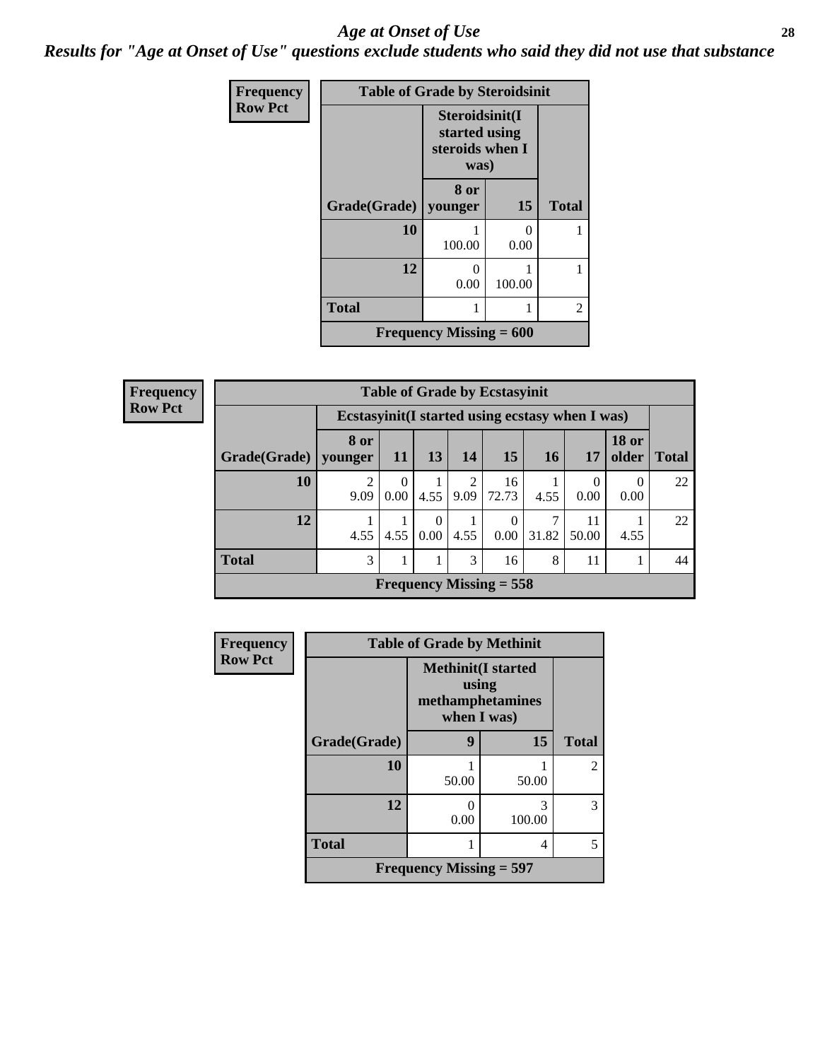# *Age at Onset of Use*

***Results for "Age at Onset of Use" questions exclude students who said they did not use that substance***

**Frequency**
**Row Pct**

**Table of Grade by Steroidsinit**

| | Steroidsinit(I started using steroids when I was) | | |
|---|---|---|---|
| Grade(Grade) | 8 or younger | 15 | Total |
| 10 | 1<br>100.00 | 0<br>0.00 | 1 |
| 12 | 0<br>0.00 | 1<br>100.00 | 1 |
| Total | 1 | 1 | 2 |

Frequency Missing = 600

**Frequency**
**Row Pct**

**Table of Grade by Ecstasyinit**

| | Ecstasyinit(I started using ecstasy when I was) | | | | | | | | |
|---|---|---|---|---|---|---|---|---|---|
| Grade(Grade) | 8 or younger | 11 | 13 | 14 | 15 | 16 | 17 | 18 or older | Total |
| 10 | 2<br>9.09 | 0<br>0.00 | 1<br>4.55 | 2<br>9.09 | 16<br>72.73 | 1<br>4.55 | 0<br>0.00 | 0<br>0.00 | 22 |
| 12 | 1<br>4.55 | 1<br>4.55 | 0<br>0.00 | 1<br>4.55 | 0<br>0.00 | 7<br>31.82 | 11<br>50.00 | 1<br>4.55 | 22 |
| Total | 3 | 1 | 1 | 3 | 16 | 8 | 11 | 1 | 44 |

Frequency Missing = 558

**Frequency**
**Row Pct**

**Table of Grade by Methinit**

| | Methinit(I started using methamphetamines when I was) | | |
|---|---|---|---|
| Grade(Grade) | 9 | 15 | Total |
| 10 | 1<br>50.00 | 1<br>50.00 | 2 |
| 12 | 0<br>0.00 | 3<br>100.00 | 3 |
| Total | 1 | 4 | 5 |

Frequency Missing = 597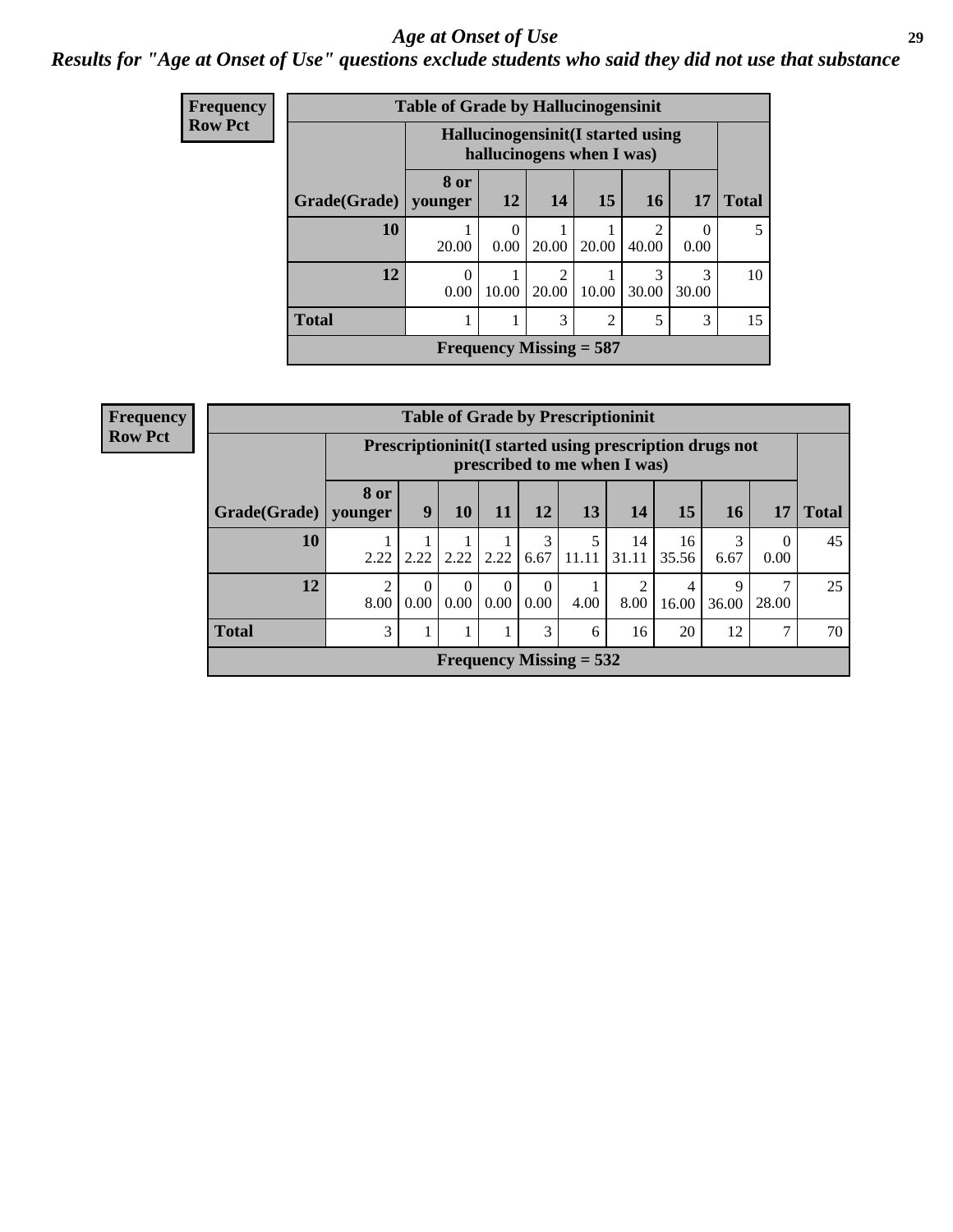# Age at Onset of Use

## Results for "Age at Onset of Use" questions exclude students who said they did not use that substance

**Frequency**
**Row Pct**

**Table of Grade by Hallucinogensinit**

| Grade(Grade) | Hallucinogensinit(I started using hallucinogens when I was) | | | | | | Total |
|---|---|---|---|---|---|---|---|
| | 8 or younger | 12 | 14 | 15 | 16 | 17 | |
| **10** | 1<br>20.00 | 0<br>0.00 | 1<br>20.00 | 1<br>20.00 | 2<br>40.00 | 0<br>0.00 | 5 |
| **12** | 0<br>0.00 | 1<br>10.00 | 2<br>20.00 | 1<br>10.00 | 3<br>30.00 | 3<br>30.00 | 10 |
| **Total** | 1 | 1 | 3 | 2 | 5 | 3 | 15 |
| **Frequency Missing = 587** | | | | | | | |

**Frequency**
**Row Pct**

**Table of Grade by Prescriptioninit**

| Grade(Grade) | Prescriptioninit(I started using prescription drugs not prescribed to me when I was) | | | | | | | | | | Total |
|---|---|---|---|---|---|---|---|---|---|---|---|
| | 8 or younger | 9 | 10 | 11 | 12 | 13 | 14 | 15 | 16 | 17 | |
| **10** | 1<br>2.22 | 1<br>2.22 | 1<br>2.22 | 1<br>2.22 | 3<br>6.67 | 5<br>11.11 | 14<br>31.11 | 16<br>35.56 | 3<br>6.67 | 0<br>0.00 | 45 |
| **12** | 2<br>8.00 | 0<br>0.00 | 0<br>0.00 | 0<br>0.00 | 0<br>0.00 | 1<br>4.00 | 2<br>8.00 | 4<br>16.00 | 9<br>36.00 | 7<br>28.00 | 25 |
| **Total** | 3 | 1 | 1 | 1 | 3 | 6 | 16 | 20 | 12 | 7 | 70 |
| **Frequency Missing = 532** | | | | | | | | | | | |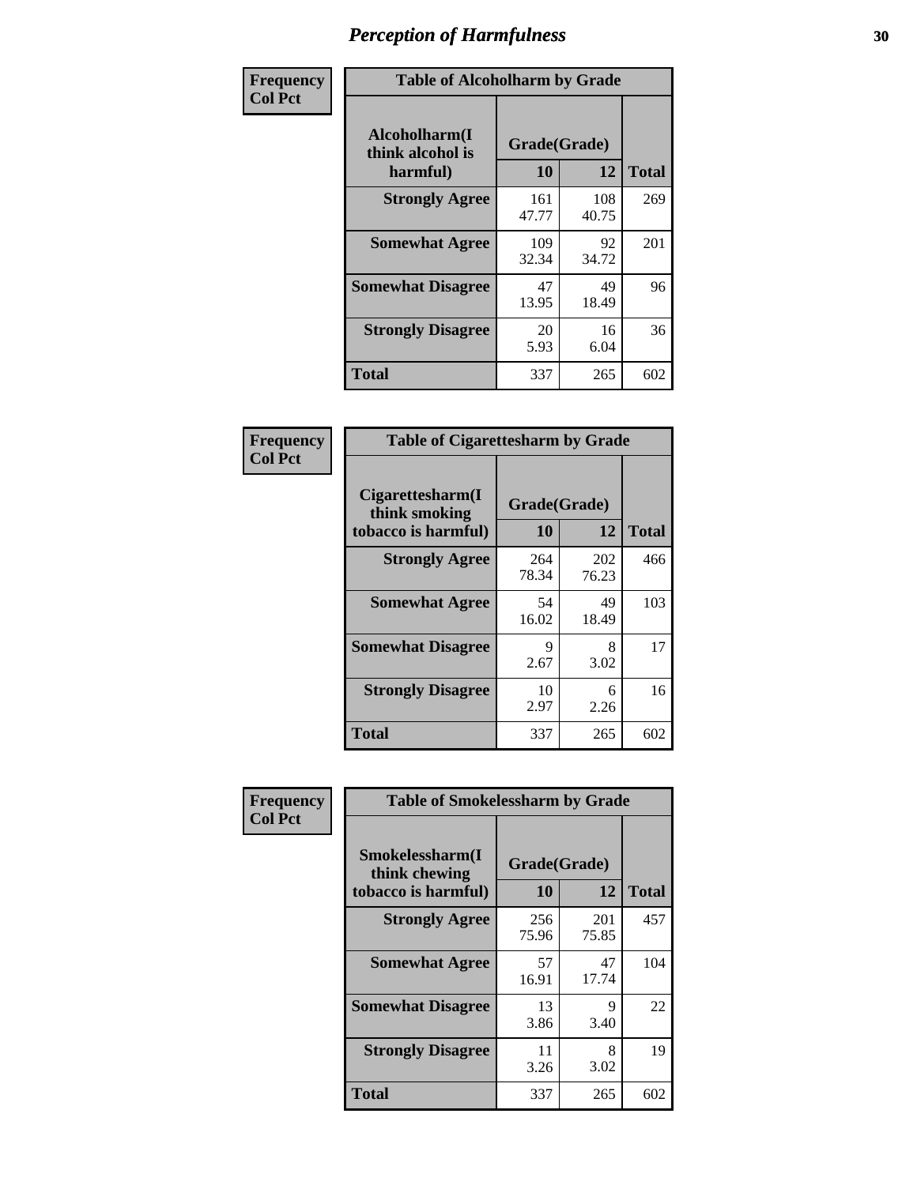# Perception of Harmfulness

**Frequency**
**Col Pct**

**Table of Alcoholharm by Grade**

| Alcoholharm(I think alcohol is harmful) | Grade(Grade) | | Total |
|---|---|---|---|
| | 10 | 12 | |
| **Strongly Agree** | 161<br>47.77 | 108<br>40.75 | 269 |
| **Somewhat Agree** | 109<br>32.34 | 92<br>34.72 | 201 |
| **Somewhat Disagree** | 47<br>13.95 | 49<br>18.49 | 96 |
| **Strongly Disagree** | 20<br>5.93 | 16<br>6.04 | 36 |
| **Total** | 337 | 265 | 602 |

**Frequency**
**Col Pct**

**Table of Cigarettesharm by Grade**

| Cigarettesharm(I think smoking tobacco is harmful) | Grade(Grade) | | Total |
|---|---|---|---|
| | 10 | 12 | |
| **Strongly Agree** | 264<br>78.34 | 202<br>76.23 | 466 |
| **Somewhat Agree** | 54<br>16.02 | 49<br>18.49 | 103 |
| **Somewhat Disagree** | 9<br>2.67 | 8<br>3.02 | 17 |
| **Strongly Disagree** | 10<br>2.97 | 6<br>2.26 | 16 |
| **Total** | 337 | 265 | 602 |

**Frequency**
**Col Pct**

**Table of Smokelessharm by Grade**

| Smokelessharm(I think chewing tobacco is harmful) | Grade(Grade) | | Total |
|---|---|---|---|
| | 10 | 12 | |
| **Strongly Agree** | 256<br>75.96 | 201<br>75.85 | 457 |
| **Somewhat Agree** | 57<br>16.91 | 47<br>17.74 | 104 |
| **Somewhat Disagree** | 13<br>3.86 | 9<br>3.40 | 22 |
| **Strongly Disagree** | 11<br>3.26 | 8<br>3.02 | 19 |
| **Total** | 337 | 265 | 602 |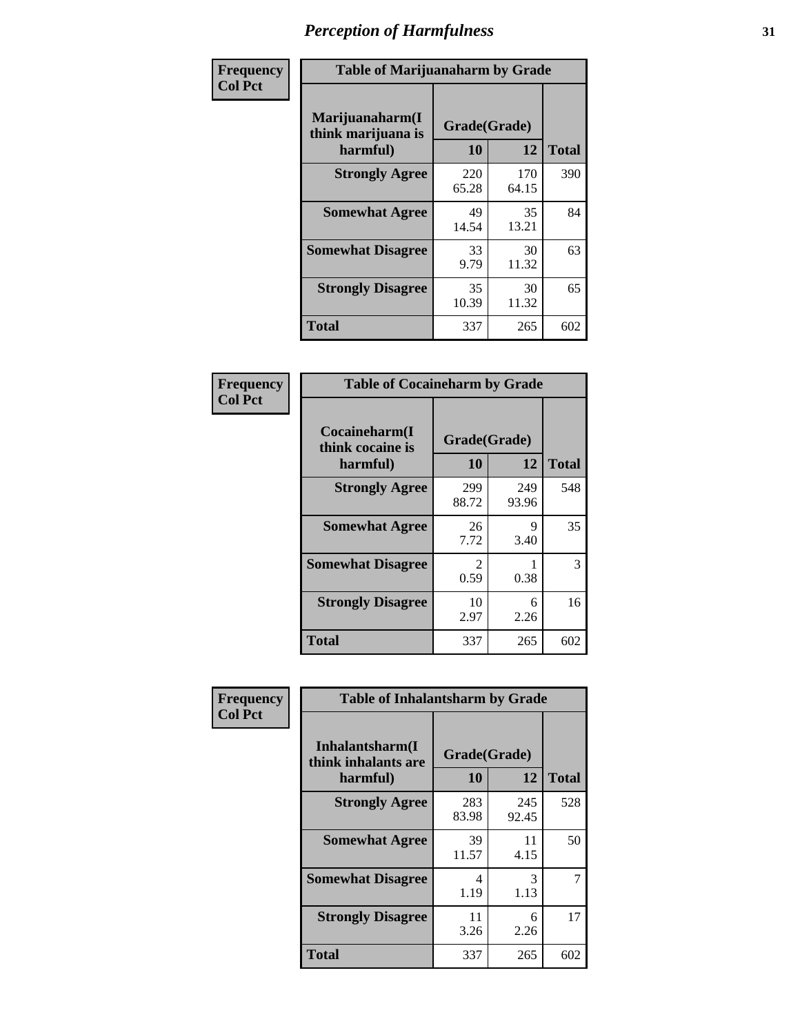# *Perception of Harmfulness*

| Frequency<br>Col Pct | Table of Marijuanaharm by Grade | | |
|---|---|---|---|
| Marijuanaharm(I think marijuana is harmful) | Grade(Grade) | | |
| | 10 | 12 | Total |
| Strongly Agree | 220<br>65.28 | 170<br>64.15 | 390 |
| Somewhat Agree | 49<br>14.54 | 35<br>13.21 | 84 |
| Somewhat Disagree | 33<br>9.79 | 30<br>11.32 | 63 |
| Strongly Disagree | 35<br>10.39 | 30<br>11.32 | 65 |
| Total | 337 | 265 | 602 |

| Frequency<br>Col Pct | Table of Cocaineharm by Grade | | |
|---|---|---|---|
| Cocaineharm(I think cocaine is harmful) | Grade(Grade) | | |
| | 10 | 12 | Total |
| Strongly Agree | 299<br>88.72 | 249<br>93.96 | 548 |
| Somewhat Agree | 26<br>7.72 | 9<br>3.40 | 35 |
| Somewhat Disagree | 2<br>0.59 | 1<br>0.38 | 3 |
| Strongly Disagree | 10<br>2.97 | 6<br>2.26 | 16 |
| Total | 337 | 265 | 602 |

| Frequency<br>Col Pct | Table of Inhalantsharm by Grade | | |
|---|---|---|---|
| Inhalantsharm(I think inhalants are harmful) | Grade(Grade) | | |
| | 10 | 12 | Total |
| Strongly Agree | 283<br>83.98 | 245<br>92.45 | 528 |
| Somewhat Agree | 39<br>11.57 | 11<br>4.15 | 50 |
| Somewhat Disagree | 4<br>1.19 | 3<br>1.13 | 7 |
| Strongly Disagree | 11<br>3.26 | 6<br>2.26 | 17 |
| Total | 337 | 265 | 602 |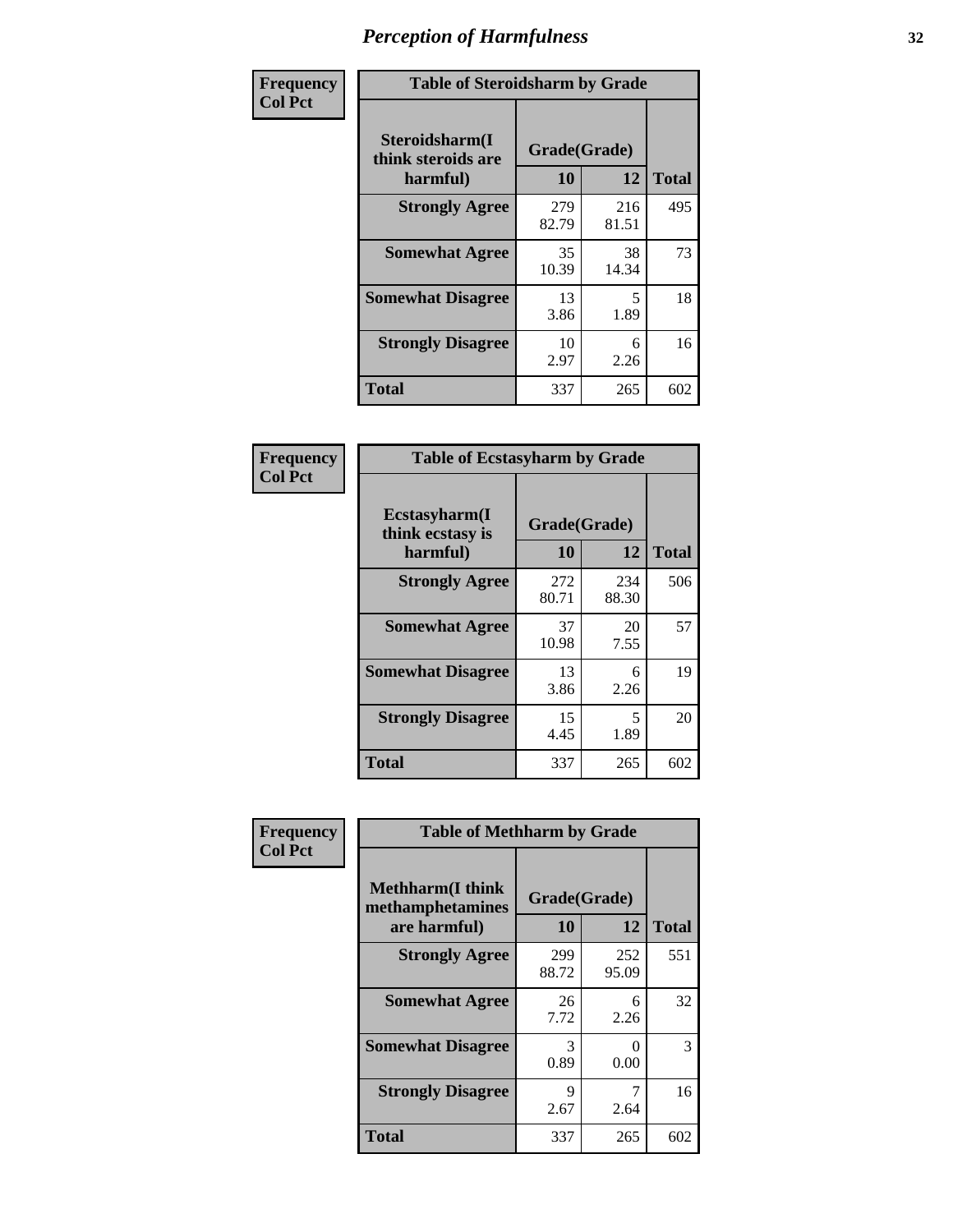# Perception of Harmfulness

**Frequency**
**Col Pct**

| Table of Steroidsharm by Grade | | | |
|---|---|---|---|
| **Steroidsharm(I think steroids are harmful)** | **Grade(Grade)** | | **Total** |
| | **10** | **12** | |
| **Strongly Agree** | 279<br>82.79 | 216<br>81.51 | 495 |
| **Somewhat Agree** | 35<br>10.39 | 38<br>14.34 | 73 |
| **Somewhat Disagree** | 13<br>3.86 | 5<br>1.89 | 18 |
| **Strongly Disagree** | 10<br>2.97 | 6<br>2.26 | 16 |
| **Total** | 337 | 265 | 602 |

**Frequency**
**Col Pct**

| Table of Ecstasyharm by Grade | | | |
|---|---|---|---|
| **Ecstasyharm(I think ecstasy is harmful)** | **Grade(Grade)** | | **Total** |
| | **10** | **12** | |
| **Strongly Agree** | 272<br>80.71 | 234<br>88.30 | 506 |
| **Somewhat Agree** | 37<br>10.98 | 20<br>7.55 | 57 |
| **Somewhat Disagree** | 13<br>3.86 | 6<br>2.26 | 19 |
| **Strongly Disagree** | 15<br>4.45 | 5<br>1.89 | 20 |
| **Total** | 337 | 265 | 602 |

**Frequency**
**Col Pct**

| Table of Methharm by Grade | | | |
|---|---|---|---|
| **Methharm(I think methamphetamines are harmful)** | **Grade(Grade)** | | **Total** |
| | **10** | **12** | |
| **Strongly Agree** | 299<br>88.72 | 252<br>95.09 | 551 |
| **Somewhat Agree** | 26<br>7.72 | 6<br>2.26 | 32 |
| **Somewhat Disagree** | 3<br>0.89 | 0<br>0.00 | 3 |
| **Strongly Disagree** | 9<br>2.67 | 7<br>2.64 | 16 |
| **Total** | 337 | 265 | 602 |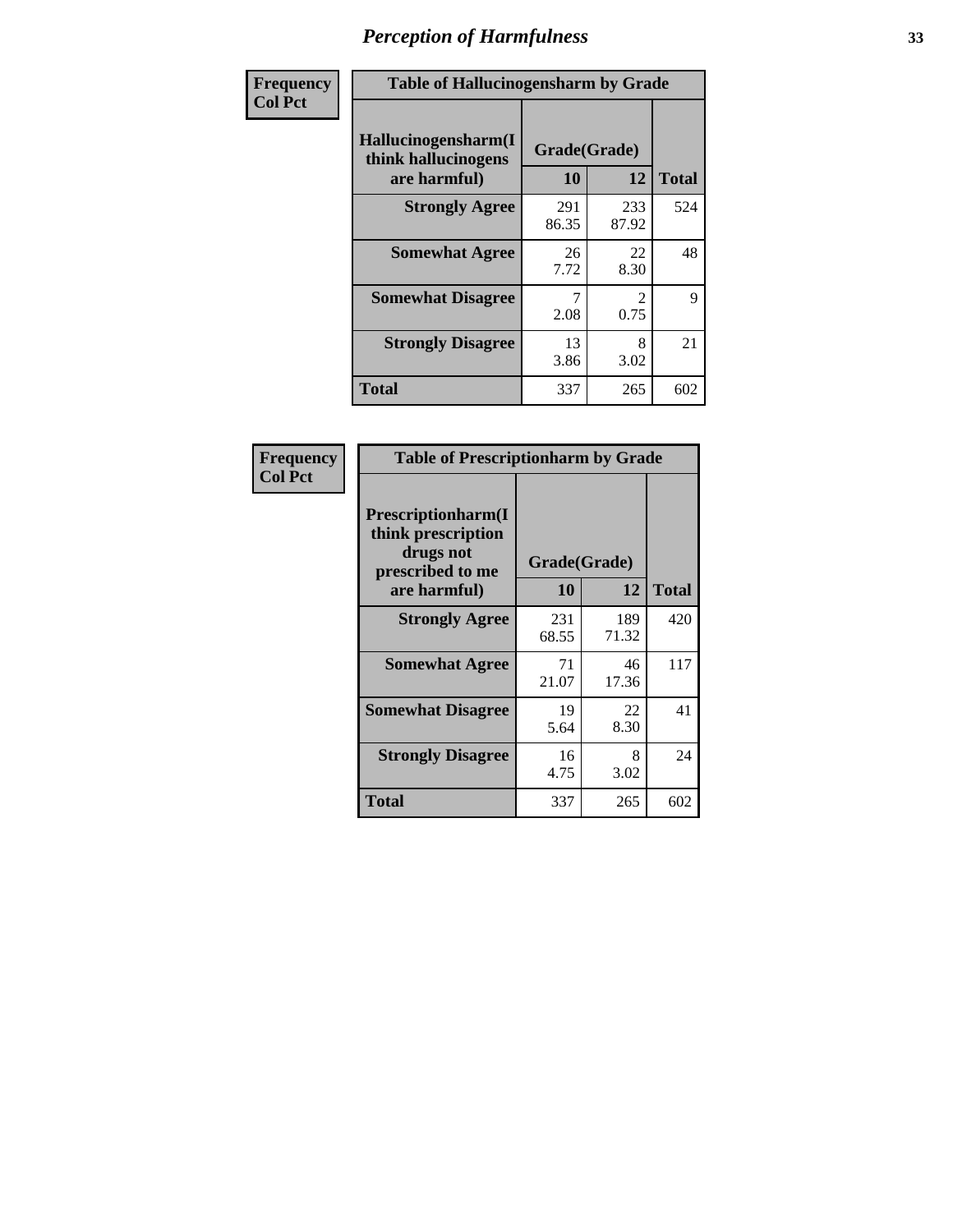# Perception of Harmfulness

| Frequency<br>Col Pct | Table of Hallucinogensharm by Grade | | |
|---|---|---|---|
| Hallucinogensharm(I think hallucinogens are harmful) | Grade(Grade) | | |
| | 10 | 12 | Total |
| Strongly Agree | 291<br>86.35 | 233<br>87.92 | 524 |
| Somewhat Agree | 26<br>7.72 | 22<br>8.30 | 48 |
| Somewhat Disagree | 7<br>2.08 | 2<br>0.75 | 9 |
| Strongly Disagree | 13<br>3.86 | 8<br>3.02 | 21 |
| Total | 337 | 265 | 602 |

| Frequency<br>Col Pct | Table of Prescriptionharm by Grade | | |
|---|---|---|---|
| Prescriptionharm(I think prescription drugs not prescribed to me are harmful) | Grade(Grade) | | |
| | 10 | 12 | Total |
| Strongly Agree | 231<br>68.55 | 189<br>71.32 | 420 |
| Somewhat Agree | 71<br>21.07 | 46<br>17.36 | 117 |
| Somewhat Disagree | 19<br>5.64 | 22<br>8.30 | 41 |
| Strongly Disagree | 16<br>4.75 | 8<br>3.02 | 24 |
| Total | 337 | 265 | 602 |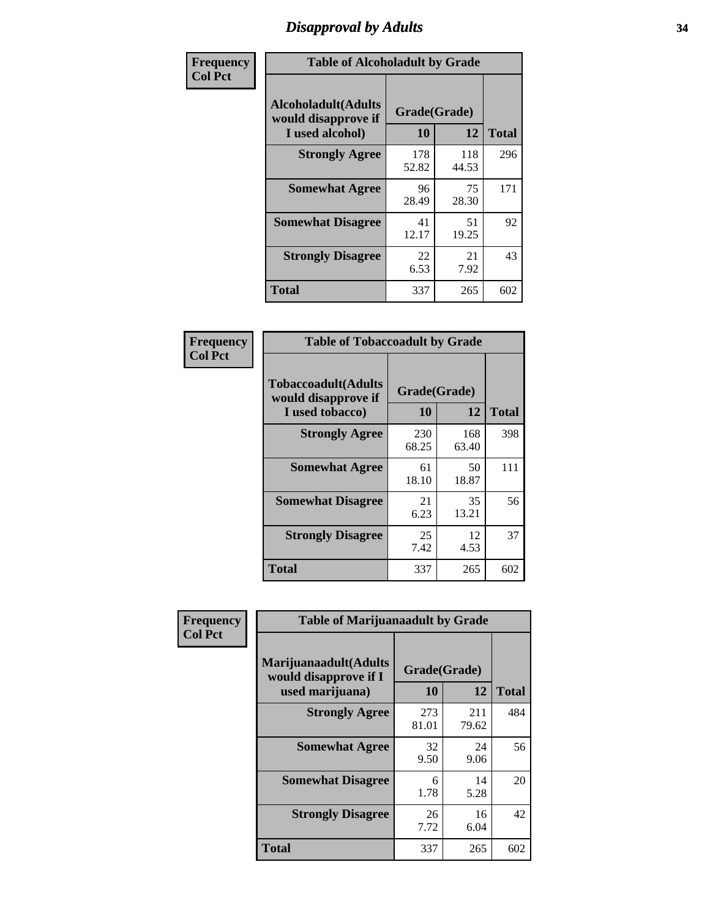## Disapproval by Adults

**Frequency**
**Col Pct**

**Table of Alcoholadult by Grade**

| Alcoholadult(Adults would disapprove if I used alcohol) | Grade(Grade) | | Total |
|---|---|---|---|
| | 10 | 12 | |
| Strongly Agree | 178<br>52.82 | 118<br>44.53 | 296 |
| Somewhat Agree | 96<br>28.49 | 75<br>28.30 | 171 |
| Somewhat Disagree | 41<br>12.17 | 51<br>19.25 | 92 |
| Strongly Disagree | 22<br>6.53 | 21<br>7.92 | 43 |
| Total | 337 | 265 | 602 |

**Frequency**
**Col Pct**

**Table of Tobaccoadult by Grade**

| Tobaccoadult(Adults would disapprove if I used tobacco) | Grade(Grade) | | Total |
|---|---|---|---|
| | 10 | 12 | |
| Strongly Agree | 230<br>68.25 | 168<br>63.40 | 398 |
| Somewhat Agree | 61<br>18.10 | 50<br>18.87 | 111 |
| Somewhat Disagree | 21<br>6.23 | 35<br>13.21 | 56 |
| Strongly Disagree | 25<br>7.42 | 12<br>4.53 | 37 |
| Total | 337 | 265 | 602 |

**Frequency**
**Col Pct**

**Table of Marijuanaadult by Grade**

| Marijuanaadult(Adults would disapprove if I used marijuana) | Grade(Grade) | | Total |
|---|---|---|---|
| | 10 | 12 | |
| Strongly Agree | 273<br>81.01 | 211<br>79.62 | 484 |
| Somewhat Agree | 32<br>9.50 | 24<br>9.06 | 56 |
| Somewhat Disagree | 6<br>1.78 | 14<br>5.28 | 20 |
| Strongly Disagree | 26<br>7.72 | 16<br>6.04 | 42 |
| Total | 337 | 265 | 602 |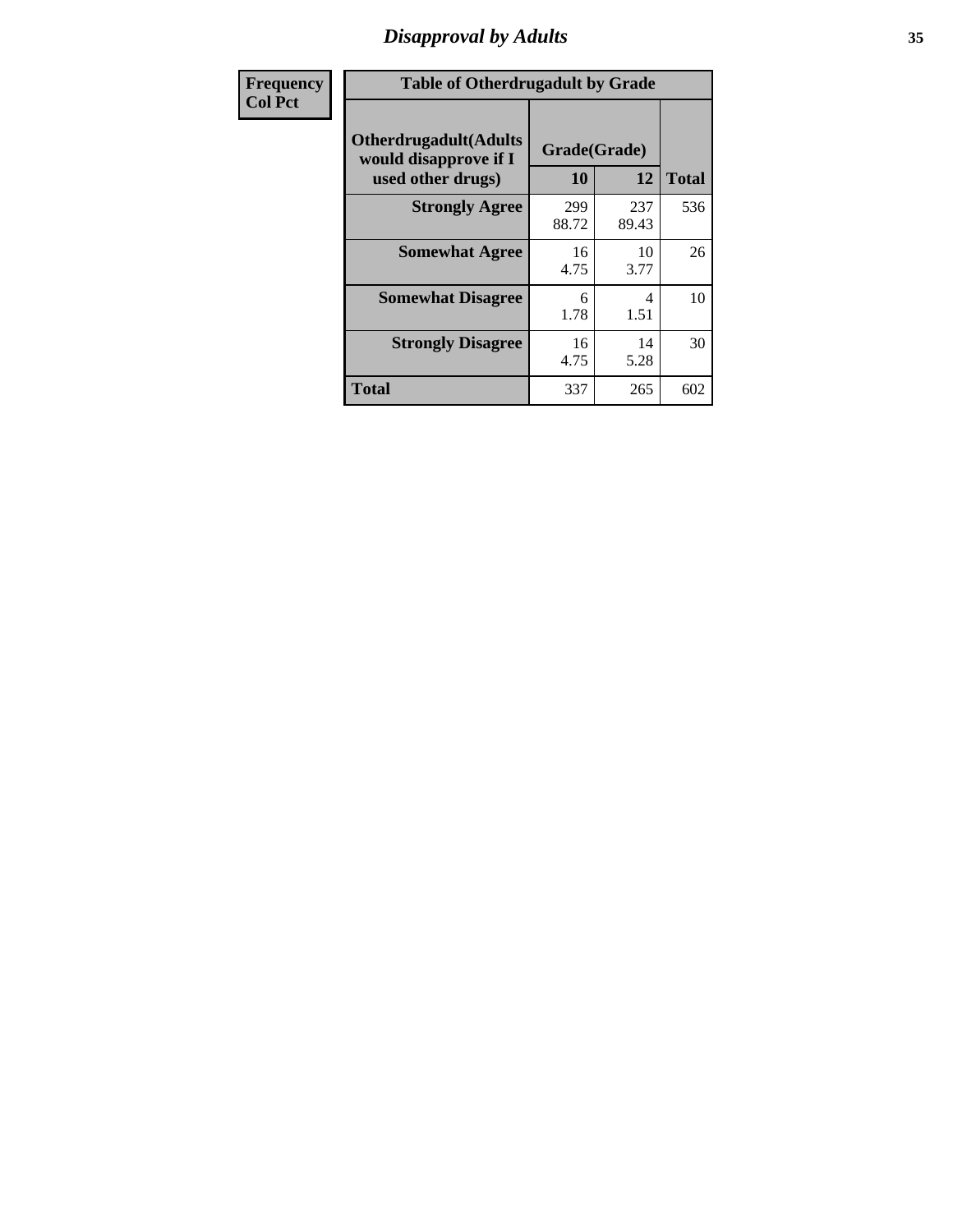| Frequency Col Pct | Table of Otherdrugadult by Grade | | | |
|---|---|---|---|---|
| | Otherdrugadult(Adults would disapprove if I used other drugs) | Grade(Grade) | | Total |
| | | 10 | 12 | |
| | Strongly Agree | 299 88.72 | 237 89.43 | 536 |
| | Somewhat Agree | 16 4.75 | 10 3.77 | 26 |
| | Somewhat Disagree | 6 1.78 | 4 1.51 | 10 |
| | Strongly Disagree | 16 4.75 | 14 5.28 | 30 |
| | Total | 337 | 265 | 602 |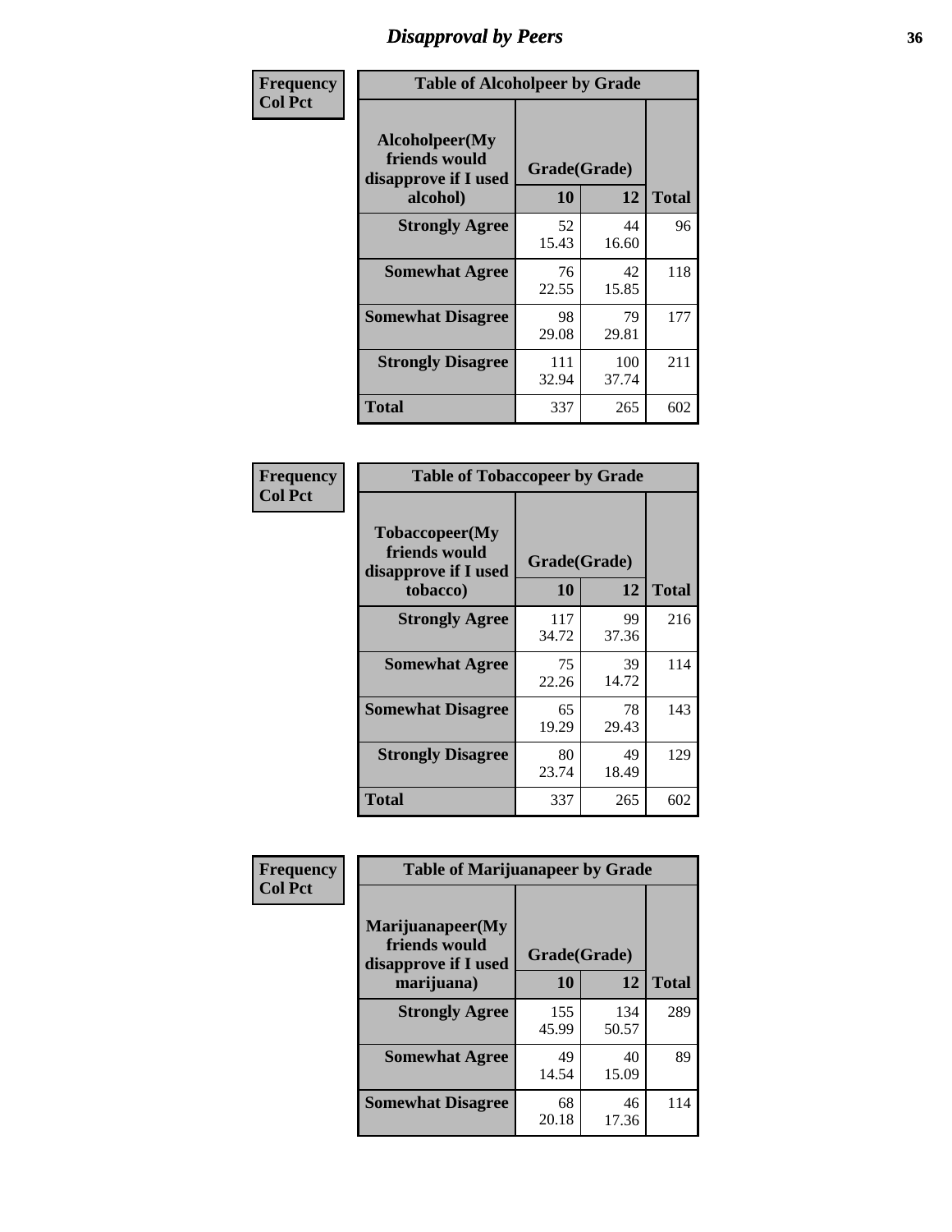# Disapproval by Peers

**Frequency**
**Col Pct**

**Table of Alcoholpeer by Grade**

| Alcoholpeer(My friends would disapprove if I used alcohol) | Grade(Grade) 10 | 12 | Total |
|---|---|---|---|
| **Strongly Agree** | 52<br>15.43 | 44<br>16.60 | 96 |
| **Somewhat Agree** | 76<br>22.55 | 42<br>15.85 | 118 |
| **Somewhat Disagree** | 98<br>29.08 | 79<br>29.81 | 177 |
| **Strongly Disagree** | 111<br>32.94 | 100<br>37.74 | 211 |
| **Total** | 337 | 265 | 602 |

**Frequency**
**Col Pct**

**Table of Tobaccopeer by Grade**

| Tobaccopeer(My friends would disapprove if I used tobacco) | Grade(Grade) 10 | 12 | Total |
|---|---|---|---|
| **Strongly Agree** | 117<br>34.72 | 99<br>37.36 | 216 |
| **Somewhat Agree** | 75<br>22.26 | 39<br>14.72 | 114 |
| **Somewhat Disagree** | 65<br>19.29 | 78<br>29.43 | 143 |
| **Strongly Disagree** | 80<br>23.74 | 49<br>18.49 | 129 |
| **Total** | 337 | 265 | 602 |

**Frequency**
**Col Pct**

**Table of Marijuanapeer by Grade**

| Marijuanapeer(My friends would disapprove if I used marijuana) | Grade(Grade) 10 | 12 | Total |
|---|---|---|---|
| **Strongly Agree** | 155<br>45.99 | 134<br>50.57 | 289 |
| **Somewhat Agree** | 49<br>14.54 | 40<br>15.09 | 89 |
| **Somewhat Disagree** | 68<br>20.18 | 46<br>17.36 | 114 |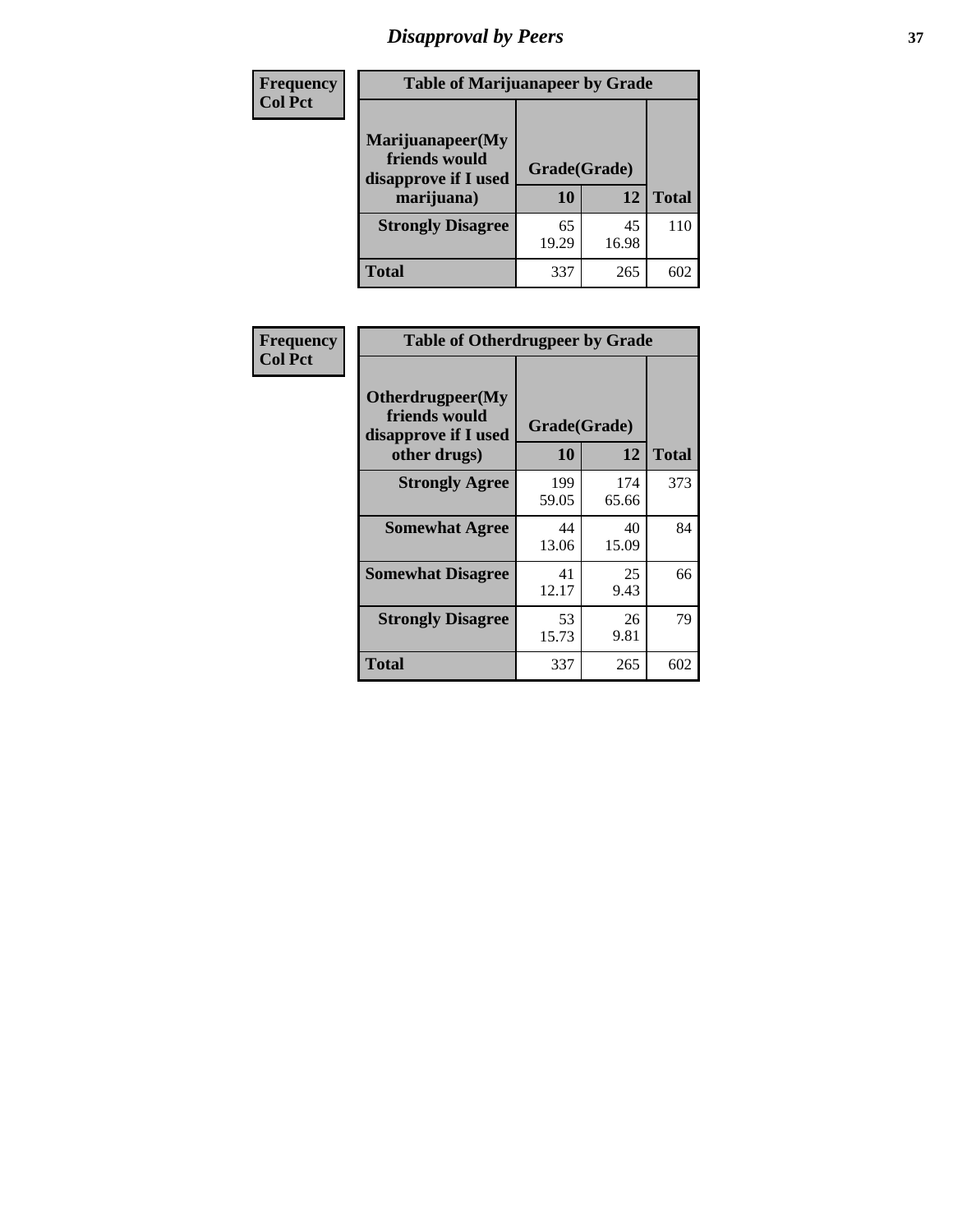# Disapproval by Peers

**Frequency**
**Col Pct**

| Table of Marijuanapeer by Grade | | | |
|---|---|---|---|
| Marijuanapeer(My friends would disapprove if I used marijuana) | Grade(Grade) | | |
| | 10 | 12 | Total |
| Strongly Disagree | 65<br>19.29 | 45<br>16.98 | 110 |
| Total | 337 | 265 | 602 |

**Frequency**
**Col Pct**

| Table of Otherdrugpeer by Grade | | | |
|---|---|---|---|
| Otherdrugpeer(My friends would disapprove if I used other drugs) | Grade(Grade) | | |
| | 10 | 12 | Total |
| Strongly Agree | 199<br>59.05 | 174<br>65.66 | 373 |
| Somewhat Agree | 44<br>13.06 | 40<br>15.09 | 84 |
| Somewhat Disagree | 41<br>12.17 | 25<br>9.43 | 66 |
| Strongly Disagree | 53<br>15.73 | 26<br>9.81 | 79 |
| Total | 337 | 265 | 602 |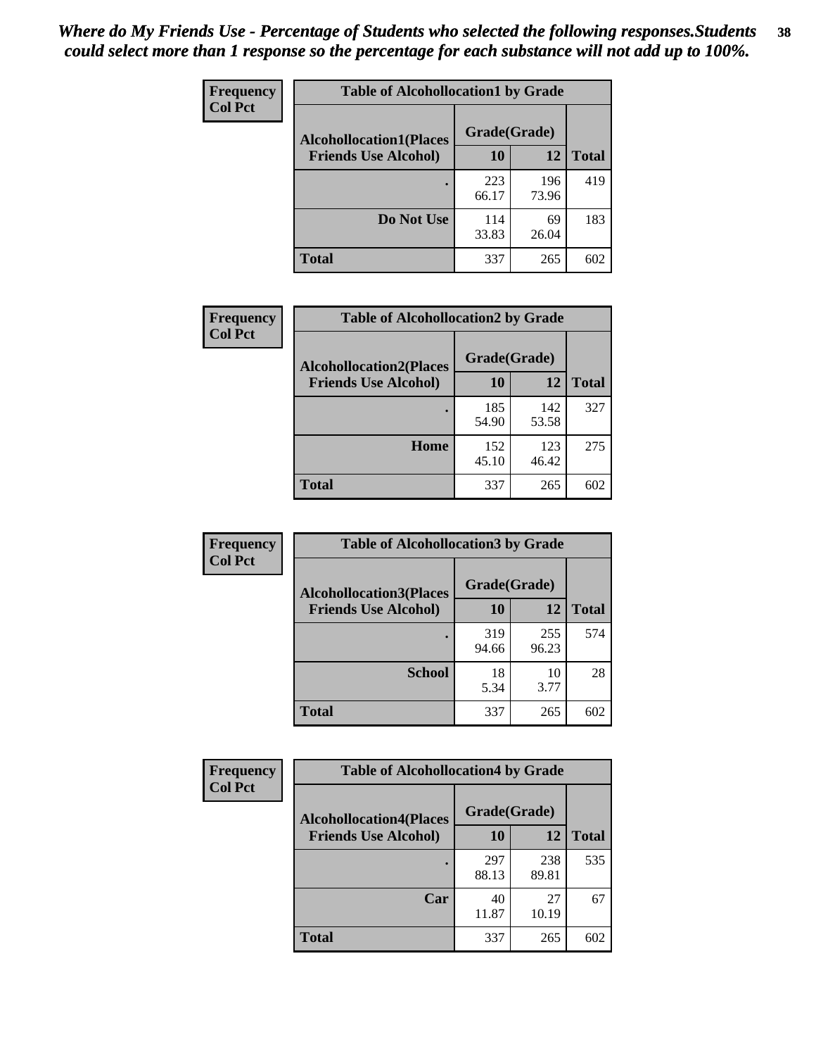*Where do My Friends Use - Percentage of Students who selected the following responses.Students could select more than 1 response so the percentage for each substance will not add up to 100%.*

**Frequency**
**Col Pct**

| Table of Alcohollocation1 by Grade | | | |
|---|---|---|---|
| **Alcohollocation1(Places Friends Use Alcohol)** | **Grade(Grade)** | | |
| | **10** | **12** | **Total** |
| **.** | 223<br>66.17 | 196<br>73.96 | 419 |
| **Do Not Use** | 114<br>33.83 | 69<br>26.04 | 183 |
| **Total** | 337 | 265 | 602 |

**Frequency**
**Col Pct**

| Table of Alcohollocation2 by Grade | | | |
|---|---|---|---|
| **Alcohollocation2(Places Friends Use Alcohol)** | **Grade(Grade)** | | |
| | **10** | **12** | **Total** |
| **.** | 185<br>54.90 | 142<br>53.58 | 327 |
| **Home** | 152<br>45.10 | 123<br>46.42 | 275 |
| **Total** | 337 | 265 | 602 |

**Frequency**
**Col Pct**

| Table of Alcohollocation3 by Grade | | | |
|---|---|---|---|
| **Alcohollocation3(Places Friends Use Alcohol)** | **Grade(Grade)** | | |
| | **10** | **12** | **Total** |
| **.** | 319<br>94.66 | 255<br>96.23 | 574 |
| **School** | 18<br>5.34 | 10<br>3.77 | 28 |
| **Total** | 337 | 265 | 602 |

**Frequency**
**Col Pct**

| Table of Alcohollocation4 by Grade | | | |
|---|---|---|---|
| **Alcohollocation4(Places Friends Use Alcohol)** | **Grade(Grade)** | | |
| | **10** | **12** | **Total** |
| **.** | 297<br>88.13 | 238<br>89.81 | 535 |
| **Car** | 40<br>11.87 | 27<br>10.19 | 67 |
| **Total** | 337 | 265 | 602 |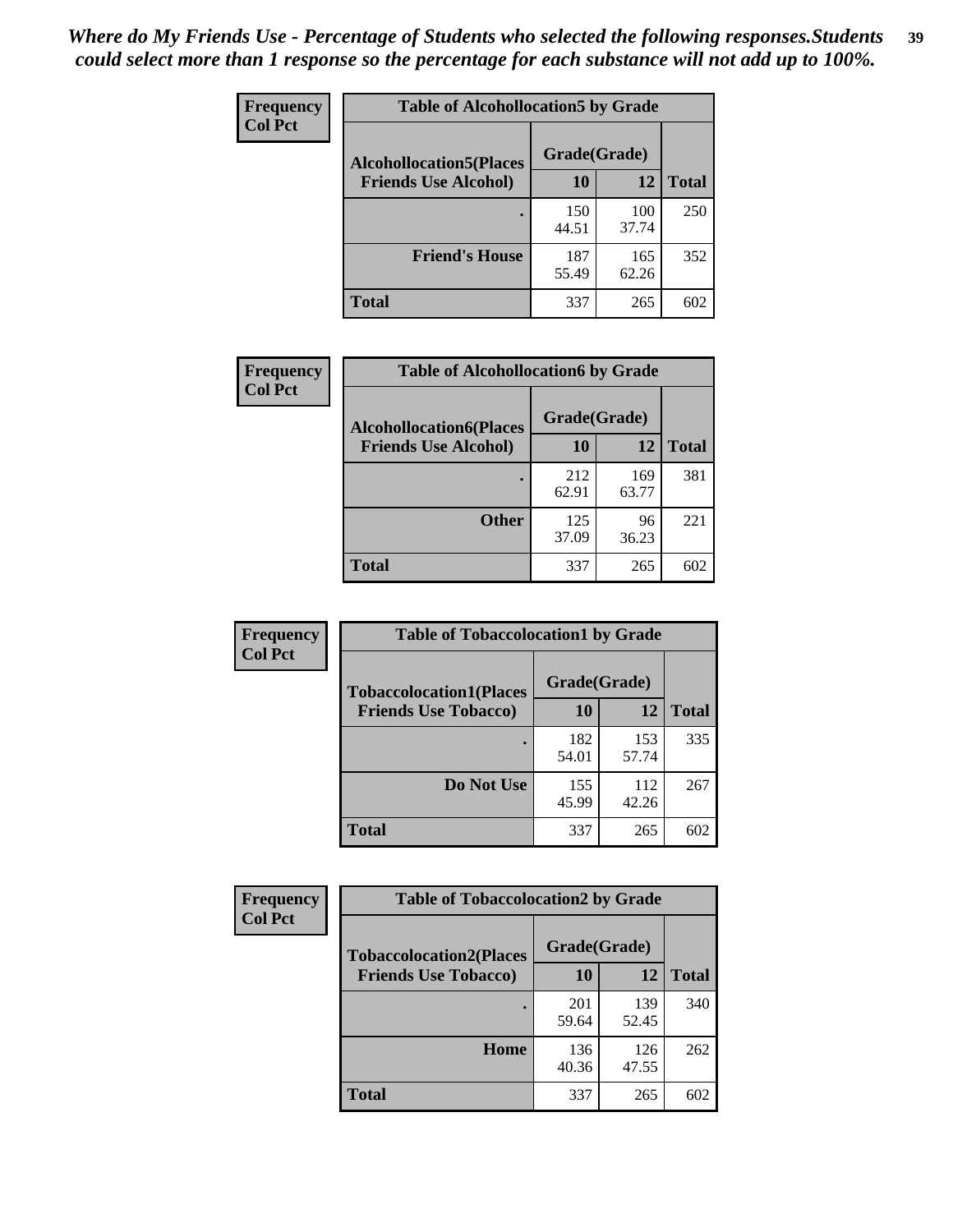*Where do My Friends Use - Percentage of Students who selected the following responses.Students could select more than 1 response so the percentage for each substance will not add up to 100%.*

**Frequency**
**Col Pct**

**Table of Alcohollocation5 by Grade**

| Alcohollocation5(Places Friends Use Alcohol) | Grade(Grade) 10 | 12 | Total |
|---|---|---|---|
| . | 150<br>44.51 | 100<br>37.74 | 250 |
| Friend's House | 187<br>55.49 | 165<br>62.26 | 352 |
| Total | 337 | 265 | 602 |

**Frequency**
**Col Pct**

**Table of Alcohollocation6 by Grade**

| Alcohollocation6(Places Friends Use Alcohol) | Grade(Grade) 10 | 12 | Total |
|---|---|---|---|
| . | 212<br>62.91 | 169<br>63.77 | 381 |
| Other | 125<br>37.09 | 96<br>36.23 | 221 |
| Total | 337 | 265 | 602 |

**Frequency**
**Col Pct**

**Table of Tobaccolocation1 by Grade**

| Tobaccolocation1(Places Friends Use Tobacco) | Grade(Grade) 10 | 12 | Total |
|---|---|---|---|
| . | 182<br>54.01 | 153<br>57.74 | 335 |
| Do Not Use | 155<br>45.99 | 112<br>42.26 | 267 |
| Total | 337 | 265 | 602 |

**Frequency**
**Col Pct**

**Table of Tobaccolocation2 by Grade**

| Tobaccolocation2(Places Friends Use Tobacco) | Grade(Grade) 10 | 12 | Total |
|---|---|---|---|
| . | 201<br>59.64 | 139<br>52.45 | 340 |
| Home | 136<br>40.36 | 126<br>47.55 | 262 |
| Total | 337 | 265 | 602 |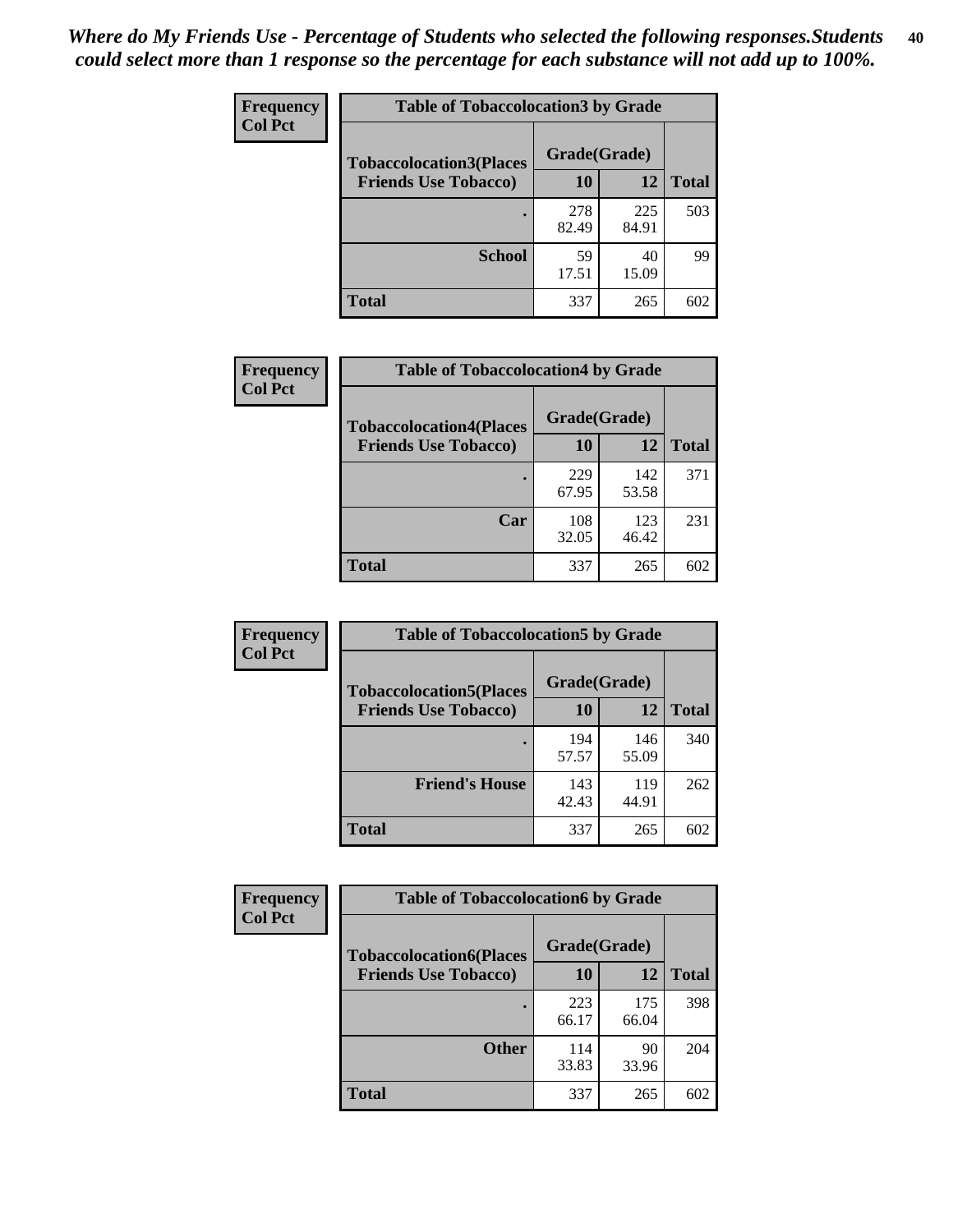*Where do My Friends Use - Percentage of Students who selected the following responses.Students could select more than 1 response so the percentage for each substance will not add up to 100%.*

**Frequency**
**Col Pct**

**Table of Tobaccolocation3 by Grade**

| Tobaccolocation3(Places Friends Use Tobacco) | Grade(Grade) 10 | 12 | Total |
|---|---|---|---|
| . | 278<br>82.49 | 225<br>84.91 | 503 |
| School | 59<br>17.51 | 40<br>15.09 | 99 |
| Total | 337 | 265 | 602 |

**Frequency**
**Col Pct**

**Table of Tobaccolocation4 by Grade**

| Tobaccolocation4(Places Friends Use Tobacco) | Grade(Grade) 10 | 12 | Total |
|---|---|---|---|
| . | 229<br>67.95 | 142<br>53.58 | 371 |
| Car | 108<br>32.05 | 123<br>46.42 | 231 |
| Total | 337 | 265 | 602 |

**Frequency**
**Col Pct**

**Table of Tobaccolocation5 by Grade**

| Tobaccolocation5(Places Friends Use Tobacco) | Grade(Grade) 10 | 12 | Total |
|---|---|---|---|
| . | 194<br>57.57 | 146<br>55.09 | 340 |
| Friend's House | 143<br>42.43 | 119<br>44.91 | 262 |
| Total | 337 | 265 | 602 |

**Frequency**
**Col Pct**

**Table of Tobaccolocation6 by Grade**

| Tobaccolocation6(Places Friends Use Tobacco) | Grade(Grade) 10 | 12 | Total |
|---|---|---|---|
| . | 223<br>66.17 | 175<br>66.04 | 398 |
| Other | 114<br>33.83 | 90<br>33.96 | 204 |
| Total | 337 | 265 | 602 |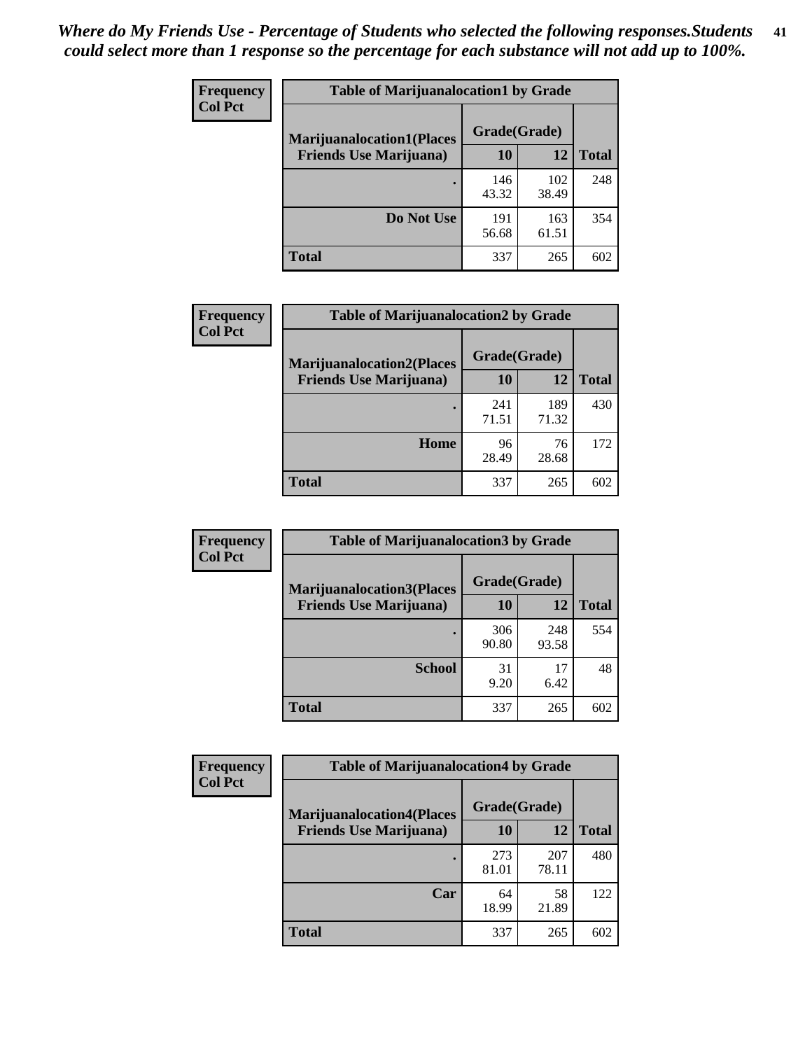*Where do My Friends Use - Percentage of Students who selected the following responses.Students could select more than 1 response so the percentage for each substance will not add up to 100%.*

**Frequency**
**Col Pct**

| Table of Marijuanalocation1 by Grade | | | |
|---|---|---|---|
| **Marijuanalocation1(Places Friends Use Marijuana)** | **Grade(Grade)** | | **Total** |
| | **10** | **12** | |
| **.** | 146<br>43.32 | 102<br>38.49 | 248 |
| **Do Not Use** | 191<br>56.68 | 163<br>61.51 | 354 |
| **Total** | 337 | 265 | 602 |

**Frequency**
**Col Pct**

| Table of Marijuanalocation2 by Grade | | | |
|---|---|---|---|
| **Marijuanalocation2(Places Friends Use Marijuana)** | **Grade(Grade)** | | **Total** |
| | **10** | **12** | |
| **.** | 241<br>71.51 | 189<br>71.32 | 430 |
| **Home** | 96<br>28.49 | 76<br>28.68 | 172 |
| **Total** | 337 | 265 | 602 |

**Frequency**
**Col Pct**

| Table of Marijuanalocation3 by Grade | | | |
|---|---|---|---|
| **Marijuanalocation3(Places Friends Use Marijuana)** | **Grade(Grade)** | | **Total** |
| | **10** | **12** | |
| **.** | 306<br>90.80 | 248<br>93.58 | 554 |
| **School** | 31<br>9.20 | 17<br>6.42 | 48 |
| **Total** | 337 | 265 | 602 |

**Frequency**
**Col Pct**

| Table of Marijuanalocation4 by Grade | | | |
|---|---|---|---|
| **Marijuanalocation4(Places Friends Use Marijuana)** | **Grade(Grade)** | | **Total** |
| | **10** | **12** | |
| **.** | 273<br>81.01 | 207<br>78.11 | 480 |
| **Car** | 64<br>18.99 | 58<br>21.89 | 122 |
| **Total** | 337 | 265 | 602 |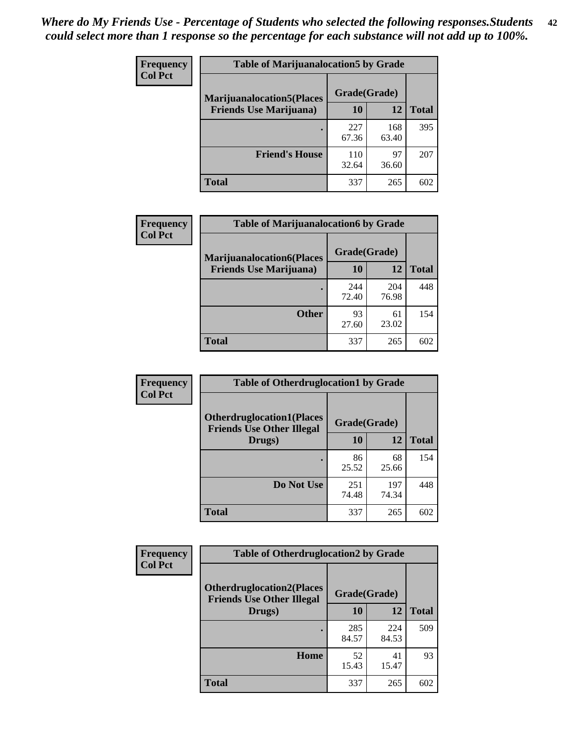*Where do My Friends Use - Percentage of Students who selected the following responses.Students could select more than 1 response so the percentage for each substance will not add up to 100%.*

**Frequency**
**Col Pct**

| Table of Marijuanalocation5 by Grade | | | |
|---|---|---|---|
| **Marijuanalocation5(Places Friends Use Marijuana)** | **Grade(Grade)** | | |
| | **10** | **12** | **Total** |
| . | 227<br>67.36 | 168<br>63.40 | 395 |
| **Friend's House** | 110<br>32.64 | 97<br>36.60 | 207 |
| **Total** | 337 | 265 | 602 |

**Frequency**
**Col Pct**

| Table of Marijuanalocation6 by Grade | | | |
|---|---|---|---|
| **Marijuanalocation6(Places Friends Use Marijuana)** | **Grade(Grade)** | | |
| | **10** | **12** | **Total** |
| . | 244<br>72.40 | 204<br>76.98 | 448 |
| **Other** | 93<br>27.60 | 61<br>23.02 | 154 |
| **Total** | 337 | 265 | 602 |

**Frequency**
**Col Pct**

| Table of Otherdruglocation1 by Grade | | | |
|---|---|---|---|
| **Otherdruglocation1(Places Friends Use Other Illegal Drugs)** | **Grade(Grade)** | | |
| | **10** | **12** | **Total** |
| . | 86<br>25.52 | 68<br>25.66 | 154 |
| **Do Not Use** | 251<br>74.48 | 197<br>74.34 | 448 |
| **Total** | 337 | 265 | 602 |

**Frequency**
**Col Pct**

| Table of Otherdruglocation2 by Grade | | | |
|---|---|---|---|
| **Otherdruglocation2(Places Friends Use Other Illegal Drugs)** | **Grade(Grade)** | | |
| | **10** | **12** | **Total** |
| . | 285<br>84.57 | 224<br>84.53 | 509 |
| **Home** | 52<br>15.43 | 41<br>15.47 | 93 |
| **Total** | 337 | 265 | 602 |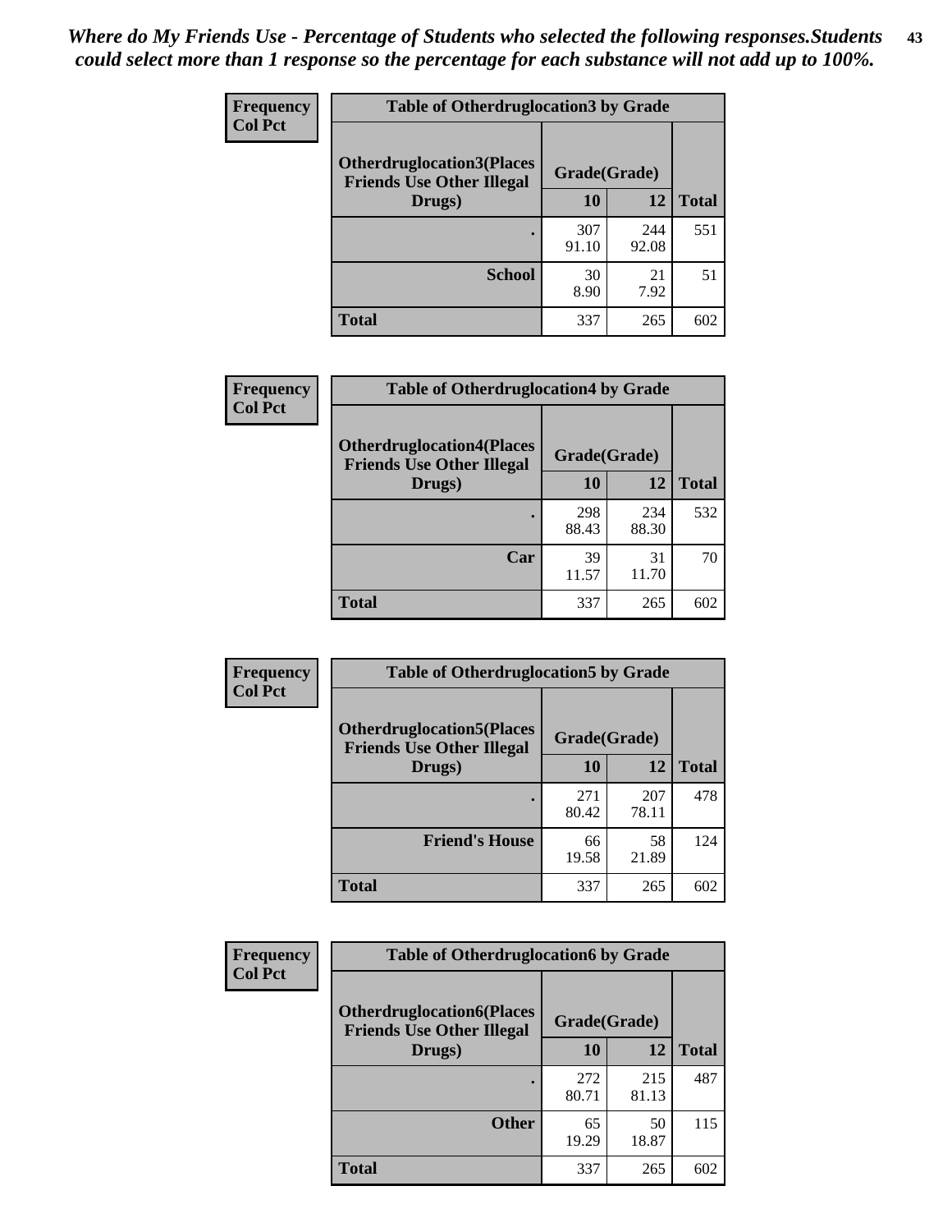*Where do My Friends Use - Percentage of Students who selected the following responses.Students could select more than 1 response so the percentage for each substance will not add up to 100%.*

**Frequency**
**Col Pct**

| Table of Otherdruglocation3 by Grade | | | |
|---|---|---|---|
| **Otherdruglocation3(Places Friends Use Other Illegal Drugs)** | **Grade(Grade)** | | **Total** |
| | **10** | **12** | |
| **.** | 307<br>91.10 | 244<br>92.08 | 551 |
| **School** | 30<br>8.90 | 21<br>7.92 | 51 |
| **Total** | 337 | 265 | 602 |

**Frequency**
**Col Pct**

| Table of Otherdruglocation4 by Grade | | | |
|---|---|---|---|
| **Otherdruglocation4(Places Friends Use Other Illegal Drugs)** | **Grade(Grade)** | | **Total** |
| | **10** | **12** | |
| **.** | 298<br>88.43 | 234<br>88.30 | 532 |
| **Car** | 39<br>11.57 | 31<br>11.70 | 70 |
| **Total** | 337 | 265 | 602 |

**Frequency**
**Col Pct**

| Table of Otherdruglocation5 by Grade | | | |
|---|---|---|---|
| **Otherdruglocation5(Places Friends Use Other Illegal Drugs)** | **Grade(Grade)** | | **Total** |
| | **10** | **12** | |
| **.** | 271<br>80.42 | 207<br>78.11 | 478 |
| **Friend's House** | 66<br>19.58 | 58<br>21.89 | 124 |
| **Total** | 337 | 265 | 602 |

**Frequency**
**Col Pct**

| Table of Otherdruglocation6 by Grade | | | |
|---|---|---|---|
| **Otherdruglocation6(Places Friends Use Other Illegal Drugs)** | **Grade(Grade)** | | **Total** |
| | **10** | **12** | |
| **.** | 272<br>80.71 | 215<br>81.13 | 487 |
| **Other** | 65<br>19.29 | 50<br>18.87 | 115 |
| **Total** | 337 | 265 | 602 |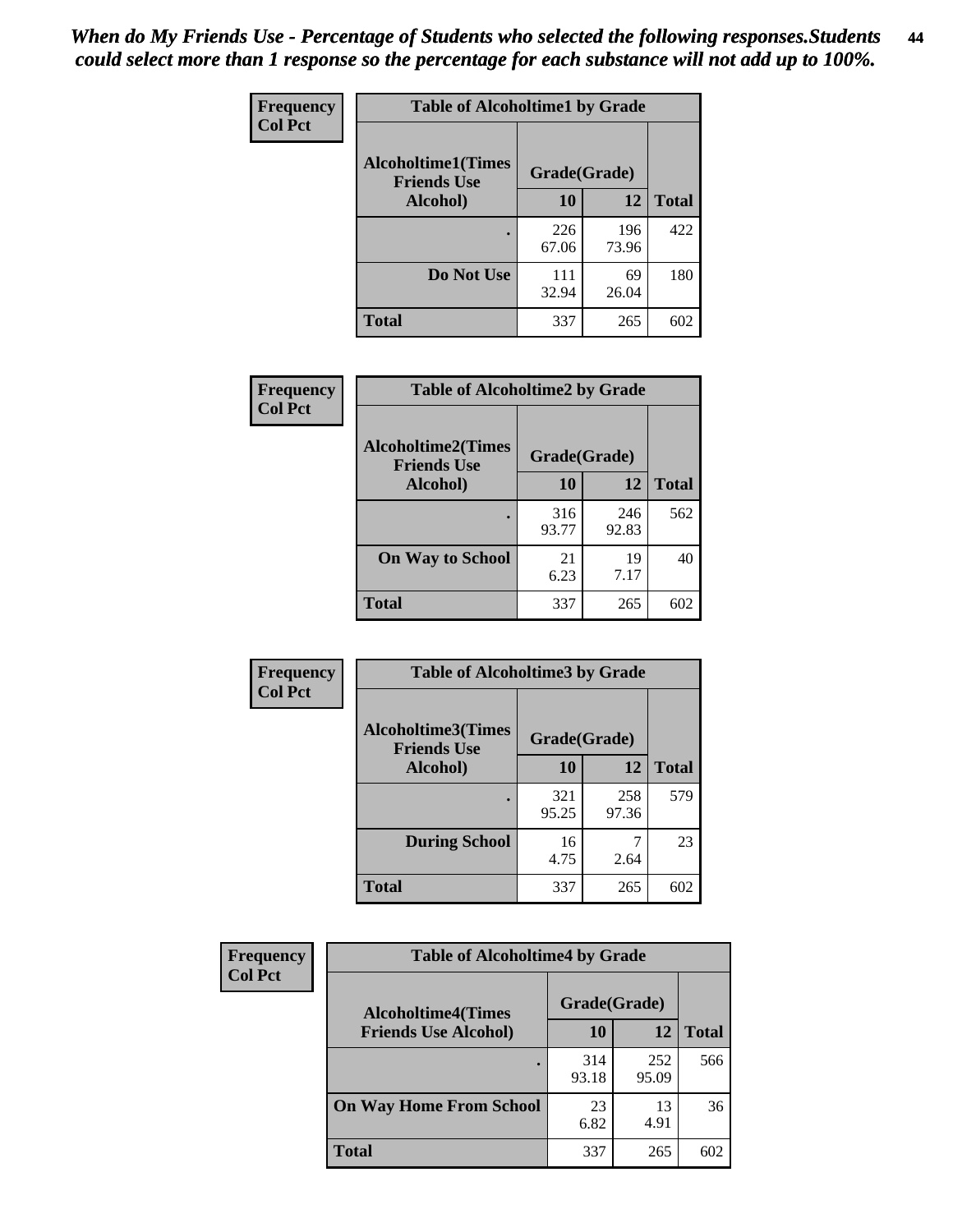*When do My Friends Use - Percentage of Students who selected the following responses.Students could select more than 1 response so the percentage for each substance will not add up to 100%.*

**Frequency**
**Col Pct**

| Table of Alcoholtime1 by Grade | | | |
|---|---|---|---|
| **Alcoholtime1(Times Friends Use Alcohol)** | **Grade(Grade)** | | |
| | **10** | **12** | **Total** |
| **.** | 226<br>67.06 | 196<br>73.96 | 422 |
| **Do Not Use** | 111<br>32.94 | 69<br>26.04 | 180 |
| **Total** | 337 | 265 | 602 |

**Frequency**
**Col Pct**

| Table of Alcoholtime2 by Grade | | | |
|---|---|---|---|
| **Alcoholtime2(Times Friends Use Alcohol)** | **Grade(Grade)** | | |
| | **10** | **12** | **Total** |
| **.** | 316<br>93.77 | 246<br>92.83 | 562 |
| **On Way to School** | 21<br>6.23 | 19<br>7.17 | 40 |
| **Total** | 337 | 265 | 602 |

**Frequency**
**Col Pct**

| Table of Alcoholtime3 by Grade | | | |
|---|---|---|---|
| **Alcoholtime3(Times Friends Use Alcohol)** | **Grade(Grade)** | | |
| | **10** | **12** | **Total** |
| **.** | 321<br>95.25 | 258<br>97.36 | 579 |
| **During School** | 16<br>4.75 | 7<br>2.64 | 23 |
| **Total** | 337 | 265 | 602 |

**Frequency**
**Col Pct**

| Table of Alcoholtime4 by Grade | | | |
|---|---|---|---|
| **Alcoholtime4(Times Friends Use Alcohol)** | **Grade(Grade)** | | |
| | **10** | **12** | **Total** |
| **.** | 314<br>93.18 | 252<br>95.09 | 566 |
| **On Way Home From School** | 23<br>6.82 | 13<br>4.91 | 36 |
| **Total** | 337 | 265 | 602 |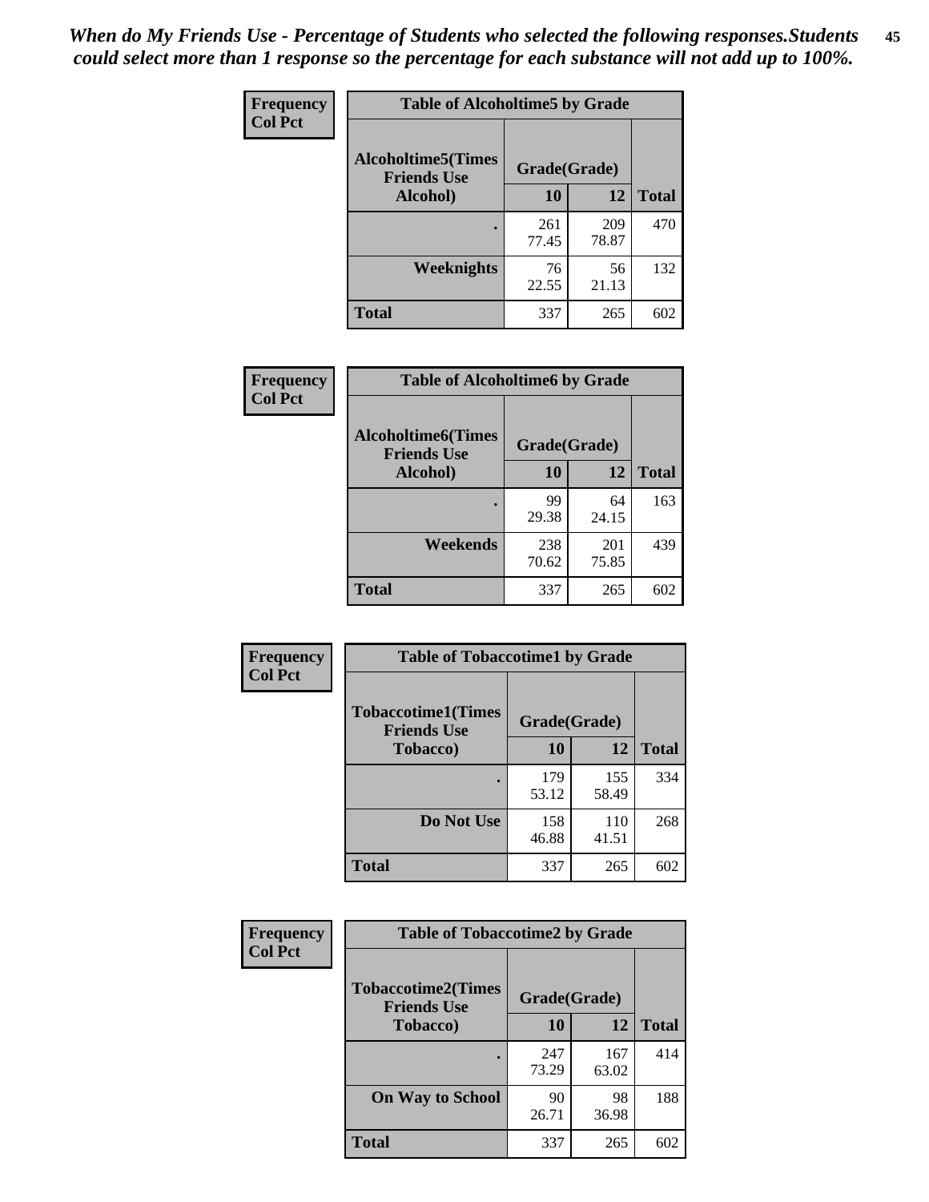*When do My Friends Use - Percentage of Students who selected the following responses.Students could select more than 1 response so the percentage for each substance will not add up to 100%.*

**Frequency**
**Col Pct**

| Table of Alcoholtime5 by Grade | | | |
|---|---|---|---|
| **Alcoholtime5(Times Friends Use Alcohol)** | **Grade(Grade)** | | **Total** |
| | **10** | **12** | |
| **.** | 261<br>77.45 | 209<br>78.87 | 470 |
| **Weeknights** | 76<br>22.55 | 56<br>21.13 | 132 |
| **Total** | 337 | 265 | 602 |

**Frequency**
**Col Pct**

| Table of Alcoholtime6 by Grade | | | |
|---|---|---|---|
| **Alcoholtime6(Times Friends Use Alcohol)** | **Grade(Grade)** | | **Total** |
| | **10** | **12** | |
| **.** | 99<br>29.38 | 64<br>24.15 | 163 |
| **Weekends** | 238<br>70.62 | 201<br>75.85 | 439 |
| **Total** | 337 | 265 | 602 |

**Frequency**
**Col Pct**

| Table of Tobaccotime1 by Grade | | | |
|---|---|---|---|
| **Tobaccotime1(Times Friends Use Tobacco)** | **Grade(Grade)** | | **Total** |
| | **10** | **12** | |
| **.** | 179<br>53.12 | 155<br>58.49 | 334 |
| **Do Not Use** | 158<br>46.88 | 110<br>41.51 | 268 |
| **Total** | 337 | 265 | 602 |

**Frequency**
**Col Pct**

| Table of Tobaccotime2 by Grade | | | |
|---|---|---|---|
| **Tobaccotime2(Times Friends Use Tobacco)** | **Grade(Grade)** | | **Total** |
| | **10** | **12** | |
| **.** | 247<br>73.29 | 167<br>63.02 | 414 |
| **On Way to School** | 90<br>26.71 | 98<br>36.98 | 188 |
| **Total** | 337 | 265 | 602 |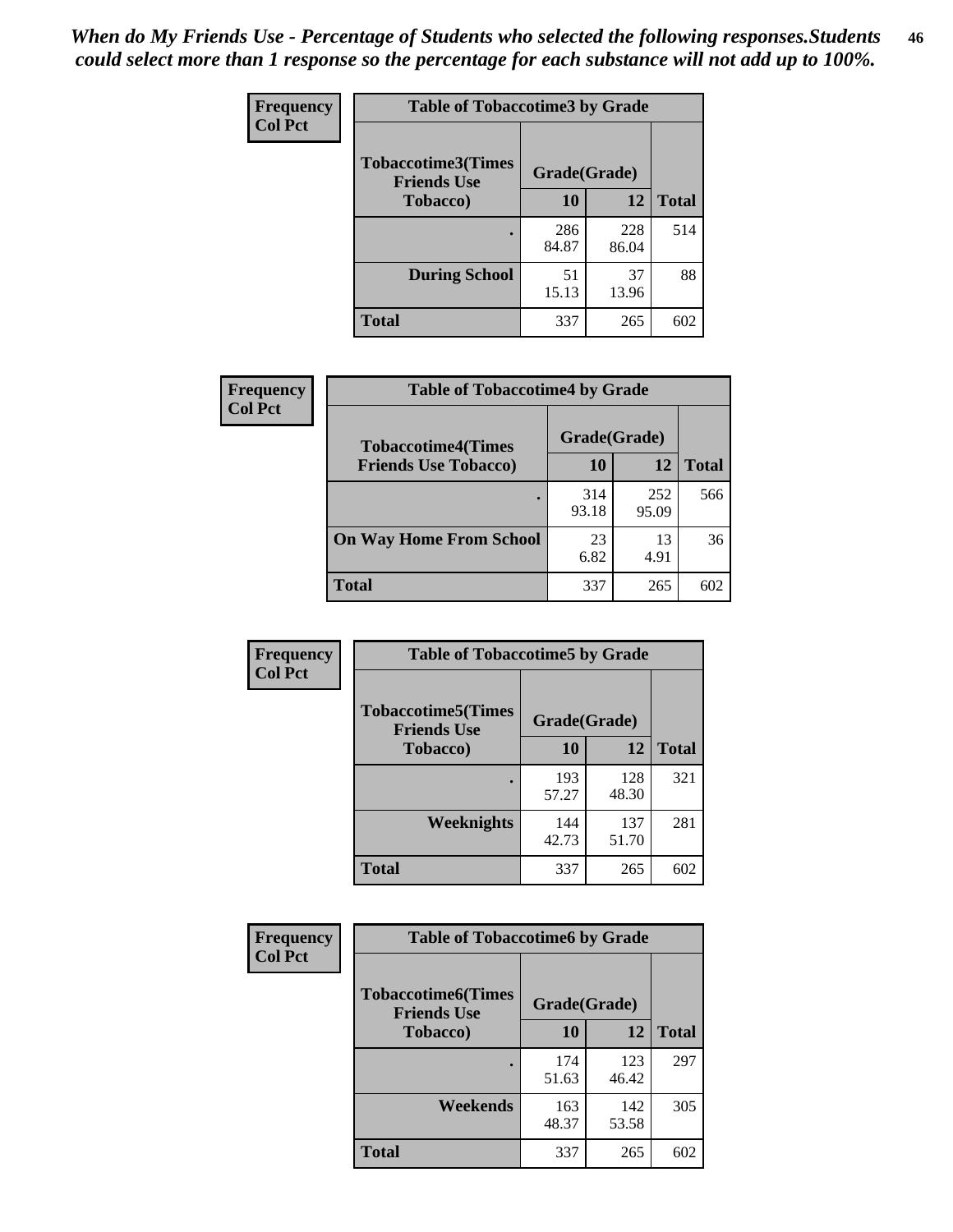*When do My Friends Use - Percentage of Students who selected the following responses.Students could select more than 1 response so the percentage for each substance will not add up to 100%.*

**Frequency**
**Col Pct**

| Table of Tobaccotime3 by Grade | | | |
|---|---|---|---|
| Tobaccotime3(Times Friends Use Tobacco) | Grade(Grade) | | |
| | 10 | 12 | Total |
| . | 286<br>84.87 | 228<br>86.04 | 514 |
| During School | 51<br>15.13 | 37<br>13.96 | 88 |
| Total | 337 | 265 | 602 |

**Frequency**
**Col Pct**

| Table of Tobaccotime4 by Grade | | | |
|---|---|---|---|
| Tobaccotime4(Times Friends Use Tobacco) | Grade(Grade) | | |
| | 10 | 12 | Total |
| . | 314<br>93.18 | 252<br>95.09 | 566 |
| On Way Home From School | 23<br>6.82 | 13<br>4.91 | 36 |
| Total | 337 | 265 | 602 |

**Frequency**
**Col Pct**

| Table of Tobaccotime5 by Grade | | | |
|---|---|---|---|
| Tobaccotime5(Times Friends Use Tobacco) | Grade(Grade) | | |
| | 10 | 12 | Total |
| . | 193<br>57.27 | 128<br>48.30 | 321 |
| Weeknights | 144<br>42.73 | 137<br>51.70 | 281 |
| Total | 337 | 265 | 602 |

**Frequency**
**Col Pct**

| Table of Tobaccotime6 by Grade | | | |
|---|---|---|---|
| Tobaccotime6(Times Friends Use Tobacco) | Grade(Grade) | | |
| | 10 | 12 | Total |
| . | 174<br>51.63 | 123<br>46.42 | 297 |
| Weekends | 163<br>48.37 | 142<br>53.58 | 305 |
| Total | 337 | 265 | 602 |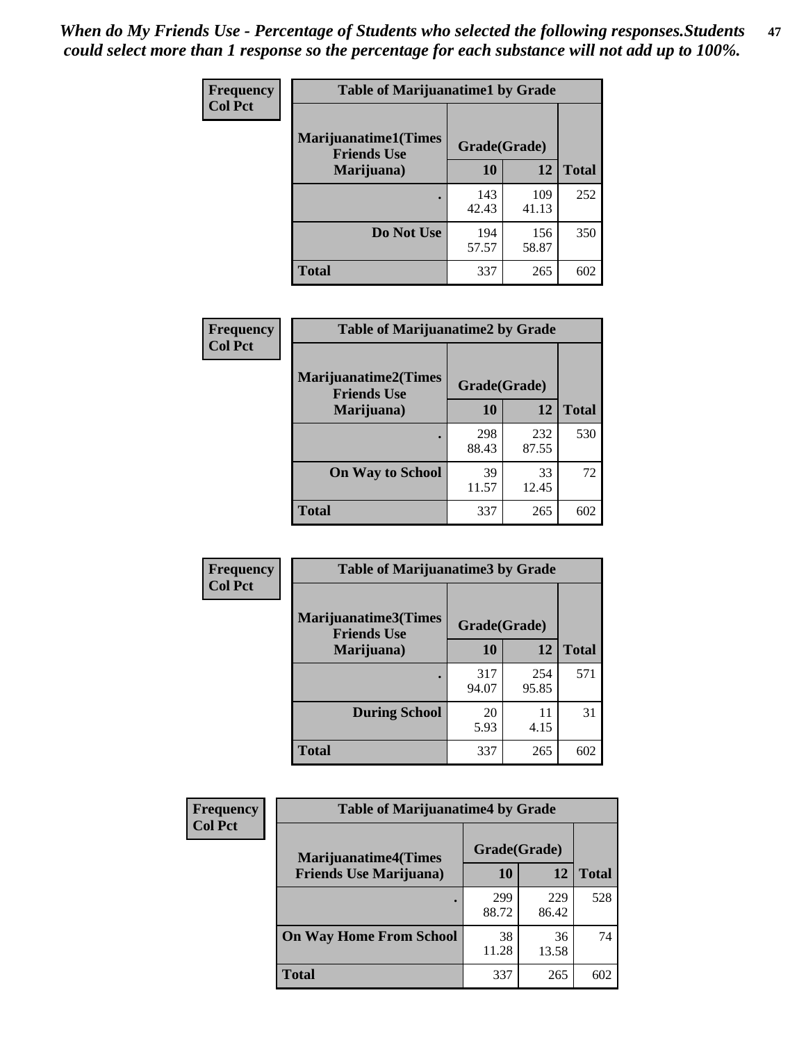*When do My Friends Use - Percentage of Students who selected the following responses.Students could select more than 1 response so the percentage for each substance will not add up to 100%.*

**Frequency**
**Col Pct**

| Table of Marijuanatime1 by Grade | | | |
|---|---|---|---|
| **Marijuanatime1(Times Friends Use Marijuana)** | **Grade(Grade)** | | |
| | **10** | **12** | **Total** |
| **.** | 143<br>42.43 | 109<br>41.13 | 252 |
| **Do Not Use** | 194<br>57.57 | 156<br>58.87 | 350 |
| **Total** | 337 | 265 | 602 |

**Frequency**
**Col Pct**

| Table of Marijuanatime2 by Grade | | | |
|---|---|---|---|
| **Marijuanatime2(Times Friends Use Marijuana)** | **Grade(Grade)** | | |
| | **10** | **12** | **Total** |
| **.** | 298<br>88.43 | 232<br>87.55 | 530 |
| **On Way to School** | 39<br>11.57 | 33<br>12.45 | 72 |
| **Total** | 337 | 265 | 602 |

**Frequency**
**Col Pct**

| Table of Marijuanatime3 by Grade | | | |
|---|---|---|---|
| **Marijuanatime3(Times Friends Use Marijuana)** | **Grade(Grade)** | | |
| | **10** | **12** | **Total** |
| **.** | 317<br>94.07 | 254<br>95.85 | 571 |
| **During School** | 20<br>5.93 | 11<br>4.15 | 31 |
| **Total** | 337 | 265 | 602 |

**Frequency**
**Col Pct**

| Table of Marijuanatime4 by Grade | | | |
|---|---|---|---|
| **Marijuanatime4(Times Friends Use Marijuana)** | **Grade(Grade)** | | |
| | **10** | **12** | **Total** |
| **.** | 299<br>88.72 | 229<br>86.42 | 528 |
| **On Way Home From School** | 38<br>11.28 | 36<br>13.58 | 74 |
| **Total** | 337 | 265 | 602 |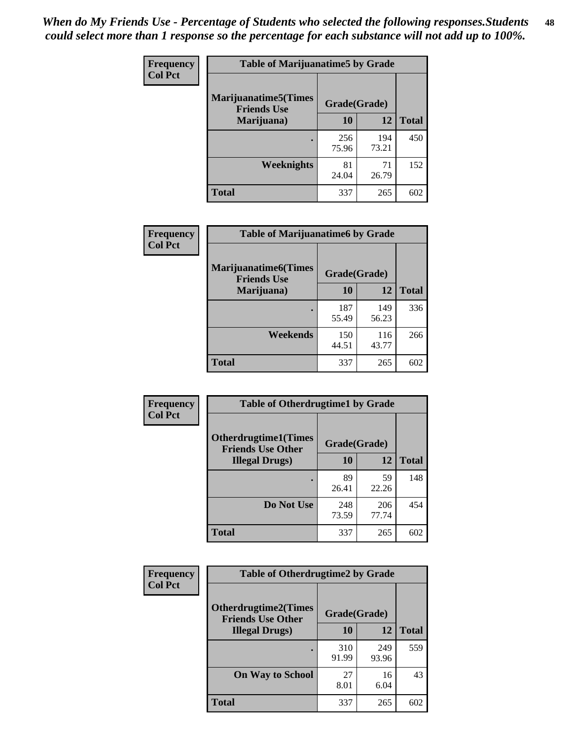*When do My Friends Use - Percentage of Students who selected the following responses.Students could select more than 1 response so the percentage for each substance will not add up to 100%.*

**Frequency**
**Col Pct**

| Table of Marijuanatime5 by Grade | | | |
|---|---|---|---|
| **Marijuanatime5(Times Friends Use Marijuana)** | **Grade(Grade)** | | |
| | **10** | **12** | **Total** |
| **.** | 256<br>75.96 | 194<br>73.21 | 450 |
| **Weeknights** | 81<br>24.04 | 71<br>26.79 | 152 |
| **Total** | 337 | 265 | 602 |

**Frequency**
**Col Pct**

| Table of Marijuanatime6 by Grade | | | |
|---|---|---|---|
| **Marijuanatime6(Times Friends Use Marijuana)** | **Grade(Grade)** | | |
| | **10** | **12** | **Total** |
| **.** | 187<br>55.49 | 149<br>56.23 | 336 |
| **Weekends** | 150<br>44.51 | 116<br>43.77 | 266 |
| **Total** | 337 | 265 | 602 |

**Frequency**
**Col Pct**

| Table of Otherdrugtime1 by Grade | | | |
|---|---|---|---|
| **Otherdrugtime1(Times Friends Use Other Illegal Drugs)** | **Grade(Grade)** | | |
| | **10** | **12** | **Total** |
| **.** | 89<br>26.41 | 59<br>22.26 | 148 |
| **Do Not Use** | 248<br>73.59 | 206<br>77.74 | 454 |
| **Total** | 337 | 265 | 602 |

**Frequency**
**Col Pct**

| Table of Otherdrugtime2 by Grade | | | |
|---|---|---|---|
| **Otherdrugtime2(Times Friends Use Other Illegal Drugs)** | **Grade(Grade)** | | |
| | **10** | **12** | **Total** |
| **.** | 310<br>91.99 | 249<br>93.96 | 559 |
| **On Way to School** | 27<br>8.01 | 16<br>6.04 | 43 |
| **Total** | 337 | 265 | 602 |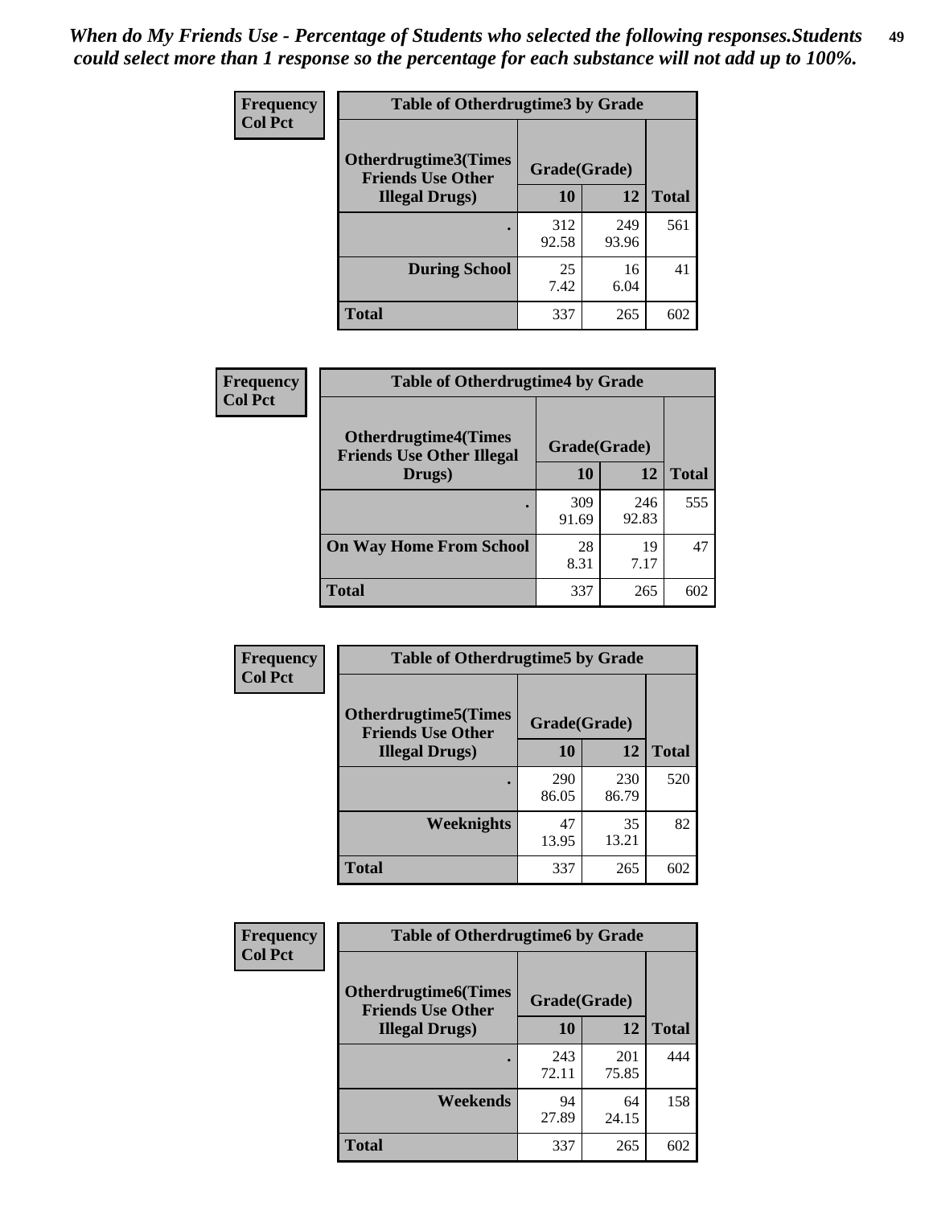*When do My Friends Use - Percentage of Students who selected the following responses.Students could select more than 1 response so the percentage for each substance will not add up to 100%.*

**Frequency**
**Col Pct**

| Table of Otherdrugtime3 by Grade | | | |
|---|---|---|---|
| **Otherdrugtime3(Times Friends Use Other Illegal Drugs)** | **Grade(Grade)** | | |
| | **10** | **12** | **Total** |
| . | 312<br>92.58 | 249<br>93.96 | 561 |
| **During School** | 25<br>7.42 | 16<br>6.04 | 41 |
| **Total** | 337 | 265 | 602 |

**Frequency**
**Col Pct**

| Table of Otherdrugtime4 by Grade | | | |
|---|---|---|---|
| **Otherdrugtime4(Times Friends Use Other Illegal Drugs)** | **Grade(Grade)** | | |
| | **10** | **12** | **Total** |
| . | 309<br>91.69 | 246<br>92.83 | 555 |
| **On Way Home From School** | 28<br>8.31 | 19<br>7.17 | 47 |
| **Total** | 337 | 265 | 602 |

**Frequency**
**Col Pct**

| Table of Otherdrugtime5 by Grade | | | |
|---|---|---|---|
| **Otherdrugtime5(Times Friends Use Other Illegal Drugs)** | **Grade(Grade)** | | |
| | **10** | **12** | **Total** |
| . | 290<br>86.05 | 230<br>86.79 | 520 |
| **Weeknights** | 47<br>13.95 | 35<br>13.21 | 82 |
| **Total** | 337 | 265 | 602 |

**Frequency**
**Col Pct**

| Table of Otherdrugtime6 by Grade | | | |
|---|---|---|---|
| **Otherdrugtime6(Times Friends Use Other Illegal Drugs)** | **Grade(Grade)** | | |
| | **10** | **12** | **Total** |
| . | 243<br>72.11 | 201<br>75.85 | 444 |
| **Weekends** | 94<br>27.89 | 64<br>24.15 | 158 |
| **Total** | 337 | 265 | 602 |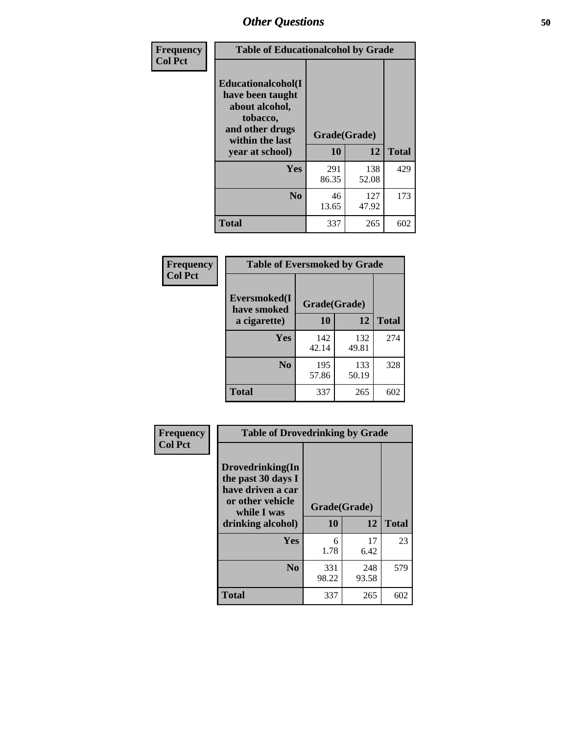# Other Questions

| Frequency<br>Col Pct | Table of Educationalcohol by Grade | | |
|---|---|---|---|
| Educationalcohol(I have been taught about alcohol, tobacco, and other drugs within the last year at school) | Grade(Grade) | | |
| | 10 | 12 | Total |
| Yes | 291<br>86.35 | 138<br>52.08 | 429 |
| No | 46<br>13.65 | 127<br>47.92 | 173 |
| Total | 337 | 265 | 602 |

| Frequency<br>Col Pct | Table of Eversmoked by Grade | | |
|---|---|---|---|
| Eversmoked(I have smoked a cigarette) | Grade(Grade) | | |
| | 10 | 12 | Total |
| Yes | 142<br>42.14 | 132<br>49.81 | 274 |
| No | 195<br>57.86 | 133<br>50.19 | 328 |
| Total | 337 | 265 | 602 |

| Frequency<br>Col Pct | Table of Drovedrinking by Grade | | |
|---|---|---|---|
| Drovedrinking(In the past 30 days I have driven a car or other vehicle while I was drinking alcohol) | Grade(Grade) | | |
| | 10 | 12 | Total |
| Yes | 6<br>1.78 | 17<br>6.42 | 23 |
| No | 331<br>98.22 | 248<br>93.58 | 579 |
| Total | 337 | 265 | 602 |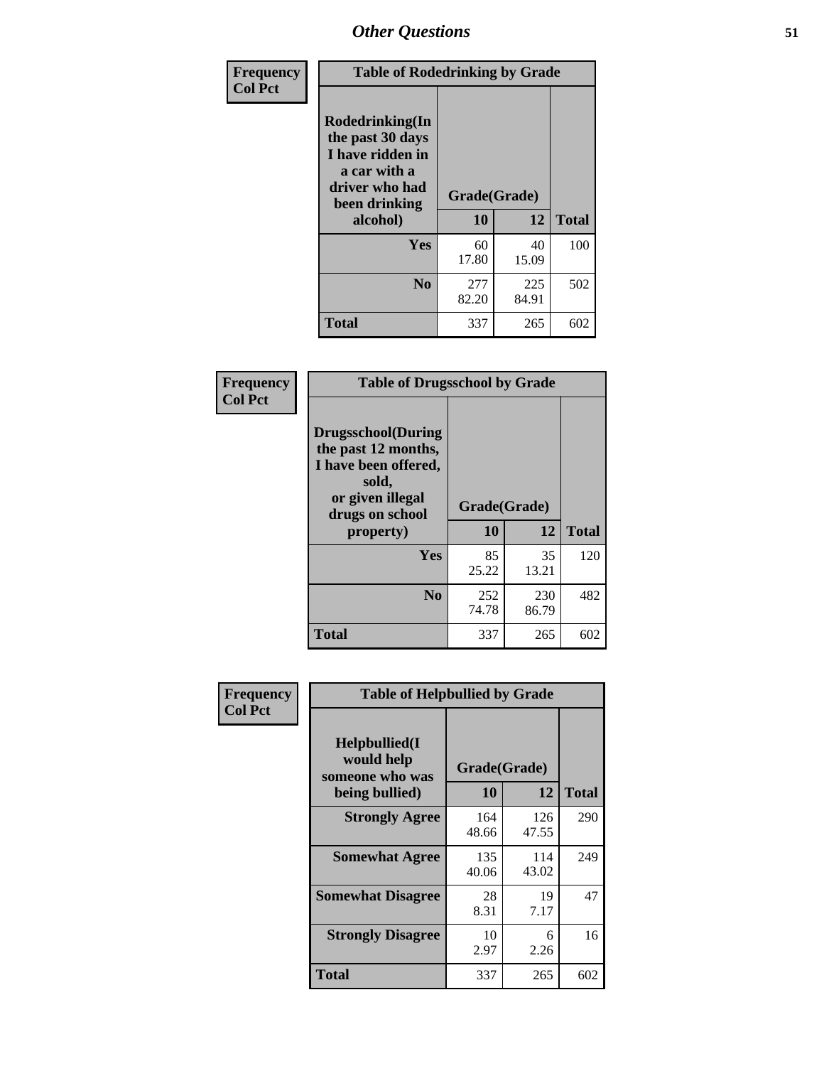## Other Questions

**Frequency Col Pct**

| Table of Rodedrinking by Grade | | | |
|---|---|---|---|
| Rodedrinking(In the past 30 days I have ridden in a car with a driver who had been drinking alcohol) | Grade(Grade) | | |
| | 10 | 12 | Total |
| **Yes** | 60<br>17.80 | 40<br>15.09 | 100 |
| **No** | 277<br>82.20 | 225<br>84.91 | 502 |
| **Total** | 337 | 265 | 602 |

**Frequency Col Pct**

| Table of Drugsschool by Grade | | | |
|---|---|---|---|
| Drugsschool(During the past 12 months, I have been offered, sold, or given illegal drugs on school property) | Grade(Grade) | | |
| | 10 | 12 | Total |
| **Yes** | 85<br>25.22 | 35<br>13.21 | 120 |
| **No** | 252<br>74.78 | 230<br>86.79 | 482 |
| **Total** | 337 | 265 | 602 |

**Frequency Col Pct**

| Table of Helpbullied by Grade | | | |
|---|---|---|---|
| Helpbullied(I would help someone who was being bullied) | Grade(Grade) | | |
| | 10 | 12 | Total |
| **Strongly Agree** | 164<br>48.66 | 126<br>47.55 | 290 |
| **Somewhat Agree** | 135<br>40.06 | 114<br>43.02 | 249 |
| **Somewhat Disagree** | 28<br>8.31 | 19<br>7.17 | 47 |
| **Strongly Disagree** | 10<br>2.97 | 6<br>2.26 | 16 |
| **Total** | 337 | 265 | 602 |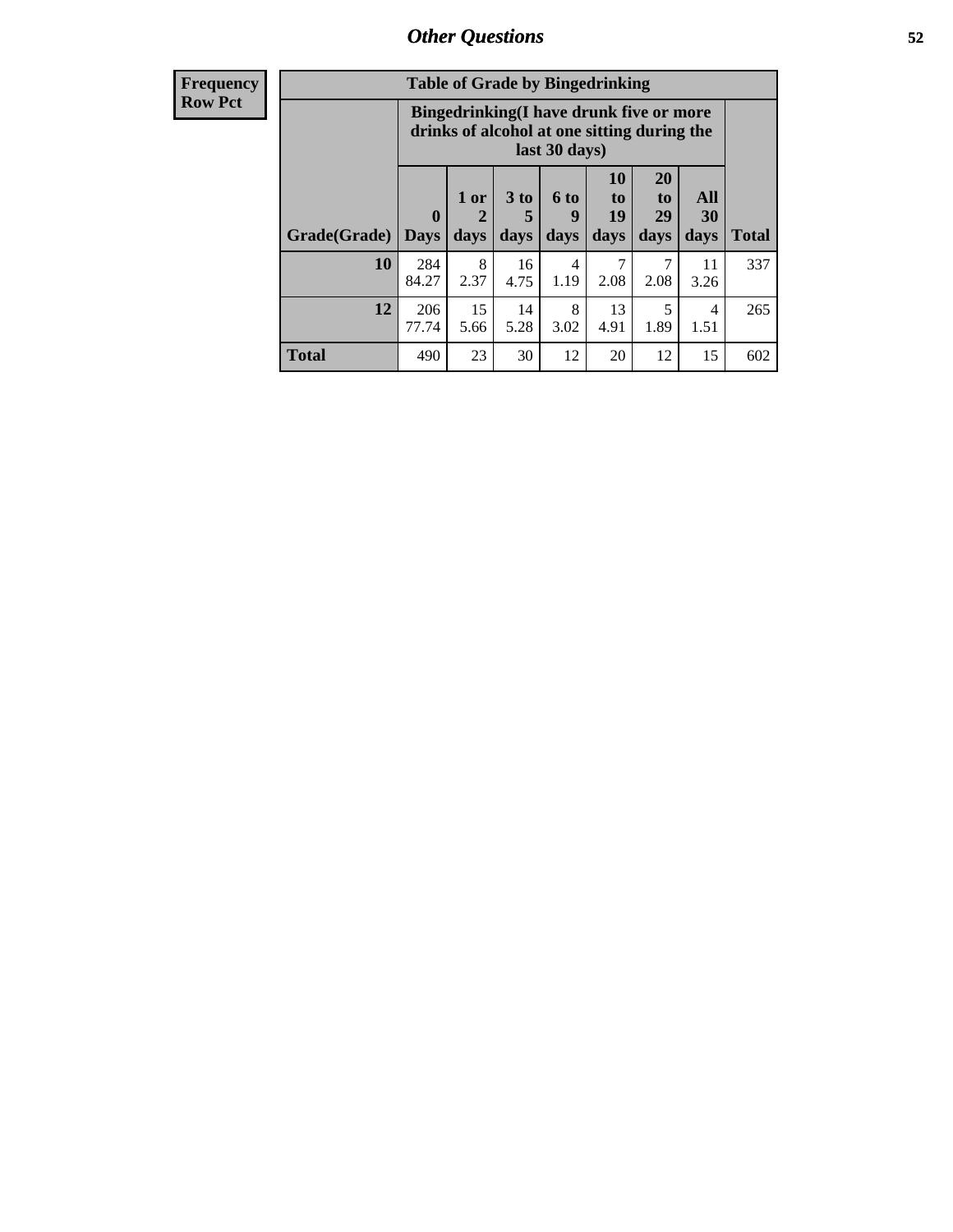## Other Questions

**Frequency**
**Row Pct**

**Table of Grade by Bingedrinking**

| Grade(Grade) | Bingedrinking(I have drunk five or more drinks of alcohol at one sitting during the last 30 days) | | | | | | | Total |
|---|---|---|---|---|---|---|---|---|
| | 0 Days | 1 or 2 days | 3 to 5 days | 6 to 9 days | 10 to 19 days | 20 to 29 days | All 30 days | |
| **10** | 284<br>84.27 | 8<br>2.37 | 16<br>4.75 | 4<br>1.19 | 7<br>2.08 | 7<br>2.08 | 11<br>3.26 | 337 |
| **12** | 206<br>77.74 | 15<br>5.66 | 14<br>5.28 | 8<br>3.02 | 13<br>4.91 | 5<br>1.89 | 4<br>1.51 | 265 |
| **Total** | 490 | 23 | 30 | 12 | 20 | 12 | 15 | 602 |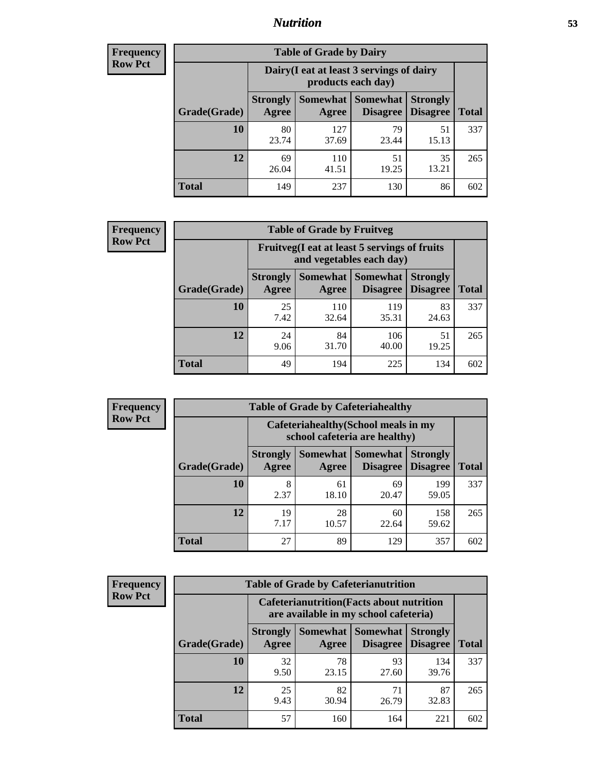| Frequency<br>Row Pct | | | | | |
|---|---|---|---|---|---|

**Table of Grade by Dairy**

| | Dairy(I eat at least 3 servings of dairy products each day) | | | | |
|---|---|---|---|---|---|
| Grade(Grade) | Strongly Agree | Somewhat Agree | Somewhat Disagree | Strongly Disagree | Total |
| 10 | 80<br>23.74 | 127<br>37.69 | 79<br>23.44 | 51<br>15.13 | 337 |
| 12 | 69<br>26.04 | 110<br>41.51 | 51<br>19.25 | 35<br>13.21 | 265 |
| Total | 149 | 237 | 130 | 86 | 602 |

**Frequency**
**Row Pct**

**Table of Grade by Fruitveg**

| | Fruitveg(I eat at least 5 servings of fruits and vegetables each day) | | | | |
|---|---|---|---|---|---|
| Grade(Grade) | Strongly Agree | Somewhat Agree | Somewhat Disagree | Strongly Disagree | Total |
| 10 | 25<br>7.42 | 110<br>32.64 | 119<br>35.31 | 83<br>24.63 | 337 |
| 12 | 24<br>9.06 | 84<br>31.70 | 106<br>40.00 | 51<br>19.25 | 265 |
| Total | 49 | 194 | 225 | 134 | 602 |

**Frequency**
**Row Pct**

**Table of Grade by Cafeteriahealthy**

| | Cafeteriahealthy(School meals in my school cafeteria are healthy) | | | | |
|---|---|---|---|---|---|
| Grade(Grade) | Strongly Agree | Somewhat Agree | Somewhat Disagree | Strongly Disagree | Total |
| 10 | 8<br>2.37 | 61<br>18.10 | 69<br>20.47 | 199<br>59.05 | 337 |
| 12 | 19<br>7.17 | 28<br>10.57 | 60<br>22.64 | 158<br>59.62 | 265 |
| Total | 27 | 89 | 129 | 357 | 602 |

**Frequency**
**Row Pct**

**Table of Grade by Cafeterianutrition**

| | Cafeterianutrition(Facts about nutrition are available in my school cafeteria) | | | | |
|---|---|---|---|---|---|
| Grade(Grade) | Strongly Agree | Somewhat Agree | Somewhat Disagree | Strongly Disagree | Total |
| 10 | 32<br>9.50 | 78<br>23.15 | 93<br>27.60 | 134<br>39.76 | 337 |
| 12 | 25<br>9.43 | 82<br>30.94 | 71<br>26.79 | 87<br>32.83 | 265 |
| Total | 57 | 160 | 164 | 221 | 602 |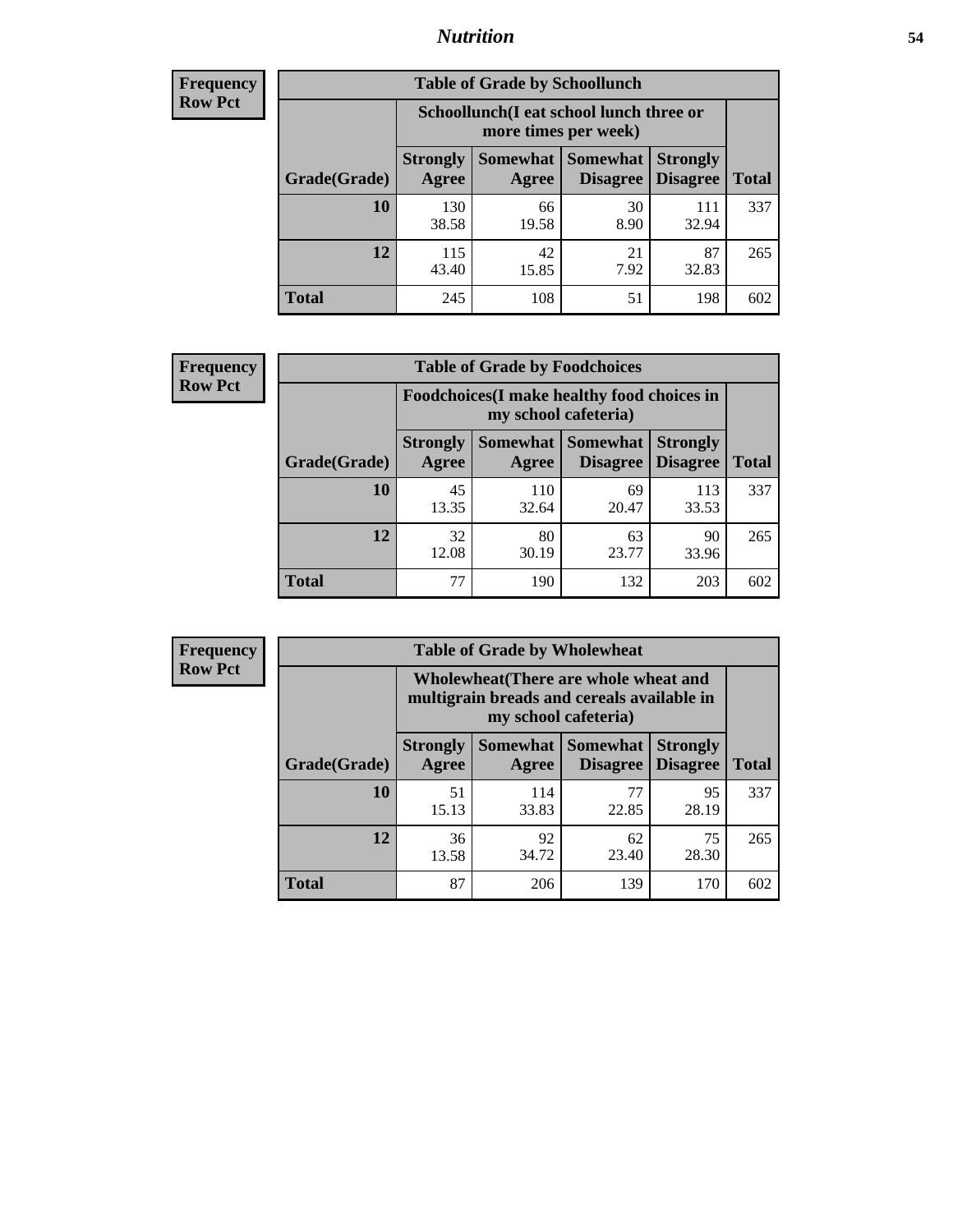# Nutrition

**Frequency Row Pct**

| Table of Grade by Schoollunch | | | | | |
|---|---|---|---|---|---|
| | Schoollunch(I eat school lunch three or more times per week) | | | | |
| Grade(Grade) | Strongly Agree | Somewhat Agree | Somewhat Disagree | Strongly Disagree | Total |
| 10 | 130<br>38.58 | 66<br>19.58 | 30<br>8.90 | 111<br>32.94 | 337 |
| 12 | 115<br>43.40 | 42<br>15.85 | 21<br>7.92 | 87<br>32.83 | 265 |
| Total | 245 | 108 | 51 | 198 | 602 |

**Frequency Row Pct**

| Table of Grade by Foodchoices | | | | | |
|---|---|---|---|---|---|
| | Foodchoices(I make healthy food choices in my school cafeteria) | | | | |
| Grade(Grade) | Strongly Agree | Somewhat Agree | Somewhat Disagree | Strongly Disagree | Total |
| 10 | 45<br>13.35 | 110<br>32.64 | 69<br>20.47 | 113<br>33.53 | 337 |
| 12 | 32<br>12.08 | 80<br>30.19 | 63<br>23.77 | 90<br>33.96 | 265 |
| Total | 77 | 190 | 132 | 203 | 602 |

**Frequency Row Pct**

| Table of Grade by Wholewheat | | | | | |
|---|---|---|---|---|---|
| | Wholewheat(There are whole wheat and multigrain breads and cereals available in my school cafeteria) | | | | |
| Grade(Grade) | Strongly Agree | Somewhat Agree | Somewhat Disagree | Strongly Disagree | Total |
| 10 | 51<br>15.13 | 114<br>33.83 | 77<br>22.85 | 95<br>28.19 | 337 |
| 12 | 36<br>13.58 | 92<br>34.72 | 62<br>23.40 | 75<br>28.30 | 265 |
| Total | 87 | 206 | 139 | 170 | 602 |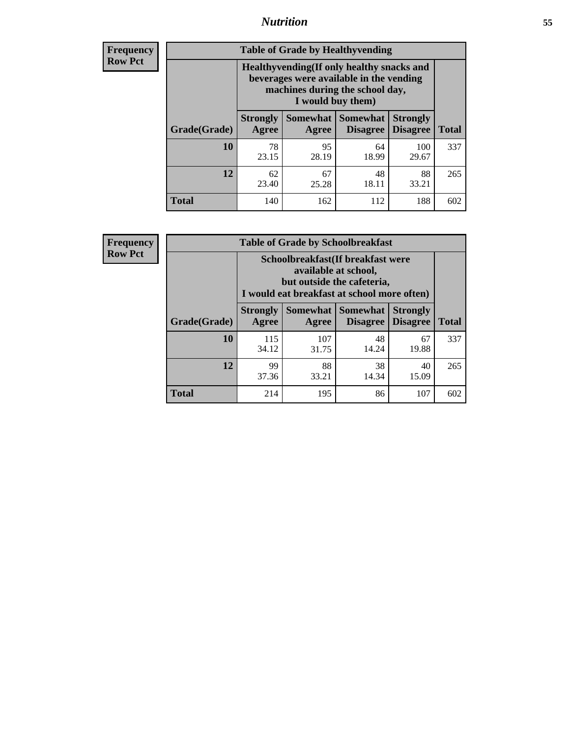## Nutrition

**Frequency**
**Row Pct**

**Table of Grade by Healthyvending**

| Grade(Grade) | Healthyvending(If only healthy snacks and beverages were available in the vending machines during the school day, I would buy them) | | | | Total |
|---|---|---|---|---|---|
| | Strongly Agree | Somewhat Agree | Somewhat Disagree | Strongly Disagree | |
| **10** | 78<br>23.15 | 95<br>28.19 | 64<br>18.99 | 100<br>29.67 | 337 |
| **12** | 62<br>23.40 | 67<br>25.28 | 48<br>18.11 | 88<br>33.21 | 265 |
| **Total** | 140 | 162 | 112 | 188 | 602 |

**Frequency**
**Row Pct**

**Table of Grade by Schoolbreakfast**

| Grade(Grade) | Schoolbreakfast(If breakfast were available at school, but outside the cafeteria, I would eat breakfast at school more often) | | | | Total |
|---|---|---|---|---|---|
| | Strongly Agree | Somewhat Agree | Somewhat Disagree | Strongly Disagree | |
| **10** | 115<br>34.12 | 107<br>31.75 | 48<br>14.24 | 67<br>19.88 | 337 |
| **12** | 99<br>37.36 | 88<br>33.21 | 38<br>14.34 | 40<br>15.09 | 265 |
| **Total** | 214 | 195 | 86 | 107 | 602 |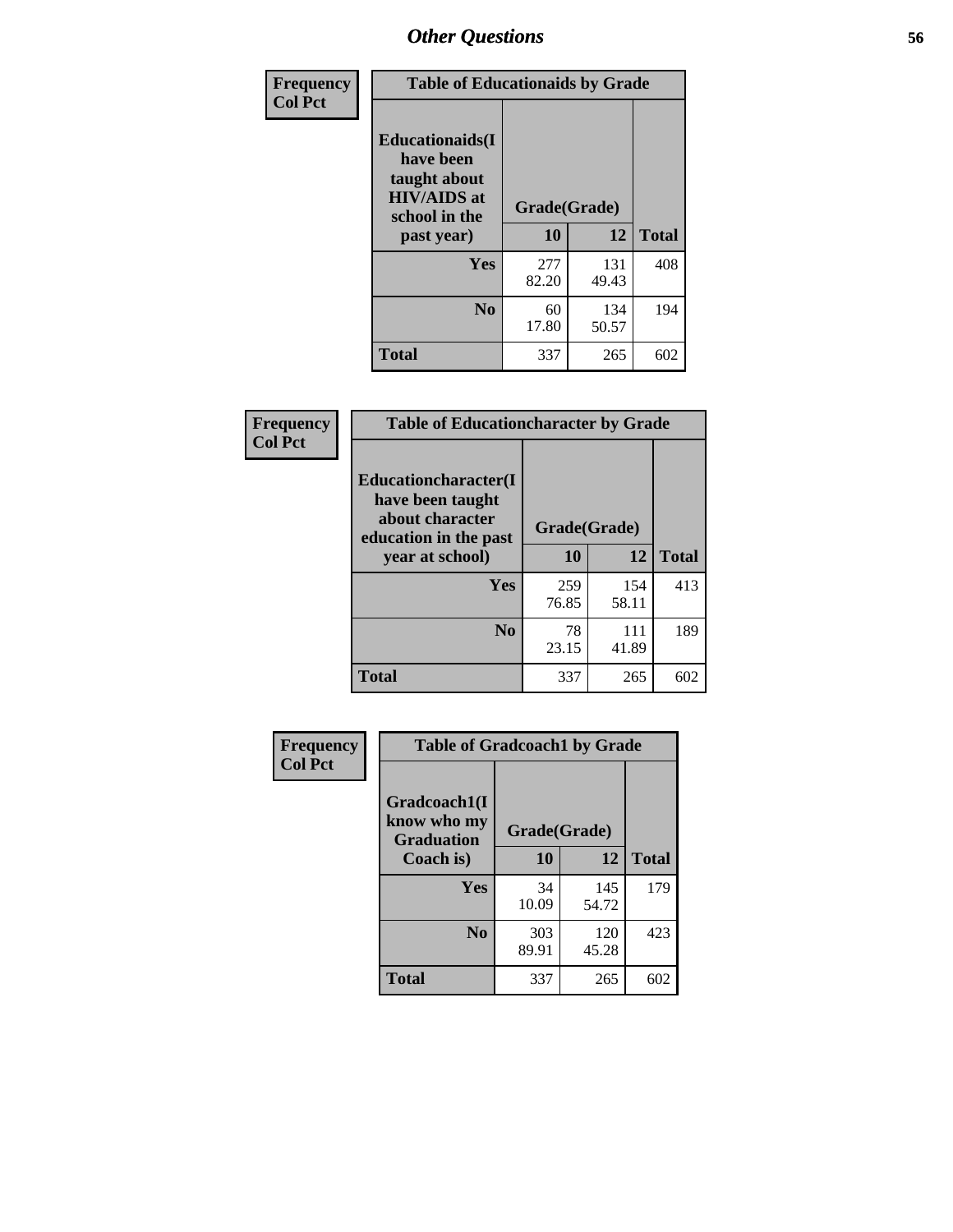# Other Questions

Frequency
Col Pct

| Table of Educationaids by Grade | | | |
|---|---|---|---|
| Educationaids(I have been taught about HIV/AIDS at school in the past year) | Grade(Grade) | | |
| | 10 | 12 | Total |
| Yes | 277<br>82.20 | 131<br>49.43 | 408 |
| No | 60<br>17.80 | 134<br>50.57 | 194 |
| Total | 337 | 265 | 602 |

Frequency
Col Pct

| Table of Educationcharacter by Grade | | | |
|---|---|---|---|
| Educationcharacter(I have been taught about character education in the past year at school) | Grade(Grade) | | |
| | 10 | 12 | Total |
| Yes | 259<br>76.85 | 154<br>58.11 | 413 |
| No | 78<br>23.15 | 111<br>41.89 | 189 |
| Total | 337 | 265 | 602 |

Frequency
Col Pct

| Table of Gradcoach1 by Grade | | | |
|---|---|---|---|
| Gradcoach1(I know who my Graduation Coach is) | Grade(Grade) | | |
| | 10 | 12 | Total |
| Yes | 34<br>10.09 | 145<br>54.72 | 179 |
| No | 303<br>89.91 | 120<br>45.28 | 423 |
| Total | 337 | 265 | 602 |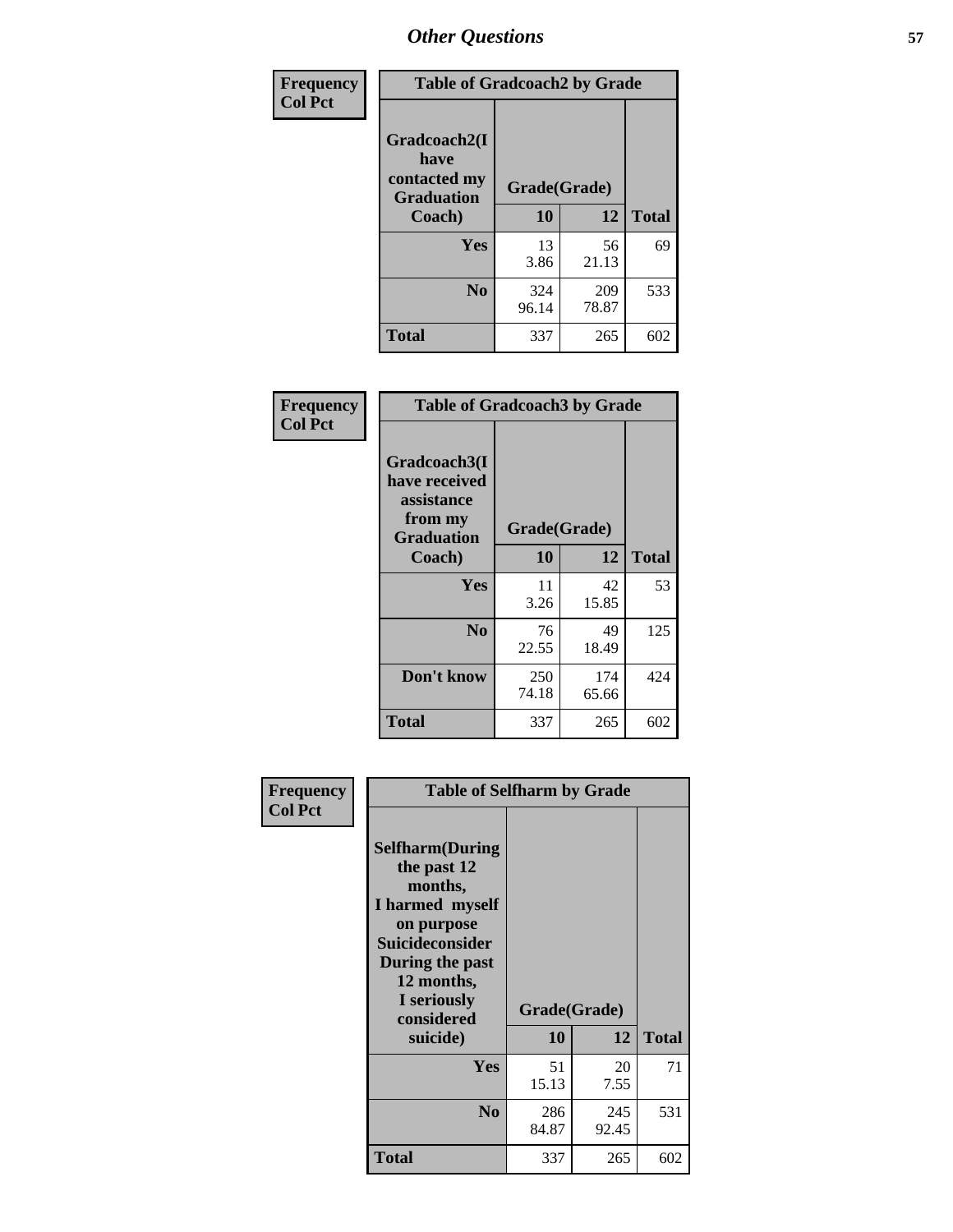# Other Questions

Frequency
Col Pct

| Table of Gradcoach2 by Grade | | | |
|---|---|---|---|
| Gradcoach2(I have contacted my Graduation Coach) | Grade(Grade) | | |
| | 10 | 12 | Total |
| Yes | 13<br>3.86 | 56<br>21.13 | 69 |
| No | 324<br>96.14 | 209<br>78.87 | 533 |
| Total | 337 | 265 | 602 |

Frequency
Col Pct

| Table of Gradcoach3 by Grade | | | |
|---|---|---|---|
| Gradcoach3(I have received assistance from my Graduation Coach) | Grade(Grade) | | |
| | 10 | 12 | Total |
| Yes | 11<br>3.26 | 42<br>15.85 | 53 |
| No | 76<br>22.55 | 49<br>18.49 | 125 |
| Don't know | 250<br>74.18 | 174<br>65.66 | 424 |
| Total | 337 | 265 | 602 |

Frequency
Col Pct

| Table of Selfharm by Grade | | | |
|---|---|---|---|
| Selfharm(During the past 12 months, I harmed myself on purpose Suicideconsider During the past 12 months, I seriously considered suicide) | Grade(Grade) | | |
| | 10 | 12 | Total |
| Yes | 51<br>15.13 | 20<br>7.55 | 71 |
| No | 286<br>84.87 | 245<br>92.45 | 531 |
| Total | 337 | 265 | 602 |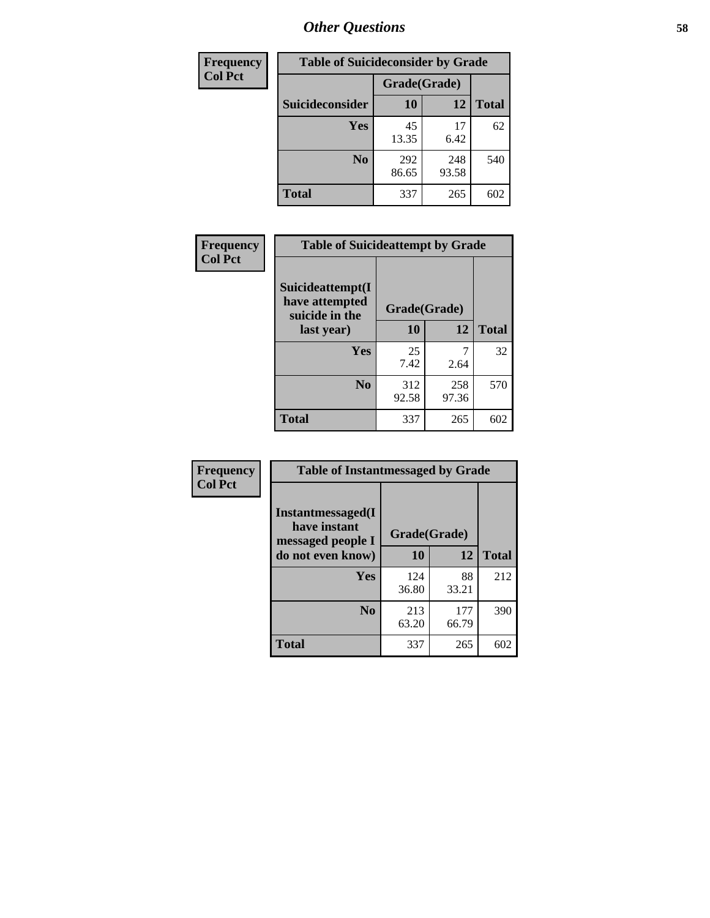## Other Questions

| Frequency<br>Col Pct | Table of Suicideconsider by Grade | | |
|---|---|---|---|
| | Grade(Grade) | | |
| Suicideconsider | 10 | 12 | Total |
| Yes | 45<br>13.35 | 17<br>6.42 | 62 |
| No | 292<br>86.65 | 248<br>93.58 | 540 |
| Total | 337 | 265 | 602 |

| Frequency<br>Col Pct | Table of Suicideattempt by Grade | | |
|---|---|---|---|
| Suicideattempt(I have attempted suicide in the last year) | Grade(Grade)<br>10 | 12 | Total |
| Yes | 25<br>7.42 | 7<br>2.64 | 32 |
| No | 312<br>92.58 | 258<br>97.36 | 570 |
| Total | 337 | 265 | 602 |

| Frequency<br>Col Pct | Table of Instantmessaged by Grade | | |
|---|---|---|---|
| Instantmessaged(I have instant messaged people I do not even know) | Grade(Grade)<br>10 | 12 | Total |
| Yes | 124<br>36.80 | 88<br>33.21 | 212 |
| No | 213<br>63.20 | 177<br>66.79 | 390 |
| Total | 337 | 265 | 602 |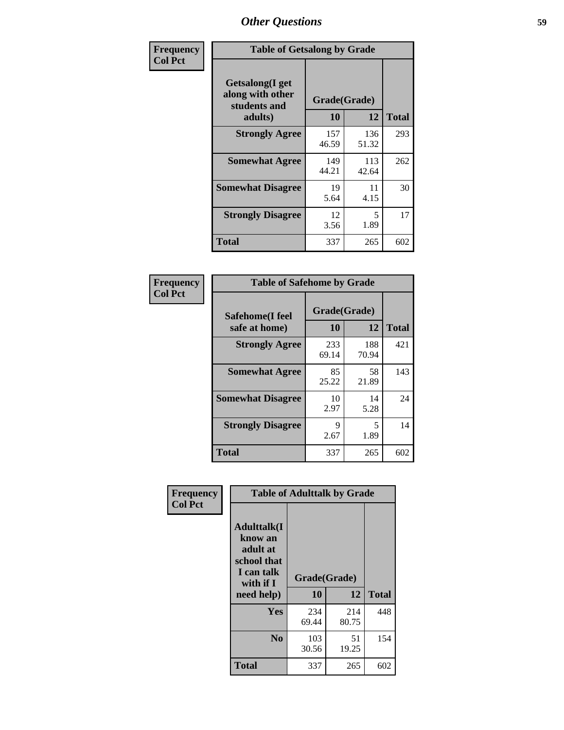# Other Questions

**Frequency**
**Col Pct**

| Table of Getsalong by Grade | | | |
|---|---|---|---|
| **Getsalong(I get along with other students and adults)** | **Grade(Grade)** | | |
| | **10** | **12** | **Total** |
| **Strongly Agree** | 157<br>46.59 | 136<br>51.32 | 293 |
| **Somewhat Agree** | 149<br>44.21 | 113<br>42.64 | 262 |
| **Somewhat Disagree** | 19<br>5.64 | 11<br>4.15 | 30 |
| **Strongly Disagree** | 12<br>3.56 | 5<br>1.89 | 17 |
| **Total** | 337 | 265 | 602 |

**Frequency**
**Col Pct**

| Table of Safehome by Grade | | | |
|---|---|---|---|
| **Safehome(I feel safe at home)** | **Grade(Grade)** | | |
| | **10** | **12** | **Total** |
| **Strongly Agree** | 233<br>69.14 | 188<br>70.94 | 421 |
| **Somewhat Agree** | 85<br>25.22 | 58<br>21.89 | 143 |
| **Somewhat Disagree** | 10<br>2.97 | 14<br>5.28 | 24 |
| **Strongly Disagree** | 9<br>2.67 | 5<br>1.89 | 14 |
| **Total** | 337 | 265 | 602 |

**Frequency**
**Col Pct**

| Table of Adulttalk by Grade | | | |
|---|---|---|---|
| **Adulttalk(I know an adult at school that I can talk with if I need help)** | **Grade(Grade)** | | |
| | **10** | **12** | **Total** |
| **Yes** | 234<br>69.44 | 214<br>80.75 | 448 |
| **No** | 103<br>30.56 | 51<br>19.25 | 154 |
| **Total** | 337 | 265 | 602 |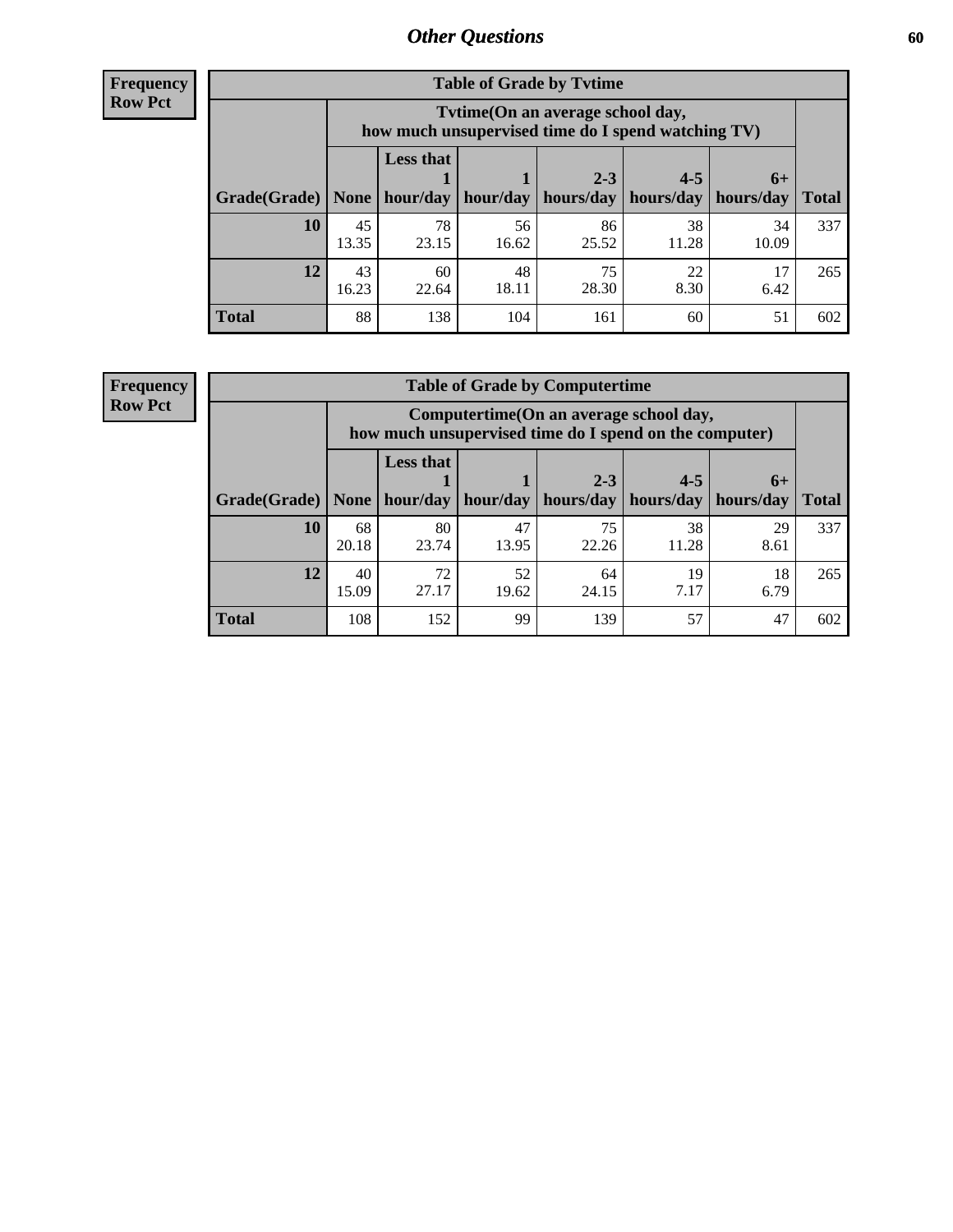## Other Questions

**Frequency**
**Row Pct**

| Table of Grade by Tvtime | | | | | | | |
|---|---|---|---|---|---|---|---|
| | Tvtime(On an average school day, how much unsupervised time do I spend watching TV) | | | | | | |
| Grade(Grade) | None | Less that 1 hour/day | 1 hour/day | 2-3 hours/day | 4-5 hours/day | 6+ hours/day | Total |
| **10** | 45<br>13.35 | 78<br>23.15 | 56<br>16.62 | 86<br>25.52 | 38<br>11.28 | 34<br>10.09 | 337 |
| **12** | 43<br>16.23 | 60<br>22.64 | 48<br>18.11 | 75<br>28.30 | 22<br>8.30 | 17<br>6.42 | 265 |
| **Total** | 88 | 138 | 104 | 161 | 60 | 51 | 602 |

**Frequency**
**Row Pct**

| Table of Grade by Computertime | | | | | | | |
|---|---|---|---|---|---|---|---|
| | Computertime(On an average school day, how much unsupervised time do I spend on the computer) | | | | | | |
| Grade(Grade) | None | Less that 1 hour/day | 1 hour/day | 2-3 hours/day | 4-5 hours/day | 6+ hours/day | Total |
| **10** | 68<br>20.18 | 80<br>23.74 | 47<br>13.95 | 75<br>22.26 | 38<br>11.28 | 29<br>8.61 | 337 |
| **12** | 40<br>15.09 | 72<br>27.17 | 52<br>19.62 | 64<br>24.15 | 19<br>7.17 | 18<br>6.79 | 265 |
| **Total** | 108 | 152 | 99 | 139 | 57 | 47 | 602 |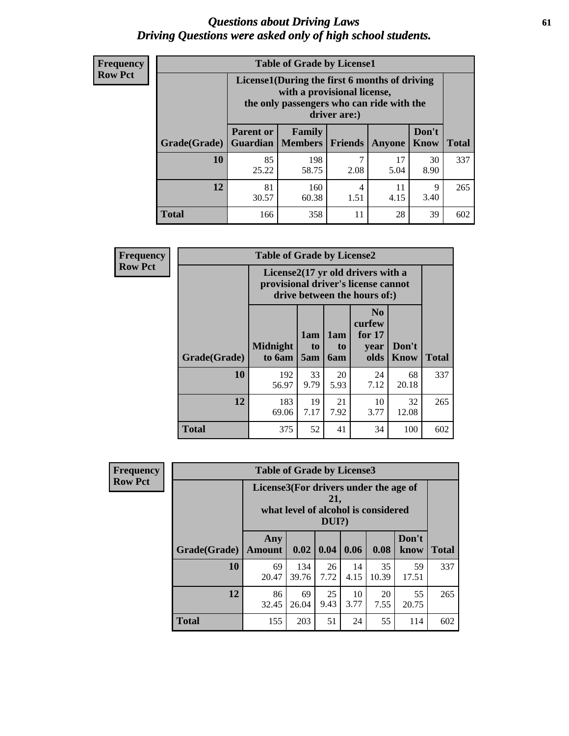# *Questions about Driving Laws*
# *Driving Questions were asked only of high school students.*

**Frequency**
**Row Pct**

| Table of Grade by License1 | | | | | | |
|---|---|---|---|---|---|---|
| | License1(During the first 6 months of driving with a provisional license, the only passengers who can ride with the driver are:) | | | | | |
| Grade(Grade) | Parent or Guardian | Family Members | Friends | Anyone | Don't Know | Total |
| 10 | 85<br>25.22 | 198<br>58.75 | 7<br>2.08 | 17<br>5.04 | 30<br>8.90 | 337 |
| 12 | 81<br>30.57 | 160<br>60.38 | 4<br>1.51 | 11<br>4.15 | 9<br>3.40 | 265 |
| Total | 166 | 358 | 11 | 28 | 39 | 602 |

**Frequency**
**Row Pct**

| Table of Grade by License2 | | | | | | |
|---|---|---|---|---|---|---|
| | License2(17 yr old drivers with a provisional driver's license cannot drive between the hours of:) | | | | | |
| Grade(Grade) | Midnight to 6am | 1am to 5am | 1am to 6am | No curfew for 17 year olds | Don't Know | Total |
| 10 | 192<br>56.97 | 33<br>9.79 | 20<br>5.93 | 24<br>7.12 | 68<br>20.18 | 337 |
| 12 | 183<br>69.06 | 19<br>7.17 | 21<br>7.92 | 10<br>3.77 | 32<br>12.08 | 265 |
| Total | 375 | 52 | 41 | 34 | 100 | 602 |

**Frequency**
**Row Pct**

| Table of Grade by License3 | | | | | | | |
|---|---|---|---|---|---|---|---|
| | License3(For drivers under the age of 21, what level of alcohol is considered DUI?) | | | | | | |
| Grade(Grade) | Any Amount | 0.02 | 0.04 | 0.06 | 0.08 | Don't know | Total |
| 10 | 69<br>20.47 | 134<br>39.76 | 26<br>7.72 | 14<br>4.15 | 35<br>10.39 | 59<br>17.51 | 337 |
| 12 | 86<br>32.45 | 69<br>26.04 | 25<br>9.43 | 10<br>3.77 | 20<br>7.55 | 55<br>20.75 | 265 |
| Total | 155 | 203 | 51 | 24 | 55 | 114 | 602 |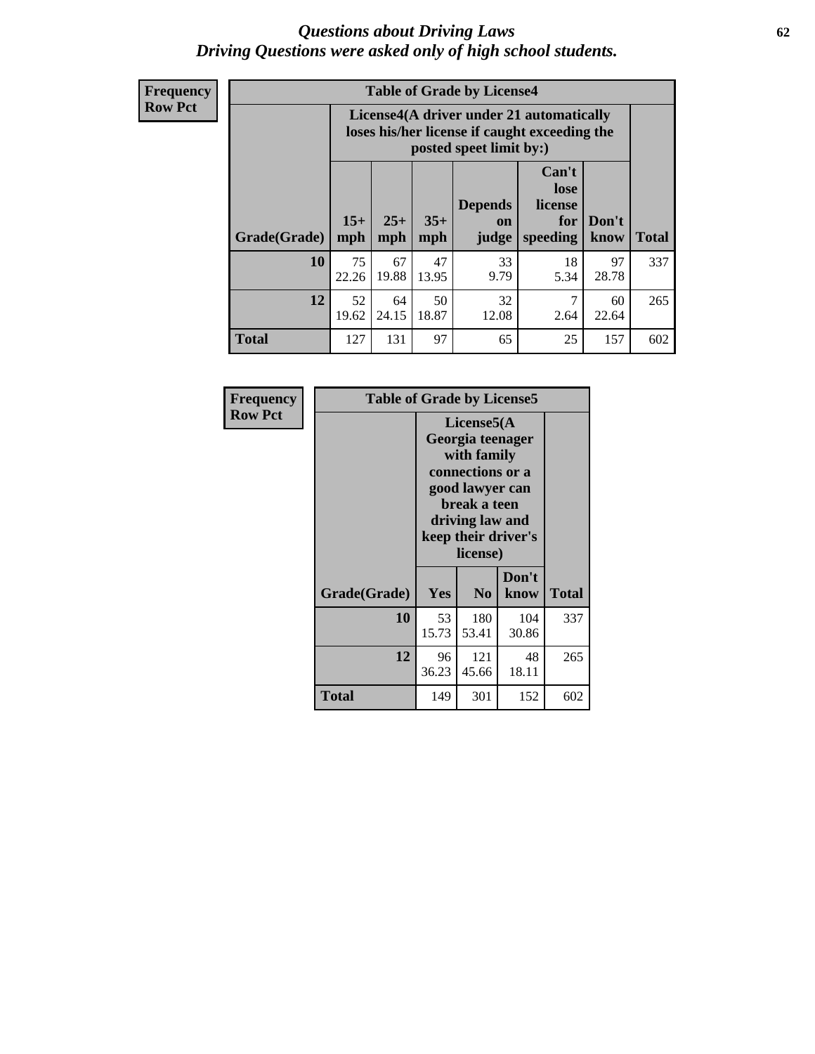# *Questions about Driving Laws*
## *Driving Questions were asked only of high school students.*

**Frequency**
**Row Pct**

**Table of Grade by License4**

| Grade(Grade) | License4(A driver under 21 automatically loses his/her license if caught exceeding the posted speet limit by:) | | | | | | Total |
|---|---|---|---|---|---|---|---|
| | 15+ mph | 25+ mph | 35+ mph | Depends on judge | Can't lose license for speeding | Don't know | |
| **10** | 75<br>22.26 | 67<br>19.88 | 47<br>13.95 | 33<br>9.79 | 18<br>5.34 | 97<br>28.78 | 337 |
| **12** | 52<br>19.62 | 64<br>24.15 | 50<br>18.87 | 32<br>12.08 | 7<br>2.64 | 60<br>22.64 | 265 |
| **Total** | 127 | 131 | 97 | 65 | 25 | 157 | 602 |

**Frequency**
**Row Pct**

**Table of Grade by License5**

| Grade(Grade) | License5(A Georgia teenager with family connections or a good lawyer can break a teen driving law and keep their driver's license) | | | Total |
|---|---|---|---|---|
| | Yes | No | Don't know | |
| **10** | 53<br>15.73 | 180<br>53.41 | 104<br>30.86 | 337 |
| **12** | 96<br>36.23 | 121<br>45.66 | 48<br>18.11 | 265 |
| **Total** | 149 | 301 | 152 | 602 |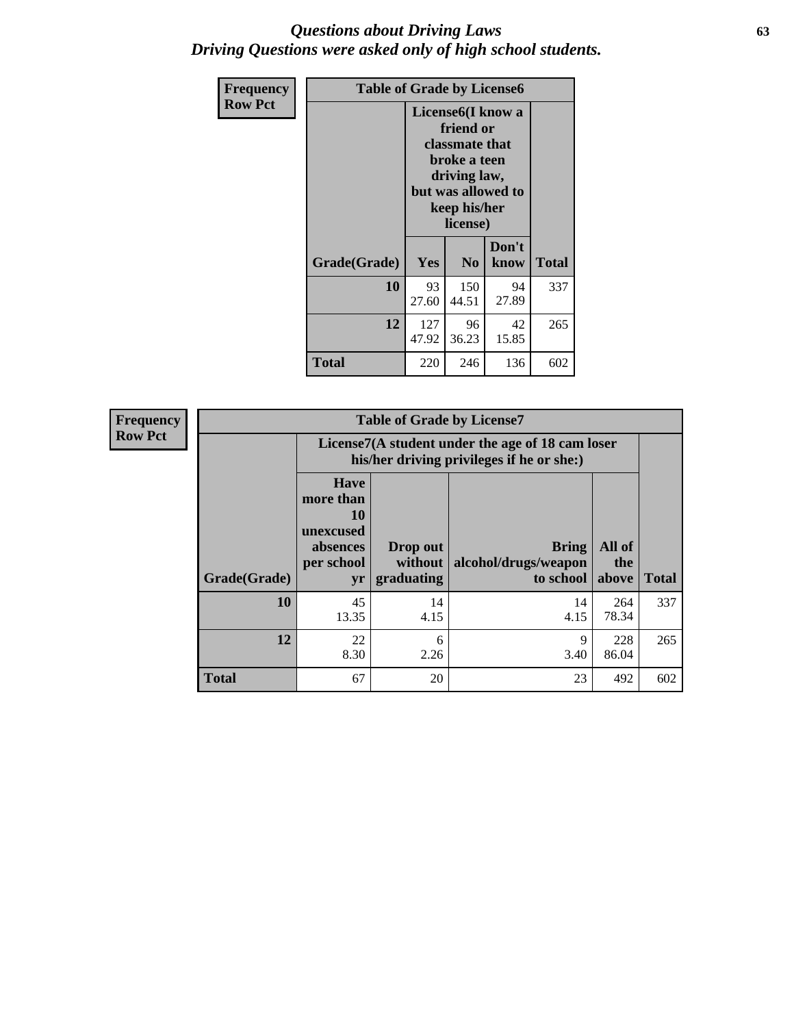# Questions about Driving Laws
## Driving Questions were asked only of high school students.

**Frequency**
**Row Pct**

| Table of Grade by License6 | | | | |
|---|---|---|---|---|
| | License6(I know a friend or classmate that broke a teen driving law, but was allowed to keep his/her license) | | | |
| Grade(Grade) | Yes | No | Don't know | Total |
| 10 | 93<br>27.60 | 150<br>44.51 | 94<br>27.89 | 337 |
| 12 | 127<br>47.92 | 96<br>36.23 | 42<br>15.85 | 265 |
| Total | 220 | 246 | 136 | 602 |

**Frequency**
**Row Pct**

| Table of Grade by License7 | | | | | |
|---|---|---|---|---|---|
| | License7(A student under the age of 18 cam loser his/her driving privileges if he or she:) | | | | |
| Grade(Grade) | Have more than 10 unexcused absences per school yr | Drop out without graduating | Bring alcohol/drugs/weapon to school | All of the above | Total |
| 10 | 45<br>13.35 | 14<br>4.15 | 14<br>4.15 | 264<br>78.34 | 337 |
| 12 | 22<br>8.30 | 6<br>2.26 | 9<br>3.40 | 228<br>86.04 | 265 |
| Total | 67 | 20 | 23 | 492 | 602 |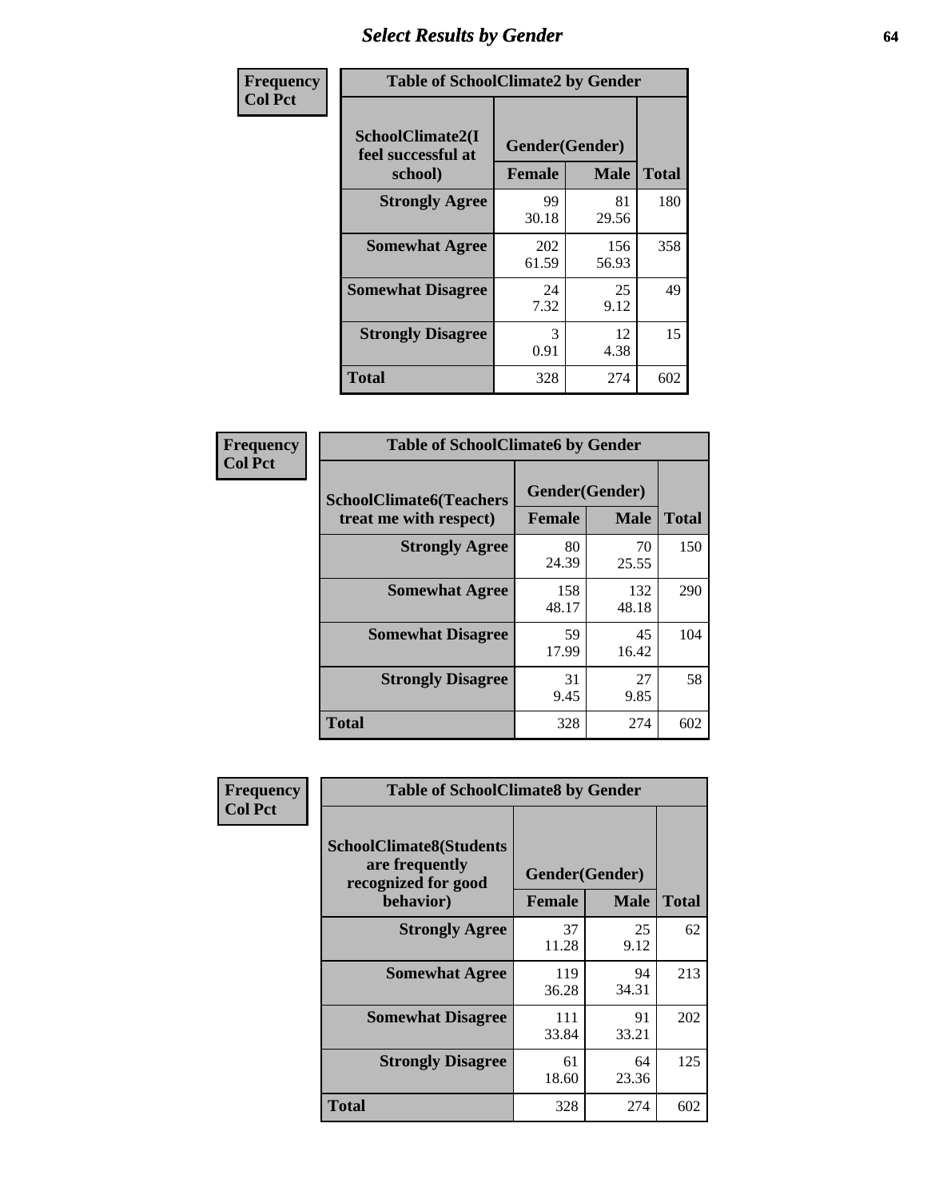## Select Results by Gender

| Frequency<br>Col Pct |
|---|

**Table of SchoolClimate2 by Gender**

| SchoolClimate2(I feel successful at school) | Gender(Gender) | | |
|---|---|---|---|
| | Female | Male | Total |
| Strongly Agree | 99<br>30.18 | 81<br>29.56 | 180 |
| Somewhat Agree | 202<br>61.59 | 156<br>56.93 | 358 |
| Somewhat Disagree | 24<br>7.32 | 25<br>9.12 | 49 |
| Strongly Disagree | 3<br>0.91 | 12<br>4.38 | 15 |
| Total | 328 | 274 | 602 |

| Frequency<br>Col Pct |
|---|

**Table of SchoolClimate6 by Gender**

| SchoolClimate6(Teachers treat me with respect) | Gender(Gender) | | |
|---|---|---|---|
| | Female | Male | Total |
| Strongly Agree | 80<br>24.39 | 70<br>25.55 | 150 |
| Somewhat Agree | 158<br>48.17 | 132<br>48.18 | 290 |
| Somewhat Disagree | 59<br>17.99 | 45<br>16.42 | 104 |
| Strongly Disagree | 31<br>9.45 | 27<br>9.85 | 58 |
| Total | 328 | 274 | 602 |

| Frequency<br>Col Pct |
|---|

**Table of SchoolClimate8 by Gender**

| SchoolClimate8(Students are frequently recognized for good behavior) | Gender(Gender) | | |
|---|---|---|---|
| | Female | Male | Total |
| Strongly Agree | 37<br>11.28 | 25<br>9.12 | 62 |
| Somewhat Agree | 119<br>36.28 | 94<br>34.31 | 213 |
| Somewhat Disagree | 111<br>33.84 | 91<br>33.21 | 202 |
| Strongly Disagree | 61<br>18.60 | 64<br>23.36 | 125 |
| Total | 328 | 274 | 602 |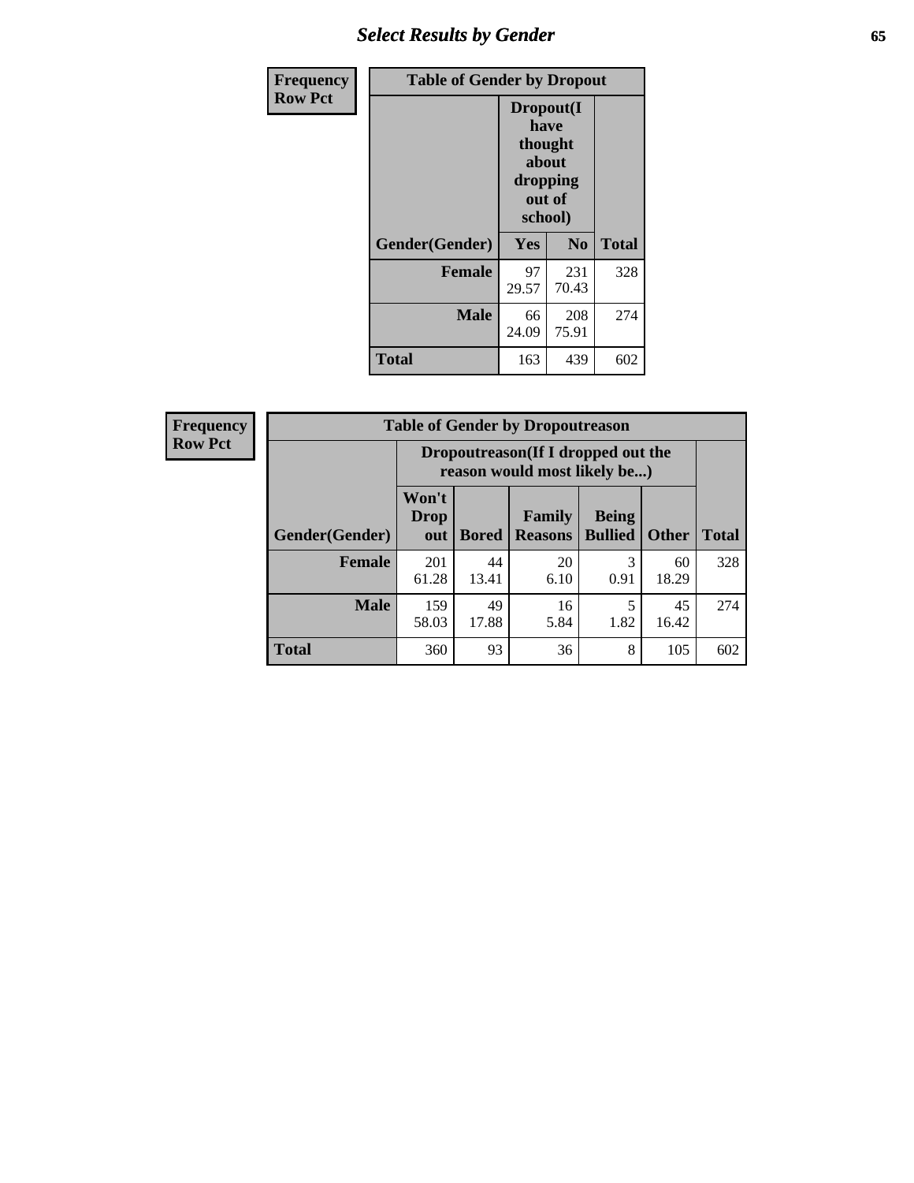| Frequency<br>Row Pct | Table of Gender by Dropout | | |
|---|---|---|---|
| | Dropout(I have thought about dropping out of school) | | |
| Gender(Gender) | Yes | No | Total |
| Female | 97<br>29.57 | 231<br>70.43 | 328 |
| Male | 66<br>24.09 | 208<br>75.91 | 274 |
| Total | 163 | 439 | 602 |

| Frequency<br>Row Pct | Table of Gender by Dropoutreason | | | | | |
|---|---|---|---|---|---|---|
| | Dropoutreason(If I dropped out the reason would most likely be...) | | | | | |
| Gender(Gender) | Won't Drop out | Bored | Family Reasons | Being Bullied | Other | Total |
| Female | 201<br>61.28 | 44<br>13.41 | 20<br>6.10 | 3<br>0.91 | 60<br>18.29 | 328 |
| Male | 159<br>58.03 | 49<br>17.88 | 16<br>5.84 | 5<br>1.82 | 45<br>16.42 | 274 |
| Total | 360 | 93 | 36 | 8 | 105 | 602 |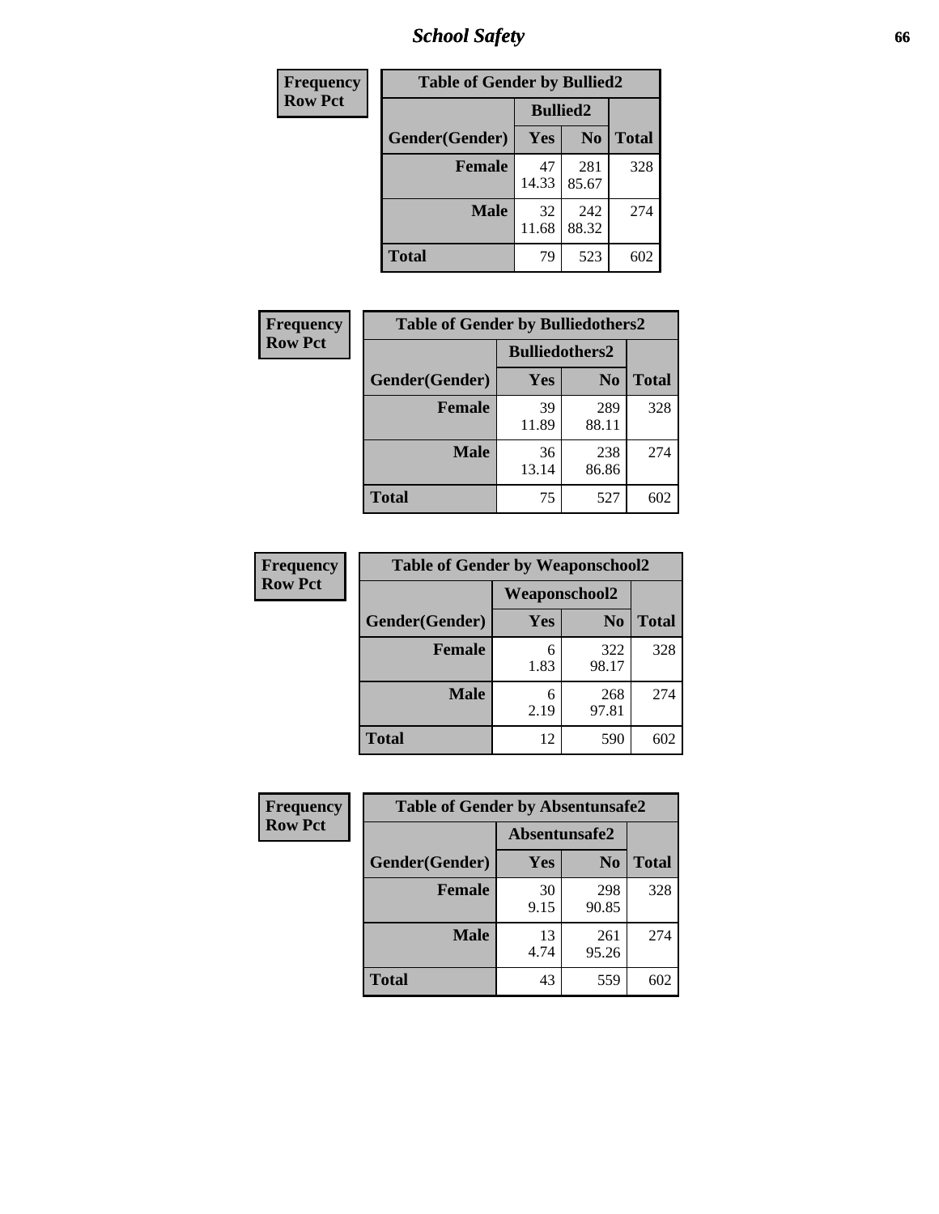| Frequency Row Pct |
|---|

| Table of Gender by Bullied2 | | | |
|---|---|---|---|
| | Bullied2 | | |
| Gender(Gender) | Yes | No | Total |
| Female | 47<br>14.33 | 281<br>85.67 | 328 |
| Male | 32<br>11.68 | 242<br>88.32 | 274 |
| Total | 79 | 523 | 602 |

| Frequency Row Pct |
|---|

| Table of Gender by Bulliedothers2 | | | |
|---|---|---|---|
| | Bulliedothers2 | | |
| Gender(Gender) | Yes | No | Total |
| Female | 39<br>11.89 | 289<br>88.11 | 328 |
| Male | 36<br>13.14 | 238<br>86.86 | 274 |
| Total | 75 | 527 | 602 |

| Frequency Row Pct |
|---|

| Table of Gender by Weaponschool2 | | | |
|---|---|---|---|
| | Weaponschool2 | | |
| Gender(Gender) | Yes | No | Total |
| Female | 6<br>1.83 | 322<br>98.17 | 328 |
| Male | 6<br>2.19 | 268<br>97.81 | 274 |
| Total | 12 | 590 | 602 |

| Frequency Row Pct |
|---|

| Table of Gender by Absentunsafe2 | | | |
|---|---|---|---|
| | Absentunsafe2 | | |
| Gender(Gender) | Yes | No | Total |
| Female | 30<br>9.15 | 298<br>90.85 | 328 |
| Male | 13<br>4.74 | 261<br>95.26 | 274 |
| Total | 43 | 559 | 602 |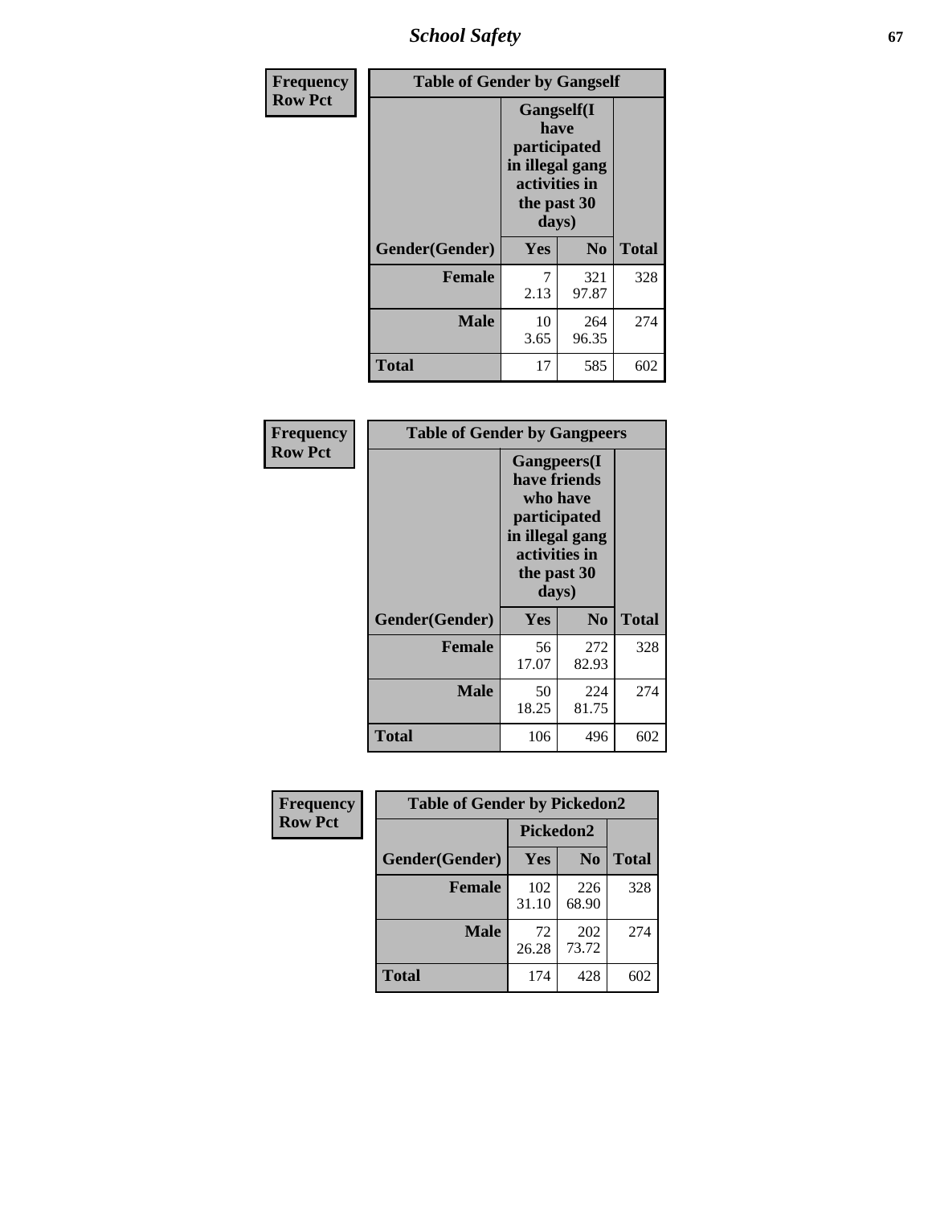| Frequency Row Pct | Table of Gender by Gangself | | |
|---|---|---|---|
| | Gangself(I have participated in illegal gang activities in the past 30 days) | | |
| Gender(Gender) | Yes | No | Total |
| Female | 7<br>2.13 | 321<br>97.87 | 328 |
| Male | 10<br>3.65 | 264<br>96.35 | 274 |
| Total | 17 | 585 | 602 |

| Frequency Row Pct | Table of Gender by Gangpeers | | |
|---|---|---|---|
| | Gangpeers(I have friends who have participated in illegal gang activities in the past 30 days) | | |
| Gender(Gender) | Yes | No | Total |
| Female | 56<br>17.07 | 272<br>82.93 | 328 |
| Male | 50<br>18.25 | 224<br>81.75 | 274 |
| Total | 106 | 496 | 602 |

| Frequency Row Pct | Table of Gender by Pickedon2 | | |
|---|---|---|---|
| | Pickedon2 | | |
| Gender(Gender) | Yes | No | Total |
| Female | 102<br>31.10 | 226<br>68.90 | 328 |
| Male | 72<br>26.28 | 202<br>73.72 | 274 |
| Total | 174 | 428 | 602 |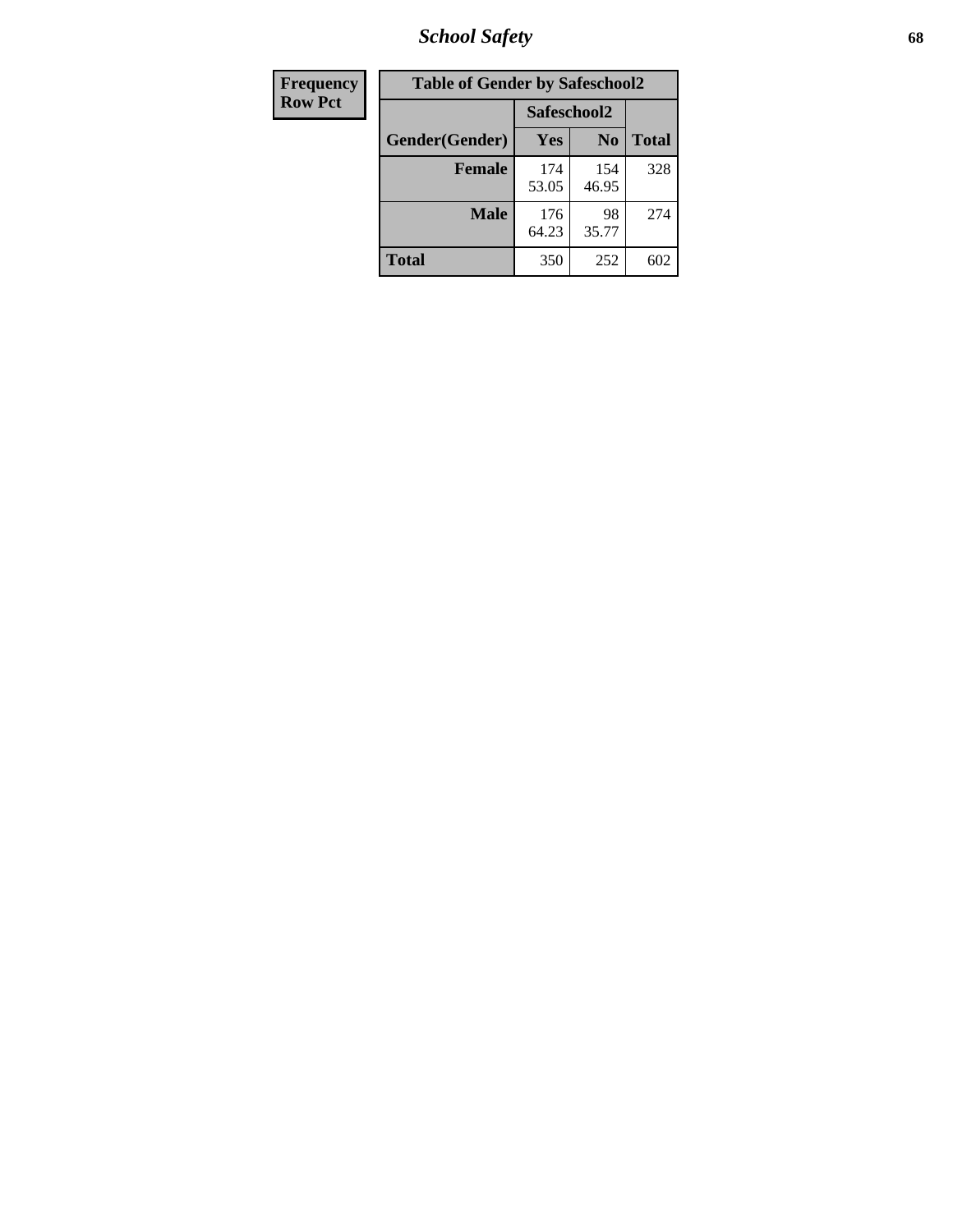| Frequency<br>Row Pct | Table of Gender by Safeschool2 | | | |
|---|---|---|---|---|
| | | Safeschool2 | | |
| | Gender(Gender) | Yes | No | Total |
| | Female | 174<br>53.05 | 154<br>46.95 | 328 |
| | Male | 176<br>64.23 | 98<br>35.77 | 274 |
| | Total | 350 | 252 | 602 |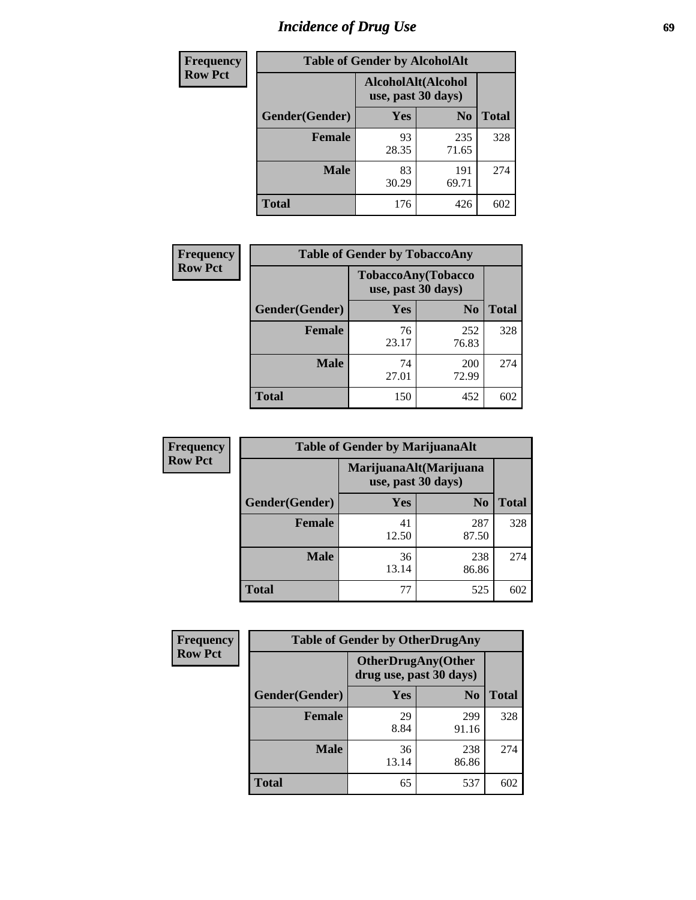# Incidence of Drug Use

**Frequency**
**Row Pct**

| Table of Gender by AlcoholAlt | | | |
|---|---|---|---|
| | AlcoholAlt(Alcohol use, past 30 days) | | |
| Gender(Gender) | Yes | No | Total |
| Female | 93<br>28.35 | 235<br>71.65 | 328 |
| Male | 83<br>30.29 | 191<br>69.71 | 274 |
| Total | 176 | 426 | 602 |

**Frequency**
**Row Pct**

| Table of Gender by TobaccoAny | | | |
|---|---|---|---|
| | TobaccoAny(Tobacco use, past 30 days) | | |
| Gender(Gender) | Yes | No | Total |
| Female | 76<br>23.17 | 252<br>76.83 | 328 |
| Male | 74<br>27.01 | 200<br>72.99 | 274 |
| Total | 150 | 452 | 602 |

**Frequency**
**Row Pct**

| Table of Gender by MarijuanaAlt | | | |
|---|---|---|---|
| | MarijuanaAlt(Marijuana use, past 30 days) | | |
| Gender(Gender) | Yes | No | Total |
| Female | 41<br>12.50 | 287<br>87.50 | 328 |
| Male | 36<br>13.14 | 238<br>86.86 | 274 |
| Total | 77 | 525 | 602 |

**Frequency**
**Row Pct**

| Table of Gender by OtherDrugAny | | | |
|---|---|---|---|
| | OtherDrugAny(Other drug use, past 30 days) | | |
| Gender(Gender) | Yes | No | Total |
| Female | 29<br>8.84 | 299<br>91.16 | 328 |
| Male | 36<br>13.14 | 238<br>86.86 | 274 |
| Total | 65 | 537 | 602 |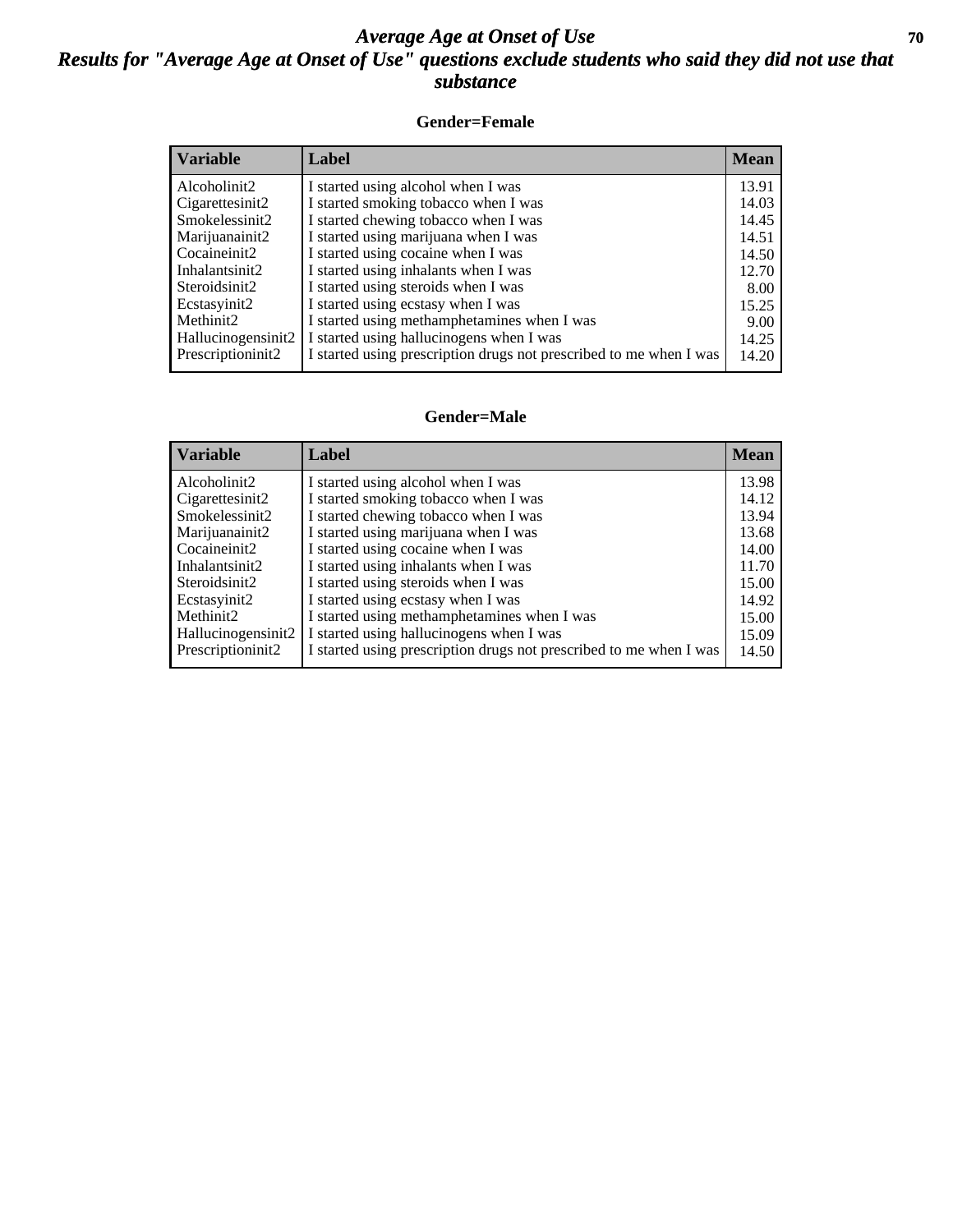# Average Age at Onset of Use

## Results for "Average Age at Onset of Use" questions exclude students who said they did not use that substance

### Gender=Female

| Variable | Label | Mean |
|---|---|---|
| Alcoholinit2 | I started using alcohol when I was | 13.91 |
| Cigarettesinit2 | I started smoking tobacco when I was | 14.03 |
| Smokelessinit2 | I started chewing tobacco when I was | 14.45 |
| Marijuanainit2 | I started using marijuana when I was | 14.51 |
| Cocaineinit2 | I started using cocaine when I was | 14.50 |
| Inhalantsinit2 | I started using inhalants when I was | 12.70 |
| Steroidsinit2 | I started using steroids when I was | 8.00 |
| Ecstasyinit2 | I started using ecstasy when I was | 15.25 |
| Methinit2 | I started using methamphetamines when I was | 9.00 |
| Hallucinogensinit2 | I started using hallucinogens when I was | 14.25 |
| Prescriptioninit2 | I started using prescription drugs not prescribed to me when I was | 14.20 |

### Gender=Male

| Variable | Label | Mean |
|---|---|---|
| Alcoholinit2 | I started using alcohol when I was | 13.98 |
| Cigarettesinit2 | I started smoking tobacco when I was | 14.12 |
| Smokelessinit2 | I started chewing tobacco when I was | 13.94 |
| Marijuanainit2 | I started using marijuana when I was | 13.68 |
| Cocaineinit2 | I started using cocaine when I was | 14.00 |
| Inhalantsinit2 | I started using inhalants when I was | 11.70 |
| Steroidsinit2 | I started using steroids when I was | 15.00 |
| Ecstasyinit2 | I started using ecstasy when I was | 14.92 |
| Methinit2 | I started using methamphetamines when I was | 15.00 |
| Hallucinogensinit2 | I started using hallucinogens when I was | 15.09 |
| Prescriptioninit2 | I started using prescription drugs not prescribed to me when I was | 14.50 |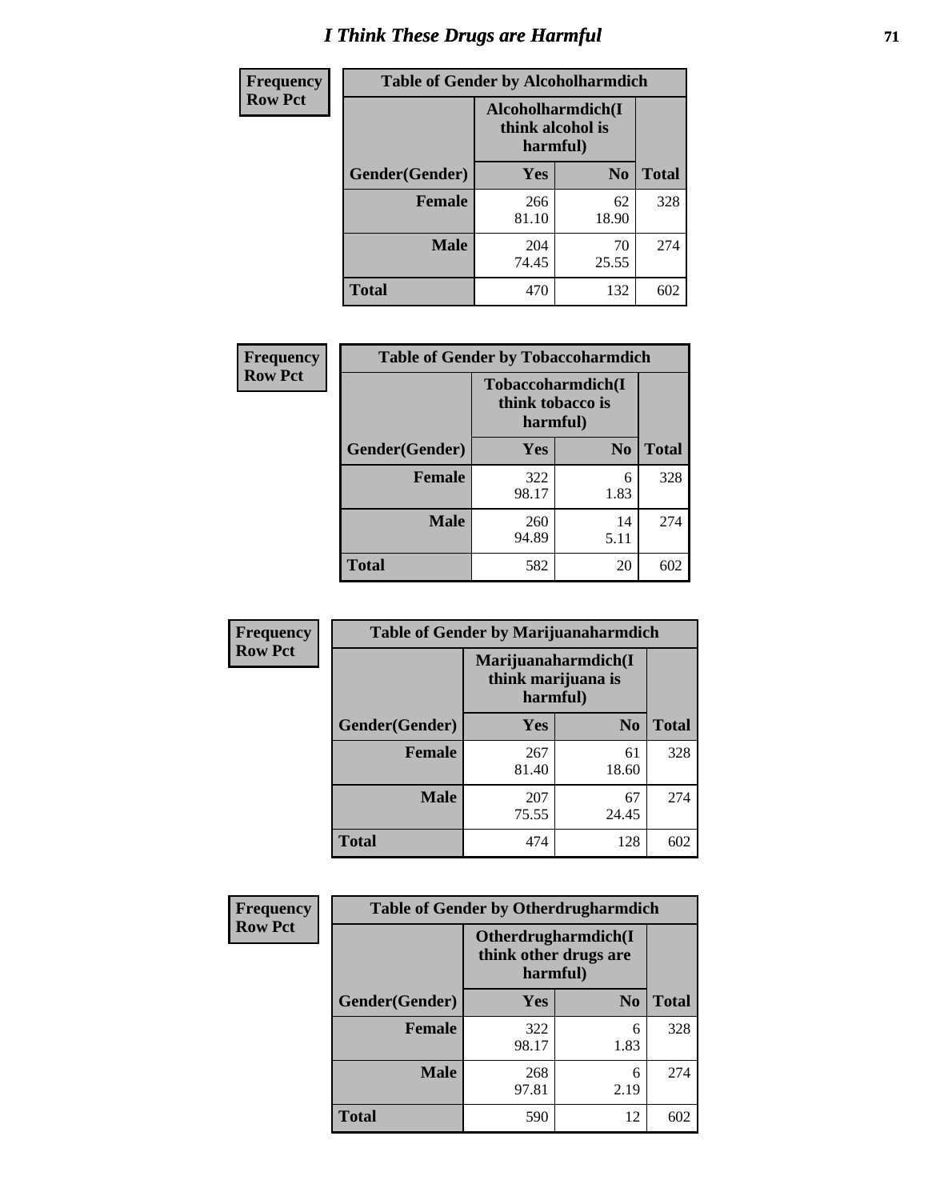# I Think These Drugs are Harmful

**Frequency**
**Row Pct**

| Table of Gender by Alcoholharmdich | | | |
|---|---|---|---|
| | Alcoholharmdich(I think alcohol is harmful) | | |
| Gender(Gender) | Yes | No | Total |
| Female | 266<br>81.10 | 62<br>18.90 | 328 |
| Male | 204<br>74.45 | 70<br>25.55 | 274 |
| Total | 470 | 132 | 602 |

**Frequency**
**Row Pct**

| Table of Gender by Tobaccoharmdich | | | |
|---|---|---|---|
| | Tobaccoharmdich(I think tobacco is harmful) | | |
| Gender(Gender) | Yes | No | Total |
| Female | 322<br>98.17 | 6<br>1.83 | 328 |
| Male | 260<br>94.89 | 14<br>5.11 | 274 |
| Total | 582 | 20 | 602 |

**Frequency**
**Row Pct**

| Table of Gender by Marijuanaharmdich | | | |
|---|---|---|---|
| | Marijuanaharmdich(I think marijuana is harmful) | | |
| Gender(Gender) | Yes | No | Total |
| Female | 267<br>81.40 | 61<br>18.60 | 328 |
| Male | 207<br>75.55 | 67<br>24.45 | 274 |
| Total | 474 | 128 | 602 |

**Frequency**
**Row Pct**

| Table of Gender by Otherdrugharmdich | | | |
|---|---|---|---|
| | Otherdrugharmdich(I think other drugs are harmful) | | |
| Gender(Gender) | Yes | No | Total |
| Female | 322<br>98.17 | 6<br>1.83 | 328 |
| Male | 268<br>97.81 | 6<br>2.19 | 274 |
| Total | 590 | 12 | 602 |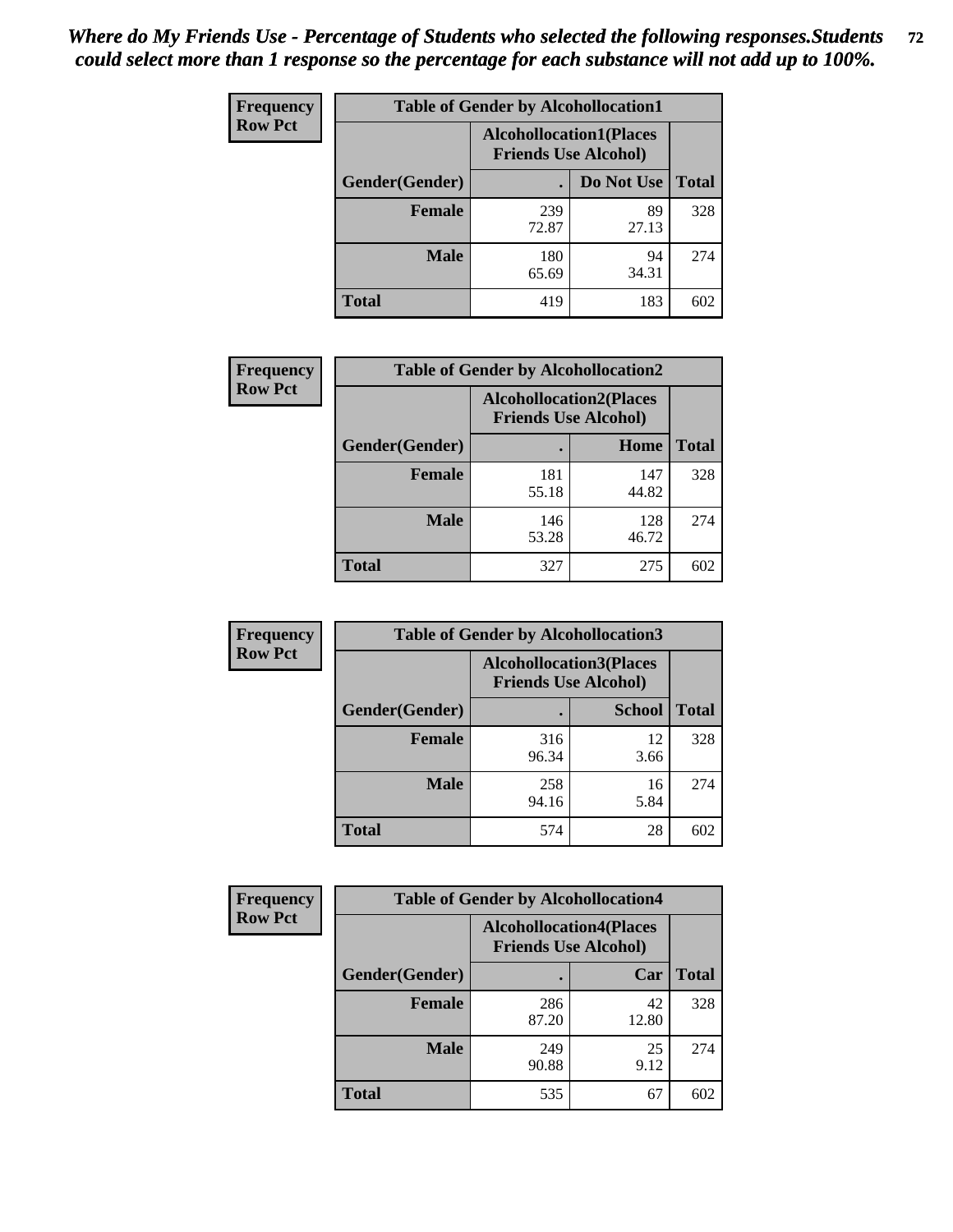*Where do My Friends Use - Percentage of Students who selected the following responses.Students could select more than 1 response so the percentage for each substance will not add up to 100%.*

**Frequency**
**Row Pct**

| Table of Gender by Alcohollocation1 | | | |
|---|---|---|---|
| | Alcohollocation1(Places Friends Use Alcohol) | | |
| Gender(Gender) | . | Do Not Use | Total |
| **Female** | 239<br>72.87 | 89<br>27.13 | 328 |
| **Male** | 180<br>65.69 | 94<br>34.31 | 274 |
| **Total** | 419 | 183 | 602 |

**Frequency**
**Row Pct**

| Table of Gender by Alcohollocation2 | | | |
|---|---|---|---|
| | Alcohollocation2(Places Friends Use Alcohol) | | |
| Gender(Gender) | . | Home | Total |
| **Female** | 181<br>55.18 | 147<br>44.82 | 328 |
| **Male** | 146<br>53.28 | 128<br>46.72 | 274 |
| **Total** | 327 | 275 | 602 |

**Frequency**
**Row Pct**

| Table of Gender by Alcohollocation3 | | | |
|---|---|---|---|
| | Alcohollocation3(Places Friends Use Alcohol) | | |
| Gender(Gender) | . | School | Total |
| **Female** | 316<br>96.34 | 12<br>3.66 | 328 |
| **Male** | 258<br>94.16 | 16<br>5.84 | 274 |
| **Total** | 574 | 28 | 602 |

**Frequency**
**Row Pct**

| Table of Gender by Alcohollocation4 | | | |
|---|---|---|---|
| | Alcohollocation4(Places Friends Use Alcohol) | | |
| Gender(Gender) | . | Car | Total |
| **Female** | 286<br>87.20 | 42<br>12.80 | 328 |
| **Male** | 249<br>90.88 | 25<br>9.12 | 274 |
| **Total** | 535 | 67 | 602 |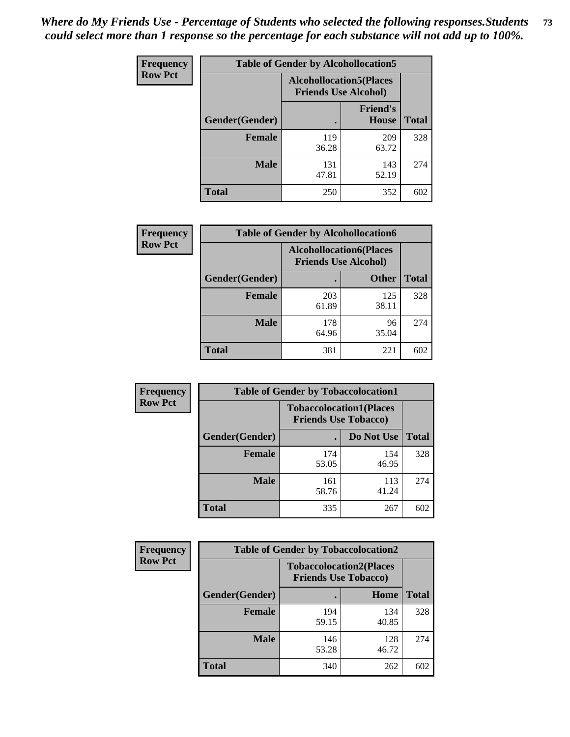*Where do My Friends Use - Percentage of Students who selected the following responses.Students could select more than 1 response so the percentage for each substance will not add up to 100%.*

**Frequency / Row Pct**

| Table of Gender by Alcohollocation5 | | | |
|---|---|---|---|
| | Alcohollocation5(Places Friends Use Alcohol) | | |
| Gender(Gender) | . | Friend's House | Total |
| **Female** | 119<br>36.28 | 209<br>63.72 | 328 |
| **Male** | 131<br>47.81 | 143<br>52.19 | 274 |
| **Total** | 250 | 352 | 602 |

**Frequency / Row Pct**

| Table of Gender by Alcohollocation6 | | | |
|---|---|---|---|
| | Alcohollocation6(Places Friends Use Alcohol) | | |
| Gender(Gender) | . | Other | Total |
| **Female** | 203<br>61.89 | 125<br>38.11 | 328 |
| **Male** | 178<br>64.96 | 96<br>35.04 | 274 |
| **Total** | 381 | 221 | 602 |

**Frequency / Row Pct**

| Table of Gender by Tobaccolocation1 | | | |
|---|---|---|---|
| | Tobaccolocation1(Places Friends Use Tobacco) | | |
| Gender(Gender) | . | Do Not Use | Total |
| **Female** | 174<br>53.05 | 154<br>46.95 | 328 |
| **Male** | 161<br>58.76 | 113<br>41.24 | 274 |
| **Total** | 335 | 267 | 602 |

**Frequency / Row Pct**

| Table of Gender by Tobaccolocation2 | | | |
|---|---|---|---|
| | Tobaccolocation2(Places Friends Use Tobacco) | | |
| Gender(Gender) | . | Home | Total |
| **Female** | 194<br>59.15 | 134<br>40.85 | 328 |
| **Male** | 146<br>53.28 | 128<br>46.72 | 274 |
| **Total** | 340 | 262 | 602 |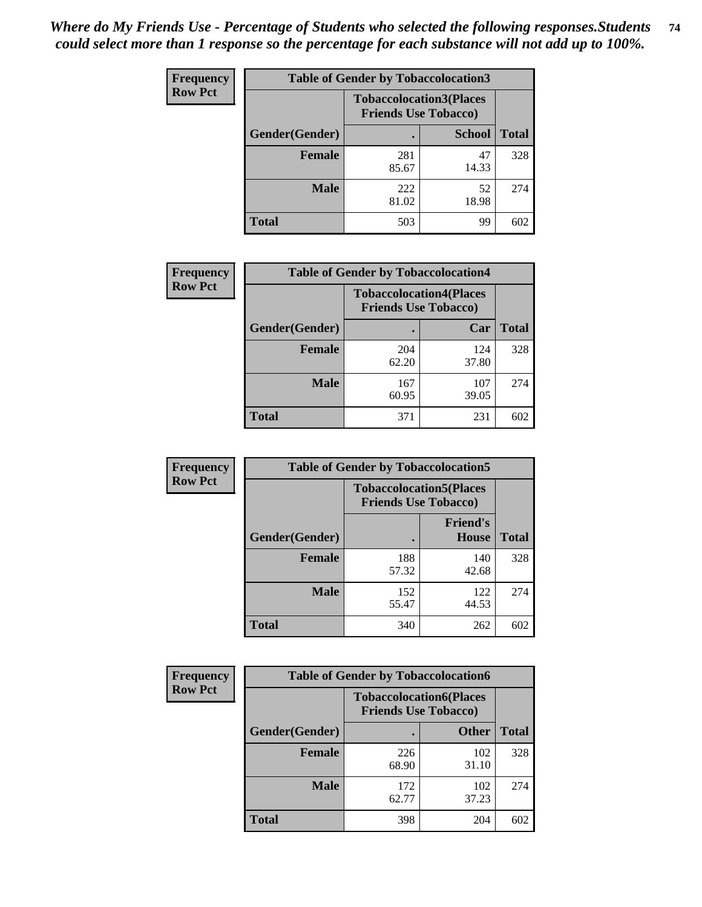*Where do My Friends Use - Percentage of Students who selected the following responses.Students could select more than 1 response so the percentage for each substance will not add up to 100%.*

**Frequency**
**Row Pct**

| Table of Gender by Tobaccolocation3 | | | |
|---|---|---|---|
| | Tobaccolocation3(Places Friends Use Tobacco) | | |
| Gender(Gender) | . | School | Total |
| Female | 281<br>85.67 | 47<br>14.33 | 328 |
| Male | 222<br>81.02 | 52<br>18.98 | 274 |
| Total | 503 | 99 | 602 |

**Frequency**
**Row Pct**

| Table of Gender by Tobaccolocation4 | | | |
|---|---|---|---|
| | Tobaccolocation4(Places Friends Use Tobacco) | | |
| Gender(Gender) | . | Car | Total |
| Female | 204<br>62.20 | 124<br>37.80 | 328 |
| Male | 167<br>60.95 | 107<br>39.05 | 274 |
| Total | 371 | 231 | 602 |

**Frequency**
**Row Pct**

| Table of Gender by Tobaccolocation5 | | | |
|---|---|---|---|
| | Tobaccolocation5(Places Friends Use Tobacco) | | |
| Gender(Gender) | . | Friend's House | Total |
| Female | 188<br>57.32 | 140<br>42.68 | 328 |
| Male | 152<br>55.47 | 122<br>44.53 | 274 |
| Total | 340 | 262 | 602 |

**Frequency**
**Row Pct**

| Table of Gender by Tobaccolocation6 | | | |
|---|---|---|---|
| | Tobaccolocation6(Places Friends Use Tobacco) | | |
| Gender(Gender) | . | Other | Total |
| Female | 226<br>68.90 | 102<br>31.10 | 328 |
| Male | 172<br>62.77 | 102<br>37.23 | 274 |
| Total | 398 | 204 | 602 |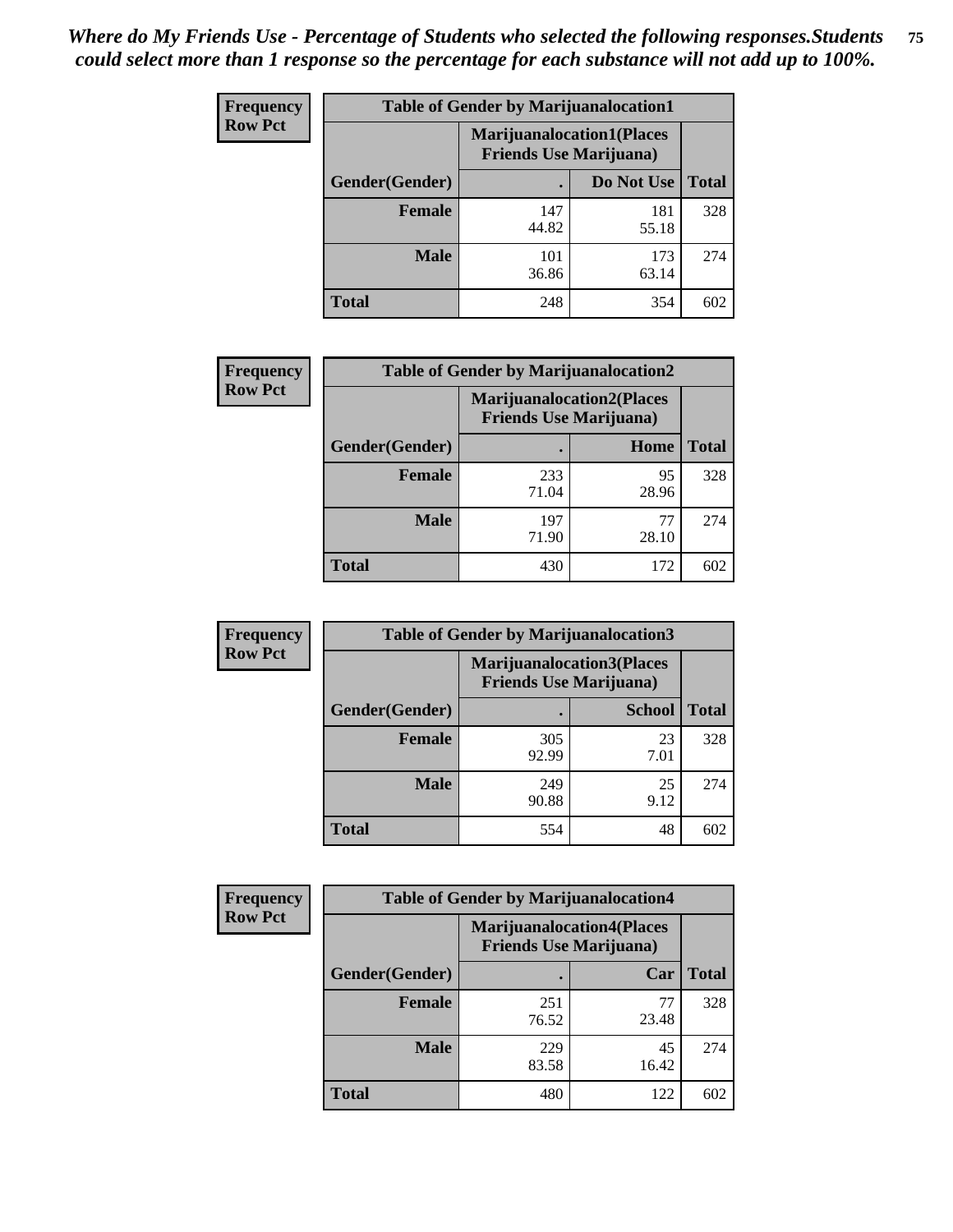*Where do My Friends Use - Percentage of Students who selected the following responses.Students could select more than 1 response so the percentage for each substance will not add up to 100%.*

**Frequency**
**Row Pct**

| Table of Gender by Marijuanalocation1 | | | |
|---|---|---|---|
| | Marijuanalocation1(Places Friends Use Marijuana) | | |
| Gender(Gender) | . | Do Not Use | Total |
| Female | 147<br>44.82 | 181<br>55.18 | 328 |
| Male | 101<br>36.86 | 173<br>63.14 | 274 |
| Total | 248 | 354 | 602 |

**Frequency**
**Row Pct**

| Table of Gender by Marijuanalocation2 | | | |
|---|---|---|---|
| | Marijuanalocation2(Places Friends Use Marijuana) | | |
| Gender(Gender) | . | Home | Total |
| Female | 233<br>71.04 | 95<br>28.96 | 328 |
| Male | 197<br>71.90 | 77<br>28.10 | 274 |
| Total | 430 | 172 | 602 |

**Frequency**
**Row Pct**

| Table of Gender by Marijuanalocation3 | | | |
|---|---|---|---|
| | Marijuanalocation3(Places Friends Use Marijuana) | | |
| Gender(Gender) | . | School | Total |
| Female | 305<br>92.99 | 23<br>7.01 | 328 |
| Male | 249<br>90.88 | 25<br>9.12 | 274 |
| Total | 554 | 48 | 602 |

**Frequency**
**Row Pct**

| Table of Gender by Marijuanalocation4 | | | |
|---|---|---|---|
| | Marijuanalocation4(Places Friends Use Marijuana) | | |
| Gender(Gender) | . | Car | Total |
| Female | 251<br>76.52 | 77<br>23.48 | 328 |
| Male | 229<br>83.58 | 45<br>16.42 | 274 |
| Total | 480 | 122 | 602 |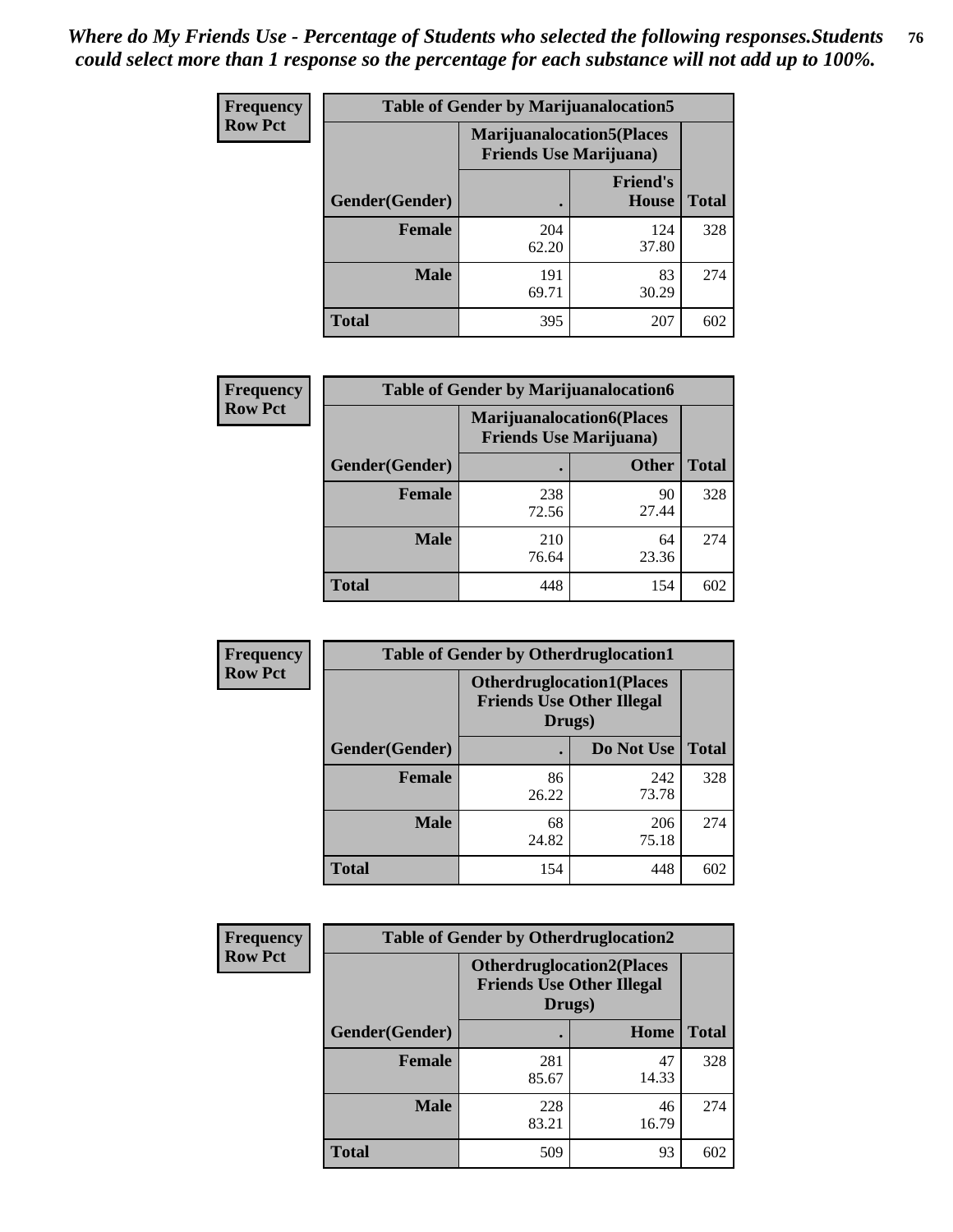*Where do My Friends Use - Percentage of Students who selected the following responses.Students could select more than 1 response so the percentage for each substance will not add up to 100%.*

**Frequency Row Pct**

| Table of Gender by Marijuanalocation5 | | | |
|---|---|---|---|
| | Marijuanalocation5(Places Friends Use Marijuana) | | |
| Gender(Gender) | . | Friend's House | Total |
| **Female** | 204<br>62.20 | 124<br>37.80 | 328 |
| **Male** | 191<br>69.71 | 83<br>30.29 | 274 |
| **Total** | 395 | 207 | 602 |

**Frequency Row Pct**

| Table of Gender by Marijuanalocation6 | | | |
|---|---|---|---|
| | Marijuanalocation6(Places Friends Use Marijuana) | | |
| Gender(Gender) | . | Other | Total |
| **Female** | 238<br>72.56 | 90<br>27.44 | 328 |
| **Male** | 210<br>76.64 | 64<br>23.36 | 274 |
| **Total** | 448 | 154 | 602 |

**Frequency Row Pct**

| Table of Gender by Otherdruglocation1 | | | |
|---|---|---|---|
| | Otherdruglocation1(Places Friends Use Other Illegal Drugs) | | |
| Gender(Gender) | . | Do Not Use | Total |
| **Female** | 86<br>26.22 | 242<br>73.78 | 328 |
| **Male** | 68<br>24.82 | 206<br>75.18 | 274 |
| **Total** | 154 | 448 | 602 |

**Frequency Row Pct**

| Table of Gender by Otherdruglocation2 | | | |
|---|---|---|---|
| | Otherdruglocation2(Places Friends Use Other Illegal Drugs) | | |
| Gender(Gender) | . | Home | Total |
| **Female** | 281<br>85.67 | 47<br>14.33 | 328 |
| **Male** | 228<br>83.21 | 46<br>16.79 | 274 |
| **Total** | 509 | 93 | 602 |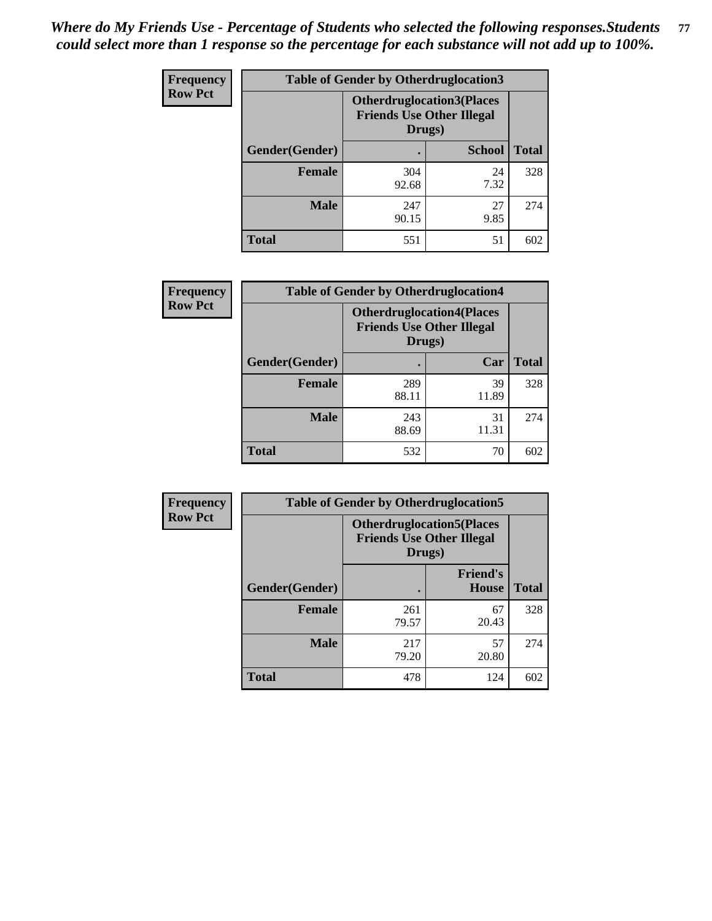*Where do My Friends Use - Percentage of Students who selected the following responses.Students could select more than 1 response so the percentage for each substance will not add up to 100%.*

**Frequency**
**Row Pct**

| Table of Gender by Otherdruglocation3 | | | |
|---|---|---|---|
| | Otherdruglocation3(Places Friends Use Other Illegal Drugs) | | |
| Gender(Gender) | . | School | Total |
| Female | 304<br>92.68 | 24<br>7.32 | 328 |
| Male | 247<br>90.15 | 27<br>9.85 | 274 |
| Total | 551 | 51 | 602 |

**Frequency**
**Row Pct**

| Table of Gender by Otherdruglocation4 | | | |
|---|---|---|---|
| | Otherdruglocation4(Places Friends Use Other Illegal Drugs) | | |
| Gender(Gender) | . | Car | Total |
| Female | 289<br>88.11 | 39<br>11.89 | 328 |
| Male | 243<br>88.69 | 31<br>11.31 | 274 |
| Total | 532 | 70 | 602 |

**Frequency**
**Row Pct**

| Table of Gender by Otherdruglocation5 | | | |
|---|---|---|---|
| | Otherdruglocation5(Places Friends Use Other Illegal Drugs) | | |
| Gender(Gender) | . | Friend's House | Total |
| Female | 261<br>79.57 | 67<br>20.43 | 328 |
| Male | 217<br>79.20 | 57<br>20.80 | 274 |
| Total | 478 | 124 | 602 |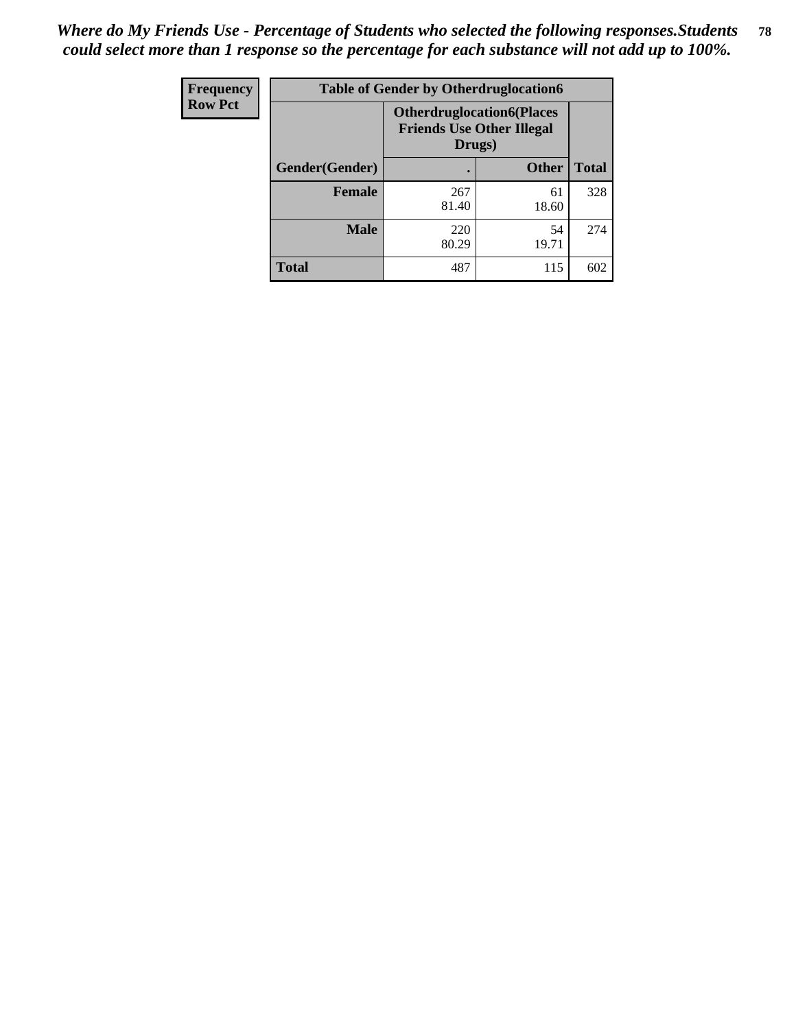*Where do My Friends Use - Percentage of Students who selected the following responses.Students could select more than 1 response so the percentage for each substance will not add up to 100%.*

| Frequency Row Pct | Table of Gender by Otherdruglocation6 | | |
|---|---|---|---|
| | **Otherdruglocation6(Places Friends Use Other Illegal Drugs)** | | |
| **Gender(Gender)** | **.** | **Other** | **Total** |
| **Female** | 267 81.40 | 61 18.60 | 328 |
| **Male** | 220 80.29 | 54 19.71 | 274 |
| **Total** | 487 | 115 | 602 |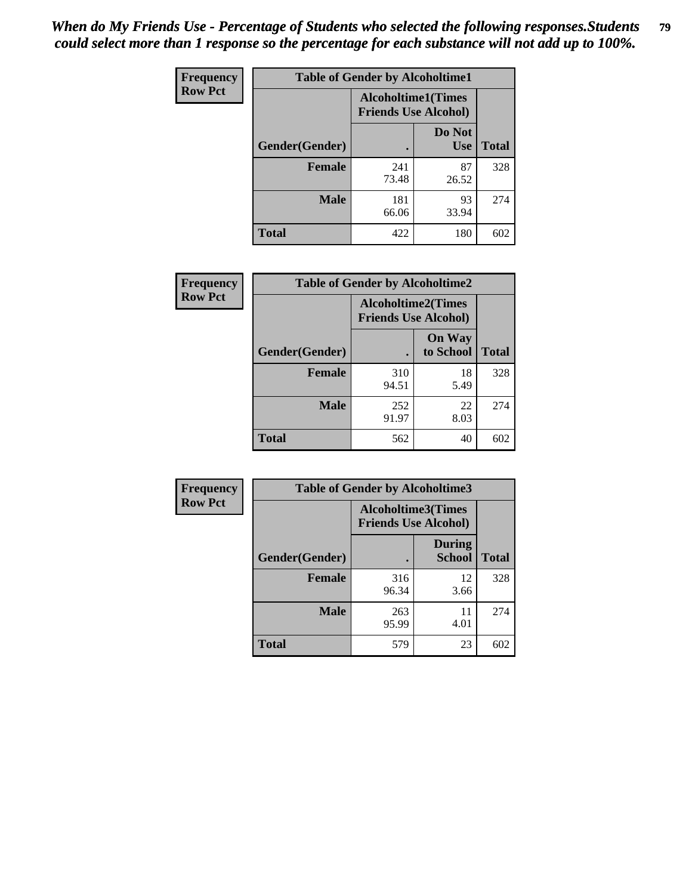*When do My Friends Use - Percentage of Students who selected the following responses.Students could select more than 1 response so the percentage for each substance will not add up to 100%.*

**Frequency**
**Row Pct**

| Table of Gender by Alcoholtime1 | | | |
|---|---|---|---|
| | Alcoholtime1(Times Friends Use Alcohol) | | |
| Gender(Gender) | . | Do Not Use | Total |
| **Female** | 241<br>73.48 | 87<br>26.52 | 328 |
| **Male** | 181<br>66.06 | 93<br>33.94 | 274 |
| **Total** | 422 | 180 | 602 |

**Frequency**
**Row Pct**

| Table of Gender by Alcoholtime2 | | | |
|---|---|---|---|
| | Alcoholtime2(Times Friends Use Alcohol) | | |
| Gender(Gender) | . | On Way to School | Total |
| **Female** | 310<br>94.51 | 18<br>5.49 | 328 |
| **Male** | 252<br>91.97 | 22<br>8.03 | 274 |
| **Total** | 562 | 40 | 602 |

**Frequency**
**Row Pct**

| Table of Gender by Alcoholtime3 | | | |
|---|---|---|---|
| | Alcoholtime3(Times Friends Use Alcohol) | | |
| Gender(Gender) | . | During School | Total |
| **Female** | 316<br>96.34 | 12<br>3.66 | 328 |
| **Male** | 263<br>95.99 | 11<br>4.01 | 274 |
| **Total** | 579 | 23 | 602 |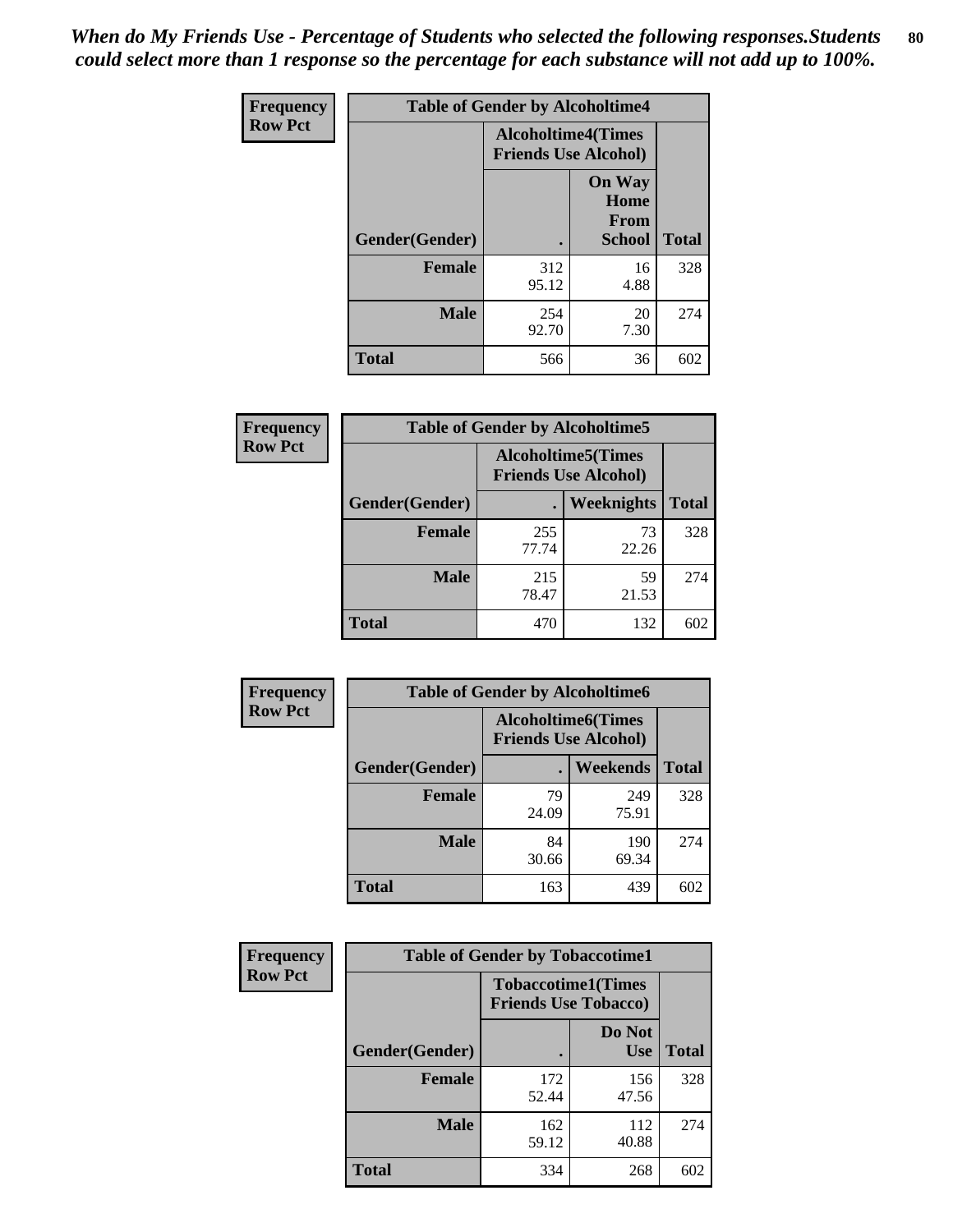*When do My Friends Use - Percentage of Students who selected the following responses.Students could select more than 1 response so the percentage for each substance will not add up to 100%.*

**Frequency Row Pct**

| Table of Gender by Alcoholtime4 | | | |
|---|---|---|---|
| | Alcoholtime4(Times Friends Use Alcohol) | | |
| Gender(Gender) | . | On Way Home From School | Total |
| **Female** | 312<br>95.12 | 16<br>4.88 | 328 |
| **Male** | 254<br>92.70 | 20<br>7.30 | 274 |
| **Total** | 566 | 36 | 602 |

**Frequency Row Pct**

| Table of Gender by Alcoholtime5 | | | |
|---|---|---|---|
| | Alcoholtime5(Times Friends Use Alcohol) | | |
| Gender(Gender) | . | Weeknights | Total |
| **Female** | 255<br>77.74 | 73<br>22.26 | 328 |
| **Male** | 215<br>78.47 | 59<br>21.53 | 274 |
| **Total** | 470 | 132 | 602 |

**Frequency Row Pct**

| Table of Gender by Alcoholtime6 | | | |
|---|---|---|---|
| | Alcoholtime6(Times Friends Use Alcohol) | | |
| Gender(Gender) | . | Weekends | Total |
| **Female** | 79<br>24.09 | 249<br>75.91 | 328 |
| **Male** | 84<br>30.66 | 190<br>69.34 | 274 |
| **Total** | 163 | 439 | 602 |

**Frequency Row Pct**

| Table of Gender by Tobaccotime1 | | | |
|---|---|---|---|
| | Tobaccotime1(Times Friends Use Tobacco) | | |
| Gender(Gender) | . | Do Not Use | Total |
| **Female** | 172<br>52.44 | 156<br>47.56 | 328 |
| **Male** | 162<br>59.12 | 112<br>40.88 | 274 |
| **Total** | 334 | 268 | 602 |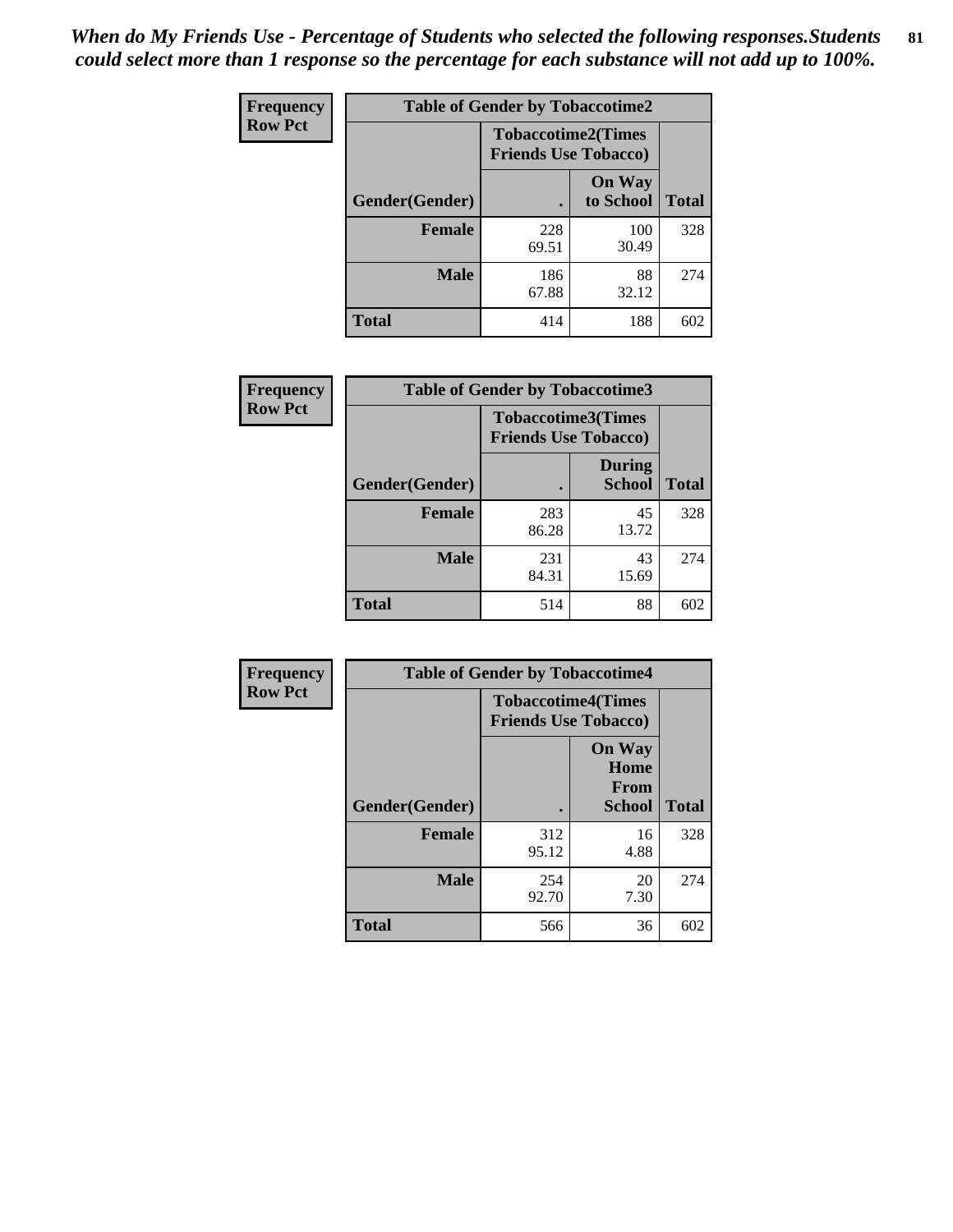*When do My Friends Use - Percentage of Students who selected the following responses.Students could select more than 1 response so the percentage for each substance will not add up to 100%.*

**Frequency**
**Row Pct**

| Table of Gender by Tobaccotime2 | | | |
|---|---|---|---|
| | Tobaccotime2(Times Friends Use Tobacco) | | |
| Gender(Gender) | . | On Way to School | Total |
| **Female** | 228<br>69.51 | 100<br>30.49 | 328 |
| **Male** | 186<br>67.88 | 88<br>32.12 | 274 |
| **Total** | 414 | 188 | 602 |

**Frequency**
**Row Pct**

| Table of Gender by Tobaccotime3 | | | |
|---|---|---|---|
| | Tobaccotime3(Times Friends Use Tobacco) | | |
| Gender(Gender) | . | During School | Total |
| **Female** | 283<br>86.28 | 45<br>13.72 | 328 |
| **Male** | 231<br>84.31 | 43<br>15.69 | 274 |
| **Total** | 514 | 88 | 602 |

**Frequency**
**Row Pct**

| Table of Gender by Tobaccotime4 | | | |
|---|---|---|---|
| | Tobaccotime4(Times Friends Use Tobacco) | | |
| Gender(Gender) | . | On Way Home From School | Total |
| **Female** | 312<br>95.12 | 16<br>4.88 | 328 |
| **Male** | 254<br>92.70 | 20<br>7.30 | 274 |
| **Total** | 566 | 36 | 602 |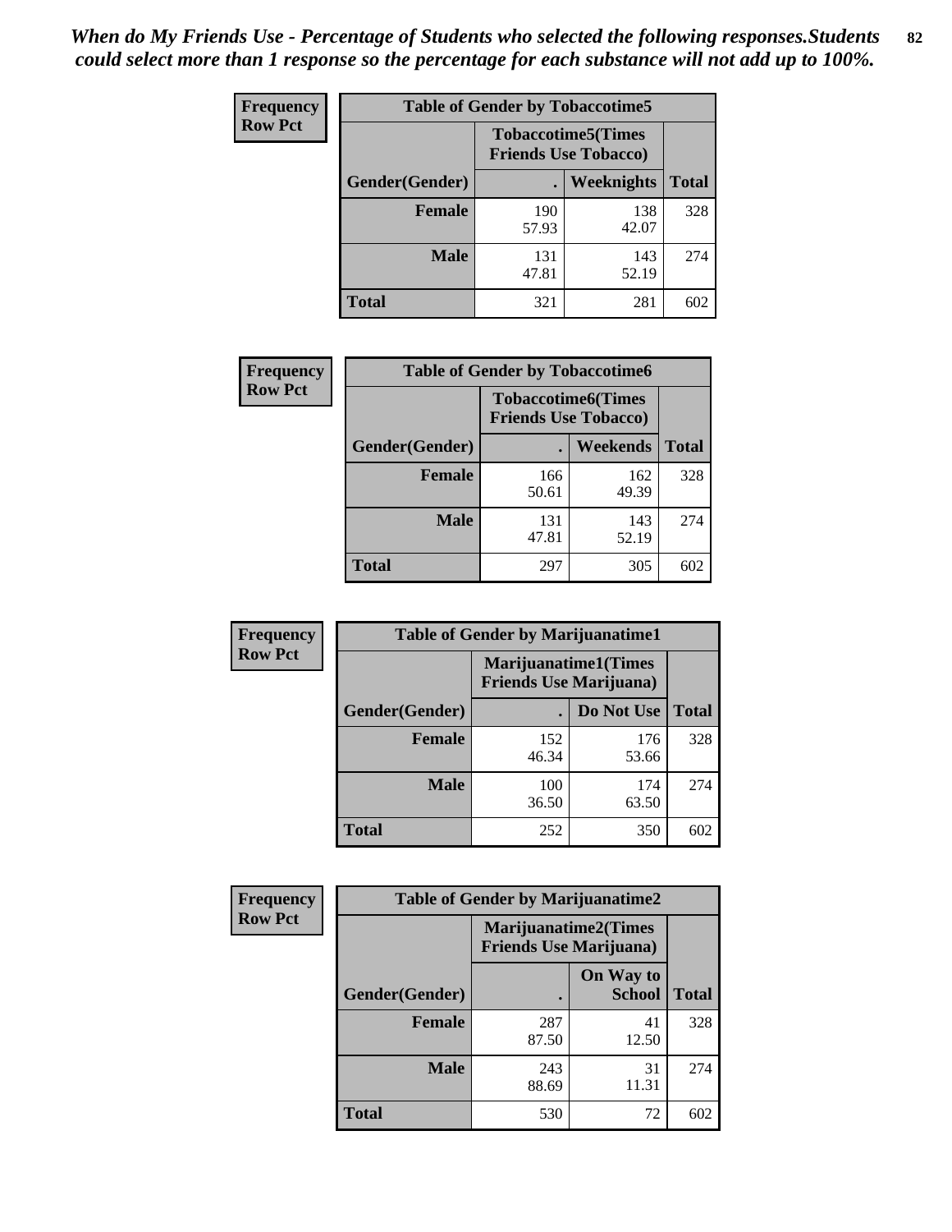*When do My Friends Use - Percentage of Students who selected the following responses.Students could select more than 1 response so the percentage for each substance will not add up to 100%.*

**Frequency**
**Row Pct**

| Table of Gender by Tobaccotime5 | | | |
|---|---|---|---|
| | Tobaccotime5(Times Friends Use Tobacco) | | |
| Gender(Gender) | . | Weeknights | Total |
| Female | 190<br>57.93 | 138<br>42.07 | 328 |
| Male | 131<br>47.81 | 143<br>52.19 | 274 |
| Total | 321 | 281 | 602 |

**Frequency**
**Row Pct**

| Table of Gender by Tobaccotime6 | | | |
|---|---|---|---|
| | Tobaccotime6(Times Friends Use Tobacco) | | |
| Gender(Gender) | . | Weekends | Total |
| Female | 166<br>50.61 | 162<br>49.39 | 328 |
| Male | 131<br>47.81 | 143<br>52.19 | 274 |
| Total | 297 | 305 | 602 |

**Frequency**
**Row Pct**

| Table of Gender by Marijuanatime1 | | | |
|---|---|---|---|
| | Marijuanatime1(Times Friends Use Marijuana) | | |
| Gender(Gender) | . | Do Not Use | Total |
| Female | 152<br>46.34 | 176<br>53.66 | 328 |
| Male | 100<br>36.50 | 174<br>63.50 | 274 |
| Total | 252 | 350 | 602 |

**Frequency**
**Row Pct**

| Table of Gender by Marijuanatime2 | | | |
|---|---|---|---|
| | Marijuanatime2(Times Friends Use Marijuana) | | |
| Gender(Gender) | . | On Way to School | Total |
| Female | 287<br>87.50 | 41<br>12.50 | 328 |
| Male | 243<br>88.69 | 31<br>11.31 | 274 |
| Total | 530 | 72 | 602 |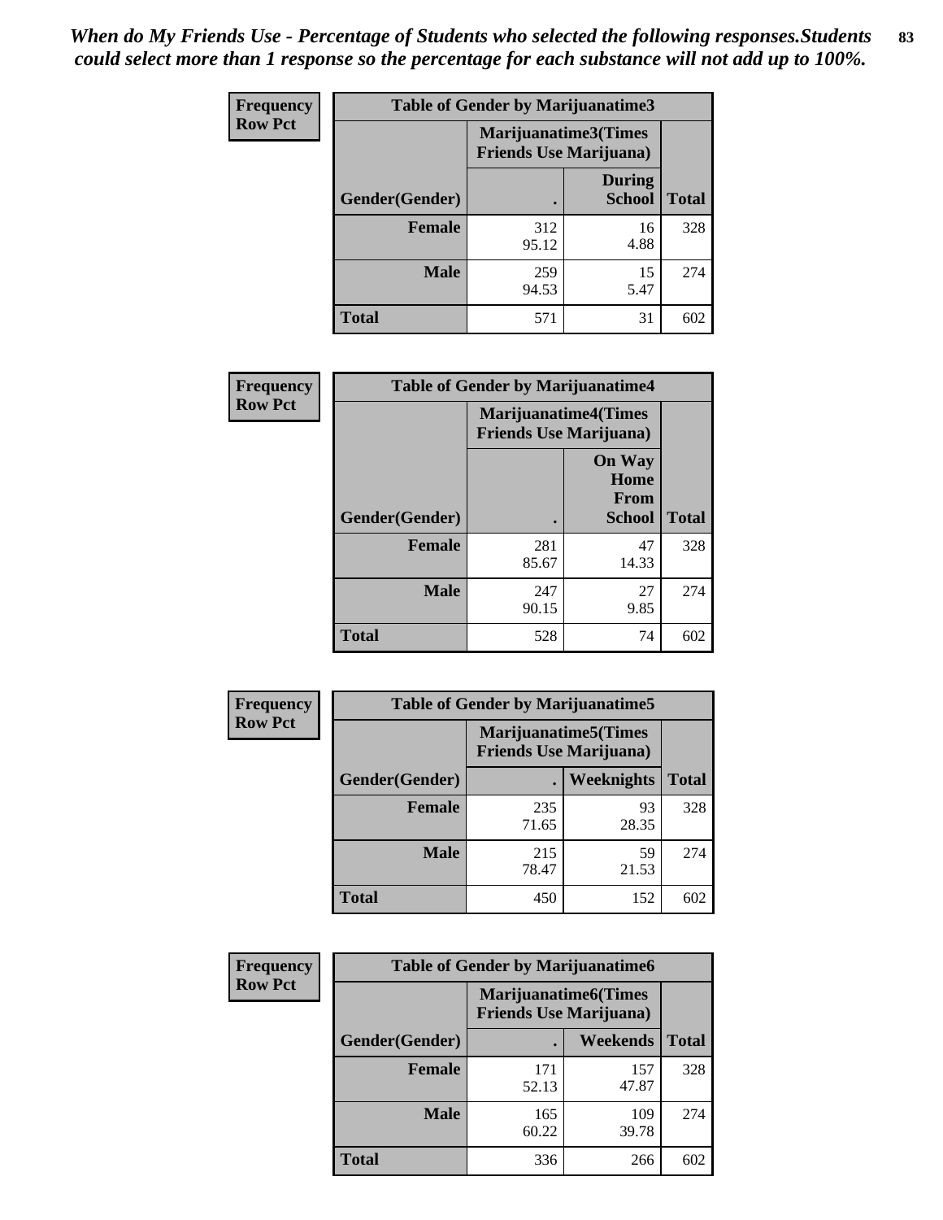*When do My Friends Use - Percentage of Students who selected the following responses.Students could select more than 1 response so the percentage for each substance will not add up to 100%.*

**Frequency**
**Row Pct**

| Table of Gender by Marijuanatime3 | | | |
|---|---|---|---|
| | Marijuanatime3(Times Friends Use Marijuana) | | |
| Gender(Gender) | . | During School | Total |
| **Female** | 312<br>95.12 | 16<br>4.88 | 328 |
| **Male** | 259<br>94.53 | 15<br>5.47 | 274 |
| **Total** | 571 | 31 | 602 |

**Frequency**
**Row Pct**

| Table of Gender by Marijuanatime4 | | | |
|---|---|---|---|
| | Marijuanatime4(Times Friends Use Marijuana) | | |
| Gender(Gender) | . | On Way Home From School | Total |
| **Female** | 281<br>85.67 | 47<br>14.33 | 328 |
| **Male** | 247<br>90.15 | 27<br>9.85 | 274 |
| **Total** | 528 | 74 | 602 |

**Frequency**
**Row Pct**

| Table of Gender by Marijuanatime5 | | | |
|---|---|---|---|
| | Marijuanatime5(Times Friends Use Marijuana) | | |
| Gender(Gender) | . | Weeknights | Total |
| **Female** | 235<br>71.65 | 93<br>28.35 | 328 |
| **Male** | 215<br>78.47 | 59<br>21.53 | 274 |
| **Total** | 450 | 152 | 602 |

**Frequency**
**Row Pct**

| Table of Gender by Marijuanatime6 | | | |
|---|---|---|---|
| | Marijuanatime6(Times Friends Use Marijuana) | | |
| Gender(Gender) | . | Weekends | Total |
| **Female** | 171<br>52.13 | 157<br>47.87 | 328 |
| **Male** | 165<br>60.22 | 109<br>39.78 | 274 |
| **Total** | 336 | 266 | 602 |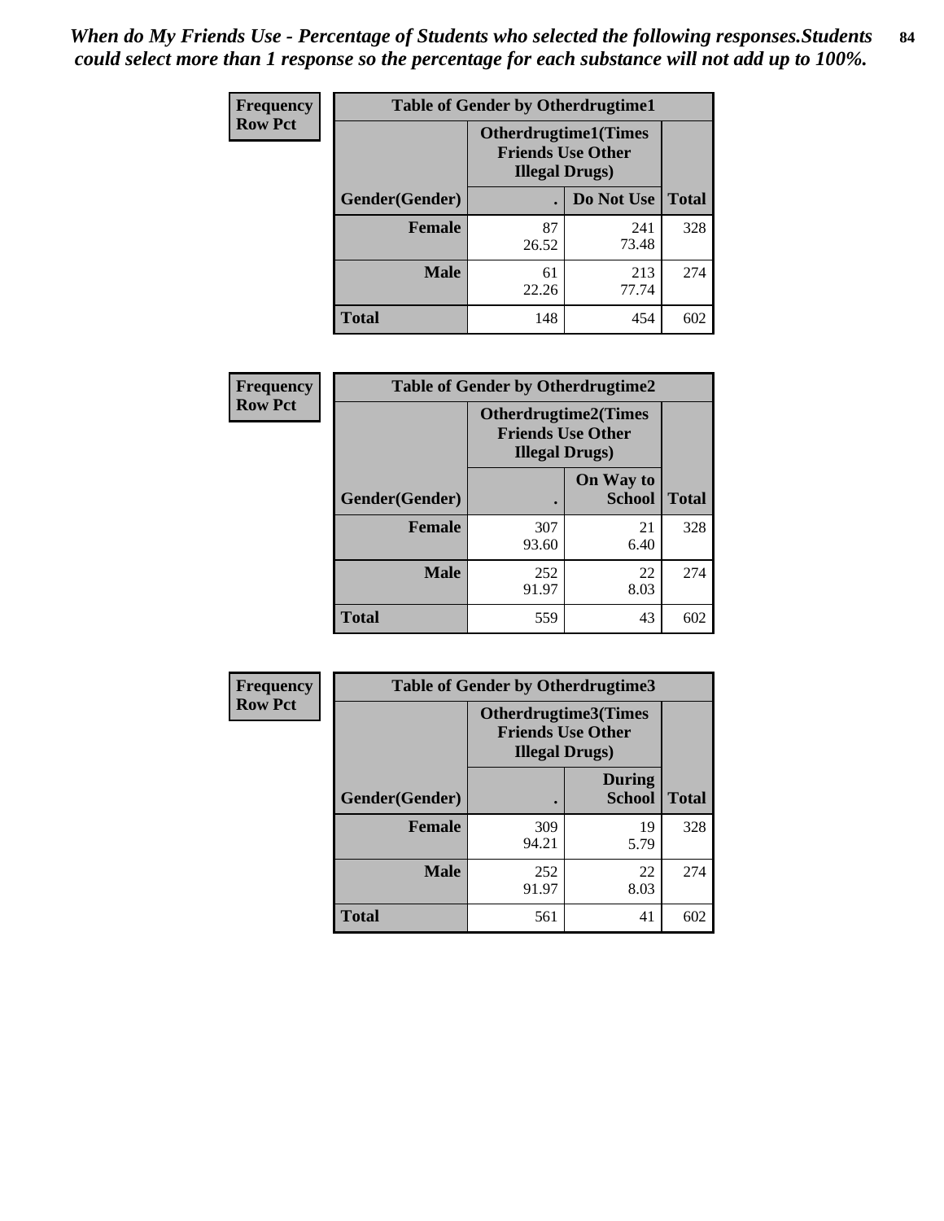*When do My Friends Use - Percentage of Students who selected the following responses.Students could select more than 1 response so the percentage for each substance will not add up to 100%.*

**Frequency**
**Row Pct**

| Table of Gender by Otherdrugtime1 | | | |
|---|---|---|---|
| | Otherdrugtime1(Times Friends Use Other Illegal Drugs) | | |
| Gender(Gender) | . | Do Not Use | Total |
| **Female** | 87<br>26.52 | 241<br>73.48 | 328 |
| **Male** | 61<br>22.26 | 213<br>77.74 | 274 |
| **Total** | 148 | 454 | 602 |

**Frequency**
**Row Pct**

| Table of Gender by Otherdrugtime2 | | | |
|---|---|---|---|
| | Otherdrugtime2(Times Friends Use Other Illegal Drugs) | | |
| Gender(Gender) | . | On Way to School | Total |
| **Female** | 307<br>93.60 | 21<br>6.40 | 328 |
| **Male** | 252<br>91.97 | 22<br>8.03 | 274 |
| **Total** | 559 | 43 | 602 |

**Frequency**
**Row Pct**

| Table of Gender by Otherdrugtime3 | | | |
|---|---|---|---|
| | Otherdrugtime3(Times Friends Use Other Illegal Drugs) | | |
| Gender(Gender) | . | During School | Total |
| **Female** | 309<br>94.21 | 19<br>5.79 | 328 |
| **Male** | 252<br>91.97 | 22<br>8.03 | 274 |
| **Total** | 561 | 41 | 602 |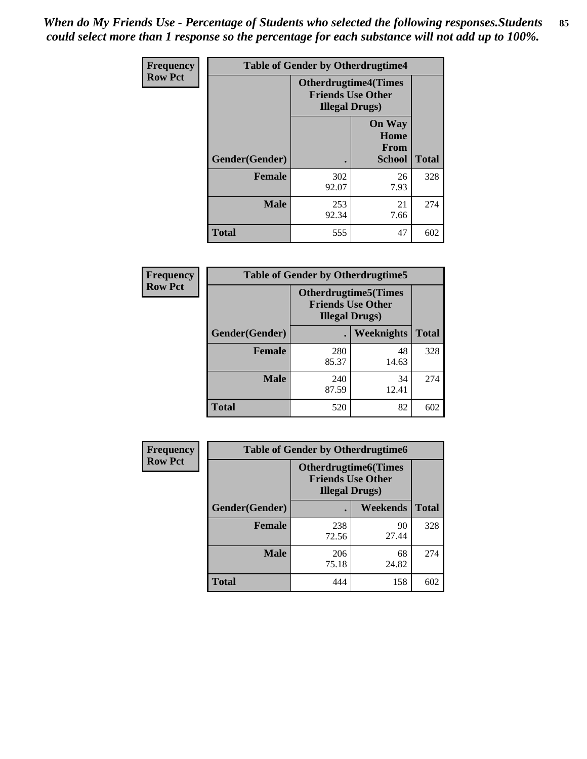*When do My Friends Use - Percentage of Students who selected the following responses.Students could select more than 1 response so the percentage for each substance will not add up to 100%.*

**Frequency**
**Row Pct**

| Table of Gender by Otherdrugtime4 | | | |
|---|---|---|---|
| | Otherdrugtime4(Times Friends Use Other Illegal Drugs) | | |
| Gender(Gender) | . | On Way Home From School | Total |
| **Female** | 302<br>92.07 | 26<br>7.93 | 328 |
| **Male** | 253<br>92.34 | 21<br>7.66 | 274 |
| **Total** | 555 | 47 | 602 |

**Frequency**
**Row Pct**

| Table of Gender by Otherdrugtime5 | | | |
|---|---|---|---|
| | Otherdrugtime5(Times Friends Use Other Illegal Drugs) | | |
| Gender(Gender) | . | Weeknights | Total |
| **Female** | 280<br>85.37 | 48<br>14.63 | 328 |
| **Male** | 240<br>87.59 | 34<br>12.41 | 274 |
| **Total** | 520 | 82 | 602 |

**Frequency**
**Row Pct**

| Table of Gender by Otherdrugtime6 | | | |
|---|---|---|---|
| | Otherdrugtime6(Times Friends Use Other Illegal Drugs) | | |
| Gender(Gender) | . | Weekends | Total |
| **Female** | 238<br>72.56 | 90<br>27.44 | 328 |
| **Male** | 206<br>75.18 | 68<br>24.82 | 274 |
| **Total** | 444 | 158 | 602 |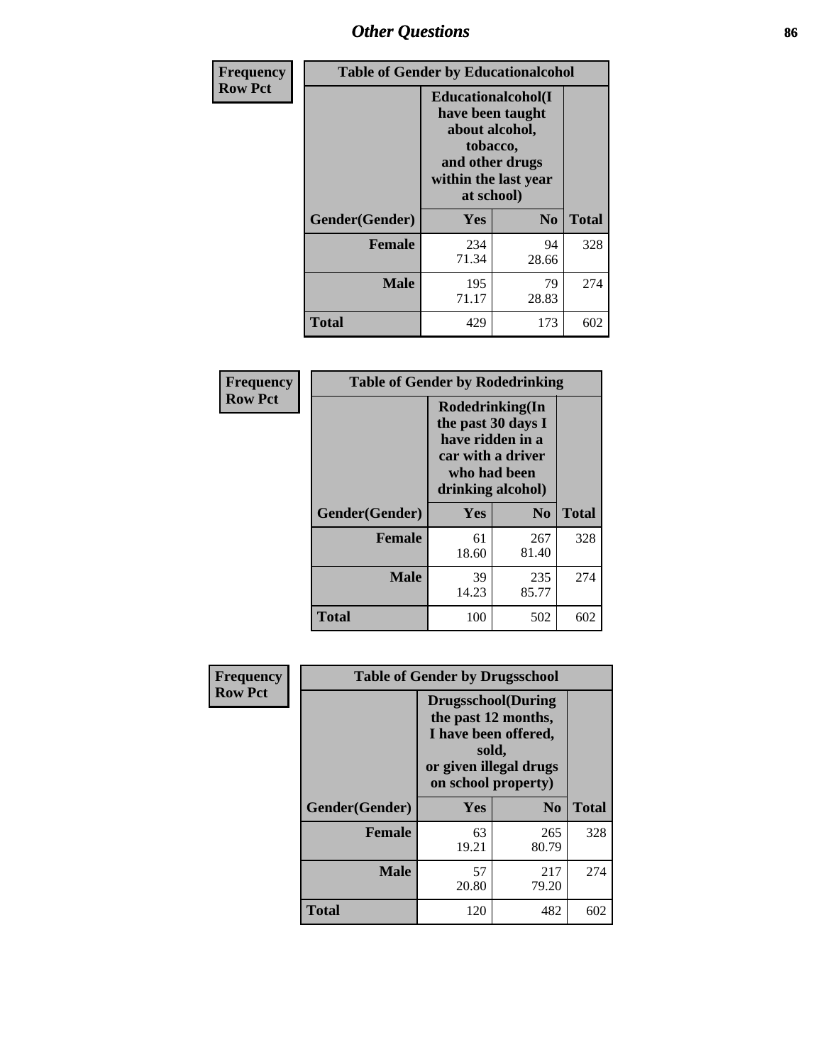## Other Questions

**Frequency**
**Row Pct**

| Table of Gender by Educationalcohol | | | |
|---|---|---|---|
| | Educationalcohol(I have been taught about alcohol, tobacco, and other drugs within the last year at school) | | |
| Gender(Gender) | Yes | No | Total |
| **Female** | 234<br>71.34 | 94<br>28.66 | 328 |
| **Male** | 195<br>71.17 | 79<br>28.83 | 274 |
| **Total** | 429 | 173 | 602 |

**Frequency**
**Row Pct**

| Table of Gender by Rodedrinking | | | |
|---|---|---|---|
| | Rodedrinking(In the past 30 days I have ridden in a car with a driver who had been drinking alcohol) | | |
| Gender(Gender) | Yes | No | Total |
| **Female** | 61<br>18.60 | 267<br>81.40 | 328 |
| **Male** | 39<br>14.23 | 235<br>85.77 | 274 |
| **Total** | 100 | 502 | 602 |

**Frequency**
**Row Pct**

| Table of Gender by Drugsschool | | | |
|---|---|---|---|
| | Drugsschool(During the past 12 months, I have been offered, sold, or given illegal drugs on school property) | | |
| Gender(Gender) | Yes | No | Total |
| **Female** | 63<br>19.21 | 265<br>80.79 | 328 |
| **Male** | 57<br>20.80 | 217<br>79.20 | 274 |
| **Total** | 120 | 482 | 602 |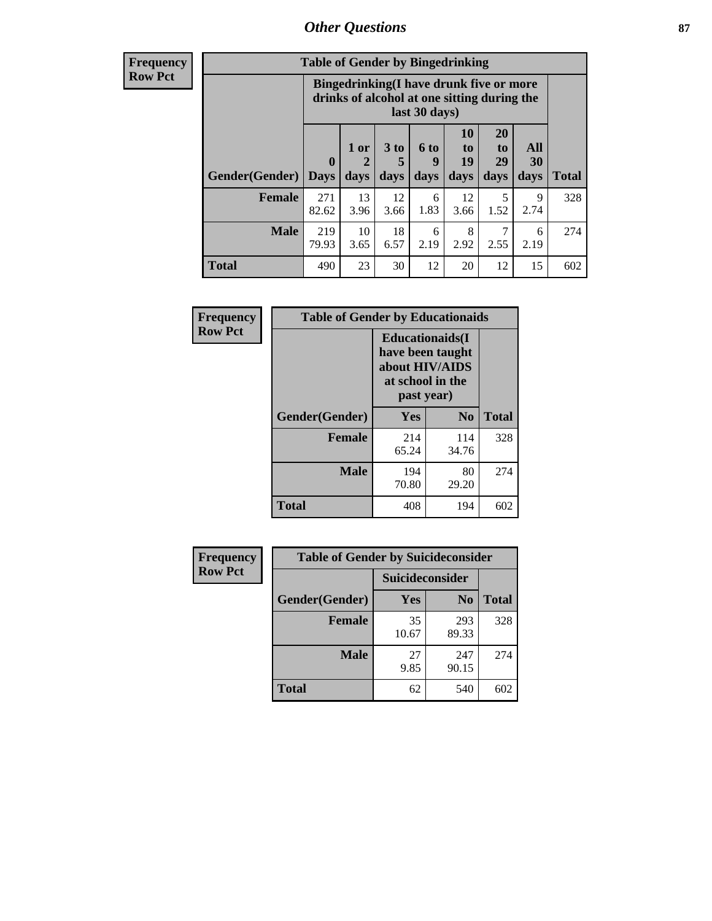## Other Questions

**Frequency**
**Row Pct**

| Table of Gender by Bingedrinking | | | | | | | | |
|---|---|---|---|---|---|---|---|---|
| | Bingedrinking(I have drunk five or more drinks of alcohol at one sitting during the last 30 days) | | | | | | | |
| Gender(Gender) | 0 Days | 1 or 2 days | 3 to 5 days | 6 to 9 days | 10 to 19 days | 20 to 29 days | All 30 days | Total |
| **Female** | 271<br>82.62 | 13<br>3.96 | 12<br>3.66 | 6<br>1.83 | 12<br>3.66 | 5<br>1.52 | 9<br>2.74 | 328 |
| **Male** | 219<br>79.93 | 10<br>3.65 | 18<br>6.57 | 6<br>2.19 | 8<br>2.92 | 7<br>2.55 | 6<br>2.19 | 274 |
| **Total** | 490 | 23 | 30 | 12 | 20 | 12 | 15 | 602 |

**Frequency**
**Row Pct**

| Table of Gender by Educationaids | | | |
|---|---|---|---|
| | Educationaids(I have been taught about HIV/AIDS at school in the past year) | | |
| Gender(Gender) | Yes | No | Total |
| **Female** | 214<br>65.24 | 114<br>34.76 | 328 |
| **Male** | 194<br>70.80 | 80<br>29.20 | 274 |
| **Total** | 408 | 194 | 602 |

**Frequency**
**Row Pct**

| Table of Gender by Suicideconsider | | | |
|---|---|---|---|
| | Suicideconsider | | |
| Gender(Gender) | Yes | No | Total |
| **Female** | 35<br>10.67 | 293<br>89.33 | 328 |
| **Male** | 27<br>9.85 | 247<br>90.15 | 274 |
| **Total** | 62 | 540 | 602 |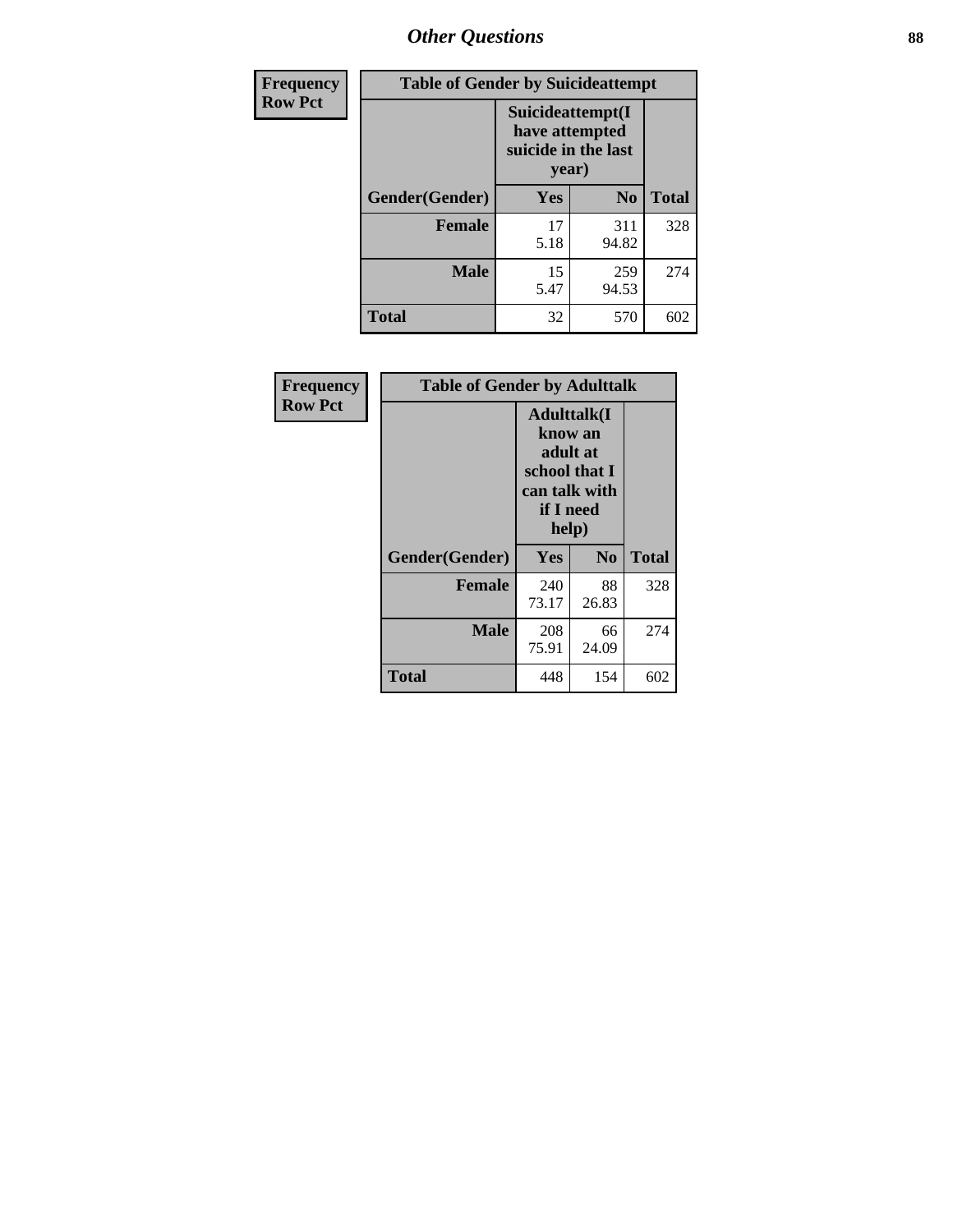## Other Questions

| Frequency Row Pct | Table of Gender by Suicideattempt | | |
|---|---|---|---|
| | Suicideattempt(I have attempted suicide in the last year) | | |
| Gender(Gender) | Yes | No | Total |
| Female | 17<br>5.18 | 311<br>94.82 | 328 |
| Male | 15<br>5.47 | 259<br>94.53 | 274 |
| Total | 32 | 570 | 602 |

| Frequency Row Pct | Table of Gender by Adulttalk | | |
|---|---|---|---|
| | Adulttalk(I know an adult at school that I can talk with if I need help) | | |
| Gender(Gender) | Yes | No | Total |
| Female | 240<br>73.17 | 88<br>26.83 | 328 |
| Male | 208<br>75.91 | 66<br>24.09 | 274 |
| Total | 448 | 154 | 602 |